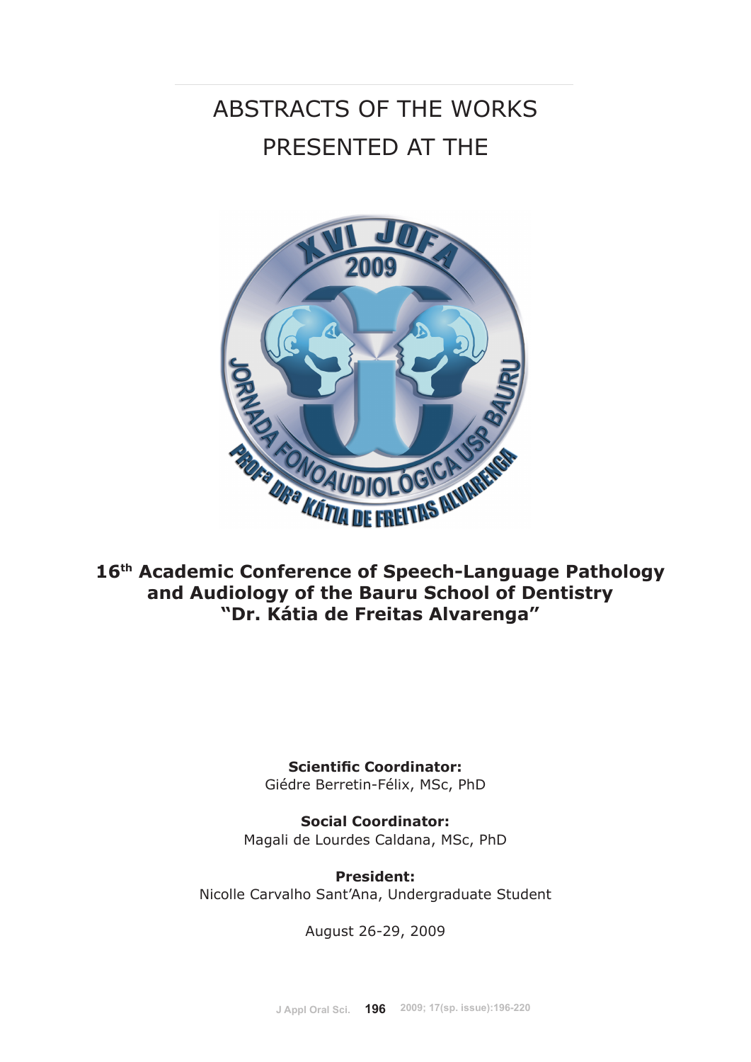# ABSTRACTS OF THE WORKS PRESENTED AT THE

XVI JOFA
2009
JORNADA FONOAUDIOLÓGICA USP BAURU
PROFª DRª KÁTIA DE FREITAS ALVARENGA

## 16th Academic Conference of Speech-Language Pathology and Audiology of the Bauru School of Dentistry "Dr. Kátia de Freitas Alvarenga"

**Scientific Coordinator:**
Giédre Berretin-Félix, MSc, PhD

**Social Coordinator:**
Magali de Lourdes Caldana, MSc, PhD

**President:**
Nicolle Carvalho Sant'Ana, Undergraduate Student

August 26-29, 2009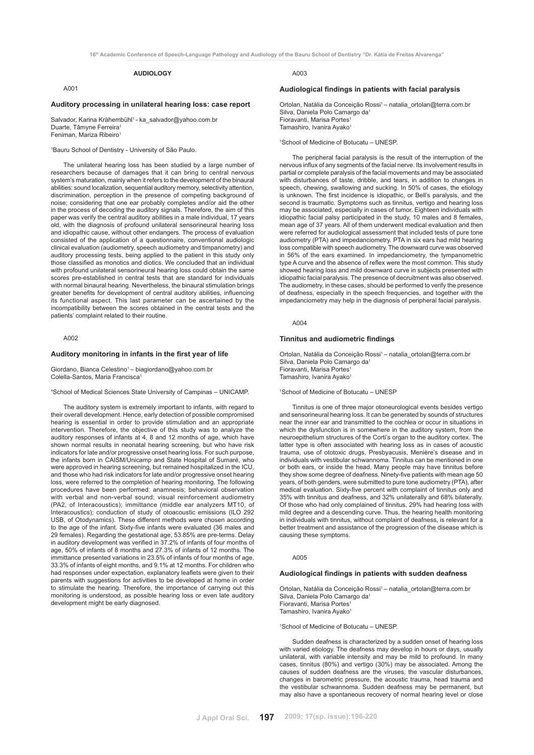## AUDIOLOGY

A001

### Auditory processing in unilateral hearing loss: case report

Salvador, Karina Krähembühl[1] - ka_salvador@yahoo.com.br
Duarte, Tâmyne Ferreira[1]
Feniman, Mariza Ribeiro[1]

[1]Bauru School of Dentistry - University of São Paulo.

The unilateral hearing loss has been studied by a large number of researchers because of damages that it can bring to central nervous system's maturation, mainly when it refers to the development of the binaural abilities: sound localization, sequential auditory memory, selectivity attention, discrimination, perception in the presence of competing background of noise; considering that one ear probably completes and/or aid the other in the process of decoding the auditory signals. Therefore, the aim of this paper was verify the central auditory abilities in a male individual, 17 years old, with the diagnosis of profound unilateral sensorineural hearing loss and idiopathic cause, without other endangers. The process of evaluation consisted of the application of a questionnaire, conventional audiologic clinical evaluation (audiometry, speech audiometry and timpanometry) and auditory processing tests, being applied to the patient in this study only those classified as monotics and diotics. We concluded that an individual with profound unilateral sensorineural hearing loss could obtain the same scores pre-established in central tests that are standard for individuals with normal binaural hearing. Nevertheless, the binaural stimulation brings greater benefits for development of central auditory abilities, influencing its functional aspect. This last parameter can be ascertained by the incompatibility between the scores obtained in the central tests and the patients' complaint related to their routine.

A002

### Auditory monitoring in infants in the first year of life

Giordano, Bianca Celestino[1] – biagiordano@yahoo.com.br
Colella-Santos, Maria Francisca[1]

[1]School of Medical Sciences State University of Campinas – UNICAMP.

The auditory system is extremely important to infants, with regard to their overall development. Hence, early detection of possible compromised hearing is essential in order to provide stimulation and an appropriate intervention. Therefore, the objective of this study was to analyze the auditory responses of infants at 4, 8 and 12 months of age, which have shown normal results in neonatal hearing screening, but who have risk indicators for late and/or progressive onset hearing loss. For such purpose, the infants born in CAISM/Unicamp and State Hospital of Sumaré, who were approved in hearing screening, but remained hospitalized in the ICU, and those who had risk indicators for late and/or progressive onset hearing loss, were referred to the completion of hearing monitoring. The following procedures have been performed: anamnesis; behavioral observation with verbal and non-verbal sound; visual reinforcement audiometry (PA2, of Interacoustics); immittance (middle ear analyzers MT10, of Interacoustics); conduction of study of otoacoustic emissions (ILO 292 USB, of Otodynamics). These different methods were chosen according to the age of the infant. Sixty-five infants were evaluated (36 males and 29 females). Regarding the gestational age, 53.85% are pre-terms. Delay in auditory development was verified in 37.2% of infants of four months of age, 50% of infants of 8 months and 27.3% of infants of 12 months. The immittance presented variations in 23.5% of infants of four months of age, 33.3% of infants of eight months, and 9.1% at 12 months. For children who had responses under expectation, explanatory leaflets were given to their parents with suggestions for activities to be developed at home in order to stimulate the hearing. Therefore, the importance of carrying out this monitoring is understood, as possible hearing loss or even late auditory development might be early diagnosed.

A003

### Audiological findings in patients with facial paralysis

Ortolan, Natália da Conceição Rossi[1] – natalia_ortolan@terra.com.br
Silva, Daniela Polo Camargo da[1]
Fioravanti, Marisa Portes[1]
Tamashiro, Ivanira Ayako[1]

[1]School of Medicine of Botucatu – UNESP.

The peripheral facial paralysis is the result of the interruption of the nervous influx of any segments of the facial nerve. Its involvement results in partial or complete paralysis of the facial movements and may be associated with disturbances of taste, dribble, and tears, in addition to changes in speech, chewing, swallowing and sucking. In 50% of cases, the etiology is unknown. The first incidence is idiopathic, or Bell's paralysis, and the second is traumatic. Symptoms such as tinnitus, vertigo and hearing loss may be associated, especially in cases of tumor. Eighteen individuals with idiopathic facial palsy participated in the study, 10 males and 8 females, mean age of 37 years. All of them underwent medical evaluation and then were referred for audiological assessment that included tests of pure tone audiometry (PTA) and impedanciometry. PTA in six ears had mild hearing loss compatible with speech audiometry. The downward curve was observed in 56% of the ears examined. In impedanciometry, the tympanometric type A curve and the absence of reflex were the most common. This study showed hearing loss and mild downward curve in subjects presented with idiopathic facial paralysis. The presence of decruitment was also observed. The audiometry, in these cases, should be performed to verify the presence of deafness, especially in the speech frequencies, and together with the impedanciometry may help in the diagnosis of peripheral facial paralysis.

A004

### Tinnitus and audiometric findings

Ortolan, Natália da Conceição Rossi[1] – natalia_ortolan@terra.com.br
Silva, Daniela Polo Camargo da[1]
Fioravanti, Marisa Portes[1]
Tamashiro, Ivanira Ayako[1]

[1]School of Medicine of Botucatu – UNESP

Tinnitus is one of three major otoneurological events besides vertigo and sensorineural hearing loss. It can be generated by sounds of structures near the inner ear and transmitted to the cochlea or occur in situations in which the dysfunction is in somewhere in the auditory system, from the neuroepithelium structures of the Corti's organ to the auditory cortex. The latter type is often associated with hearing loss as in cases of acoustic trauma, use of ototoxic drugs, Presbyacusis, Menière's disease and in individuals with vestibular schwannoma. Tinnitus can be mentioned in one or both ears, or inside the head. Many people may have tinnitus before they show some degree of deafness. Ninety-five patients with mean age 50 years, of both genders, were submitted to pure tone audiometry (PTA), after medical evaluation. Sixty-five percent with complaint of tinnitus only and 35% with tinnitus and deafness, and 32% unilaterally and 68% bilaterally. Of those who had only complained of tinnitus, 29% had hearing loss with mild degree and a descending curve. Thus, the hearing health monitoring in individuals with tinnitus, without complaint of deafness, is relevant for a better treatment and assistance of the progression of the disease which is causing these symptoms.

A005

### Audiological findings in patients with sudden deafness

Ortolan, Natália da Conceição Rossi[1] – natalia_ortolan@terra.com.br
Silva, Daniela Polo Camargo da[1]
Fioravanti, Marisa Portes[1]
Tamashiro, Ivanira Ayako[1]

[1]School of Medicine of Botucatu – UNESP.

Sudden deafness is characterized by a sudden onset of hearing loss with varied etiology. The deafness may develop in hours or days, usually unilateral, with variable intensity and may be mild to profound. In many cases, tinnitus (80%) and vertigo (30%) may be associated. Among the causes of sudden deafness are the viruses, the vascular disturbances, changes in barometric pressure, the acoustic trauma, head trauma and the vestibular schwannoma. Sudden deafness may be permanent, but may also have a spontaneous recovery of normal hearing level or close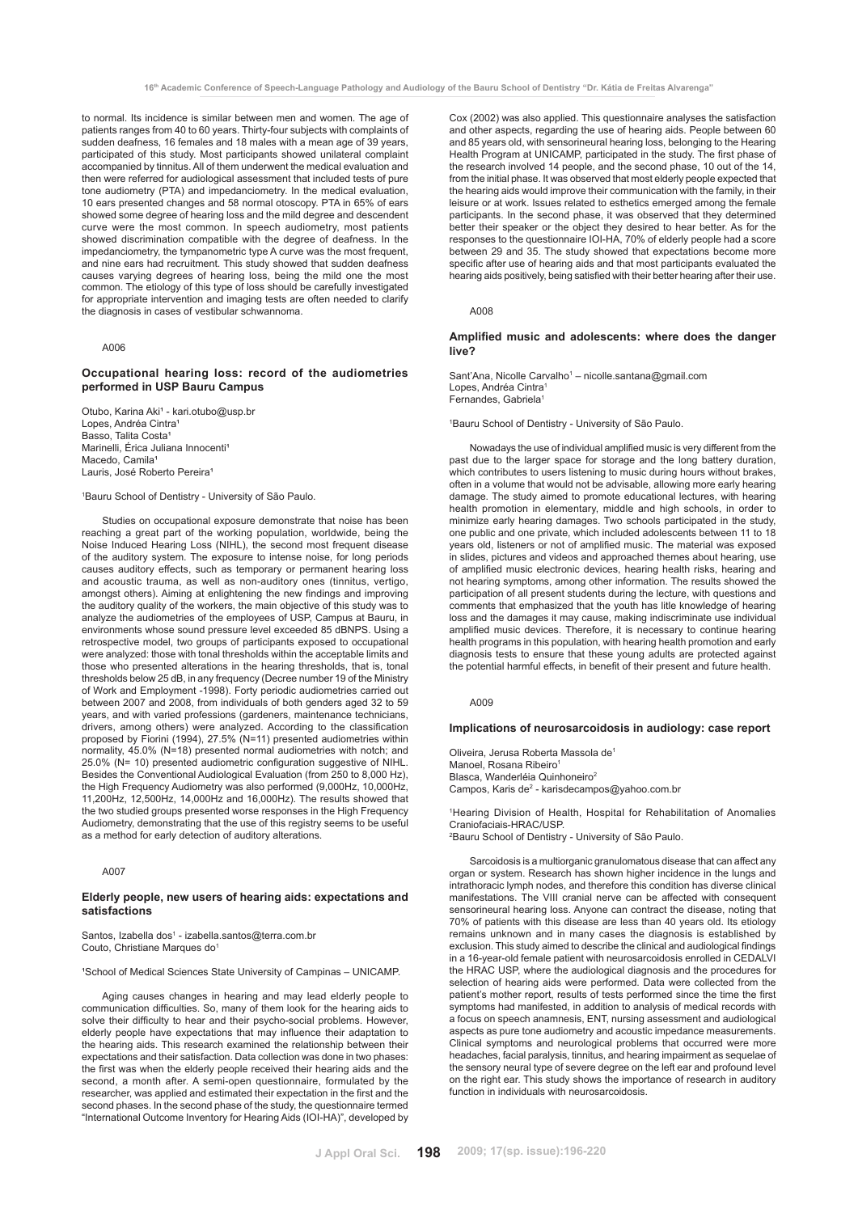to normal. Its incidence is similar between men and women. The age of patients ranges from 40 to 60 years. Thirty-four subjects with complaints of sudden deafness, 16 females and 18 males with a mean age of 39 years, participated of this study. Most participants showed unilateral complaint accompanied by tinnitus. All of them underwent the medical evaluation and then were referred for audiological assessment that included tests of pure tone audiometry (PTA) and impedanciometry. In the medical evaluation, 10 ears presented changes and 58 normal otoscopy. PTA in 65% of ears showed some degree of hearing loss and the mild degree and descendent curve were the most common. In speech audiometry, most patients showed discrimination compatible with the degree of deafness. In the impedanciometry, the tympanometric type A curve was the most frequent, and nine ears had recruitment. This study showed that sudden deafness causes varying degrees of hearing loss, being the mild one the most common. The etiology of this type of loss should be carefully investigated for appropriate intervention and imaging tests are often needed to clarify the diagnosis in cases of vestibular schwannoma.

A006

### Occupational hearing loss: record of the audiometries performed in USP Bauru Campus

Otubo, Karina Aki[1] - kari.otubo@usp.br
Lopes, Andréa Cintra[1]
Basso, Talita Costa[1]
Marinelli, Érica Juliana Innocenti[1]
Macedo, Camila[1]
Lauris, José Roberto Pereira[1]

[1]Bauru School of Dentistry - University of São Paulo.

Studies on occupational exposure demonstrate that noise has been reaching a great part of the working population, worldwide, being the Noise Induced Hearing Loss (NIHL), the second most frequent disease of the auditory system. The exposure to intense noise, for long periods causes auditory effects, such as temporary or permanent hearing loss and acoustic trauma, as well as non-auditory ones (tinnitus, vertigo, amongst others). Aiming at enlightening the new findings and improving the auditory quality of the workers, the main objective of this study was to analyze the audiometries of the employees of USP, Campus at Bauru, in environments whose sound pressure level exceeded 85 dBNPS. Using a retrospective model, two groups of participants exposed to occupational were analyzed: those with tonal thresholds within the acceptable limits and those who presented alterations in the hearing thresholds, that is, tonal thresholds below 25 dB, in any frequency (Decree number 19 of the Ministry of Work and Employment -1998). Forty periodic audiometries carried out between 2007 and 2008, from individuals of both genders aged 32 to 59 years, and with varied professions (gardeners, maintenance technicians, drivers, among others) were analyzed. According to the classification proposed by Fiorini (1994), 27.5% (N=11) presented audiometries within normality, 45.0% (N=18) presented normal audiometries with notch; and 25.0% (N= 10) presented audiometric configuration suggestive of NIHL. Besides the Conventional Audiological Evaluation (from 250 to 8,000 Hz), the High Frequency Audiometry was also performed (9,000Hz, 10,000Hz, 11,200Hz, 12,500Hz, 14,000Hz and 16,000Hz). The results showed that the two studied groups presented worse responses in the High Frequency Audiometry, demonstrating that the use of this registry seems to be useful as a method for early detection of auditory alterations.

A007

### Elderly people, new users of hearing aids: expectations and satisfactions

Santos, Izabella dos[1] - izabella.santos@terra.com.br
Couto, Christiane Marques do[1]

[1]School of Medical Sciences State University of Campinas – UNICAMP.

Aging causes changes in hearing and may lead elderly people to communication difficulties. So, many of them look for the hearing aids to solve their difficulty to hear and their psycho-social problems. However, elderly people have expectations that may influence their adaptation to the hearing aids. This research examined the relationship between their expectations and their satisfaction. Data collection was done in two phases: the first was when the elderly people received their hearing aids and the second, a month after. A semi-open questionnaire, formulated by the researcher, was applied and estimated their expectation in the first and the second phases. In the second phase of the study, the questionnaire termed "International Outcome Inventory for Hearing Aids (IOI-HA)", developed by Cox (2002) was also applied. This questionnaire analyses the satisfaction and other aspects, regarding the use of hearing aids. People between 60 and 85 years old, with sensorineural hearing loss, belonging to the Hearing Health Program at UNICAMP, participated in the study. The first phase of the research involved 14 people, and the second phase, 10 out of the 14, from the initial phase. It was observed that most elderly people expected that the hearing aids would improve their communication with the family, in their leisure or at work. Issues related to esthetics emerged among the female participants. In the second phase, it was observed that they determined better their speaker or the object they desired to hear better. As for the responses to the questionnaire IOI-HA, 70% of elderly people had a score between 29 and 35. The study showed that expectations become more specific after use of hearing aids and that most participants evaluated the hearing aids positively, being satisfied with their better hearing after their use.

A008

### Amplified music and adolescents: where does the danger live?

Sant'Ana, Nicolle Carvalho[1] – nicolle.santana@gmail.com
Lopes, Andréa Cintra[1]
Fernandes, Gabriela[1]

[1]Bauru School of Dentistry - University of São Paulo.

Nowadays the use of individual amplified music is very different from the past due to the larger space for storage and the long battery duration, which contributes to users listening to music during hours without brakes, often in a volume that would not be advisable, allowing more early hearing damage. The study aimed to promote educational lectures, with hearing health promotion in elementary, middle and high schools, in order to minimize early hearing damages. Two schools participated in the study, one public and one private, which included adolescents between 11 to 18 years old, listeners or not of amplified music. The material was exposed in slides, pictures and videos and approached themes about hearing, use of amplified music electronic devices, hearing health risks, hearing and not hearing symptoms, among other information. The results showed the participation of all present students during the lecture, with questions and comments that emphasized that the youth has litle knowledge of hearing loss and the damages it may cause, making indiscriminate use individual amplified music devices. Therefore, it is necessary to continue hearing health programs in this population, with hearing health promotion and early diagnosis tests to ensure that these young adults are protected against the potential harmful effects, in benefit of their present and future health.

A009

### Implications of neurosarcoidosis in audiology: case report

Oliveira, Jerusa Roberta Massola de[1]
Manoel, Rosana Ribeiro[1]
Blasca, Wanderléia Quinhoneiro[2]
Campos, Karis de[2] - karisdecampos@yahoo.com.br

[1]Hearing Division of Health, Hospital for Rehabilitation of Anomalies Craniofaciais-HRAC/USP.
[2]Bauru School of Dentistry - University of São Paulo.

Sarcoidosis is a multiorganic granulomatous disease that can affect any organ or system. Research has shown higher incidence in the lungs and intrathoracic lymph nodes, and therefore this condition has diverse clinical manifestations. The VIII cranial nerve can be affected with consequent sensorineural hearing loss. Anyone can contract the disease, noting that 70% of patients with this disease are less than 40 years old. Its etiology remains unknown and in many cases the diagnosis is established by exclusion. This study aimed to describe the clinical and audiological findings in a 16-year-old female patient with neurosarcoidosis enrolled in CEDALVI the HRAC USP, where the audiological diagnosis and the procedures for selection of hearing aids were performed. Data were collected from the patient's mother report, results of tests performed since the time the first symptoms had manifested, in addition to analysis of medical records with a focus on speech anamnesis, ENT, nursing assessment and audiological aspects as pure tone audiometry and acoustic impedance measurements. Clinical symptoms and neurological problems that occurred were more headaches, facial paralysis, tinnitus, and hearing impairment as sequelae of the sensory neural type of severe degree on the left ear and profound level on the right ear. This study shows the importance of research in auditory function in individuals with neurosarcoidosis.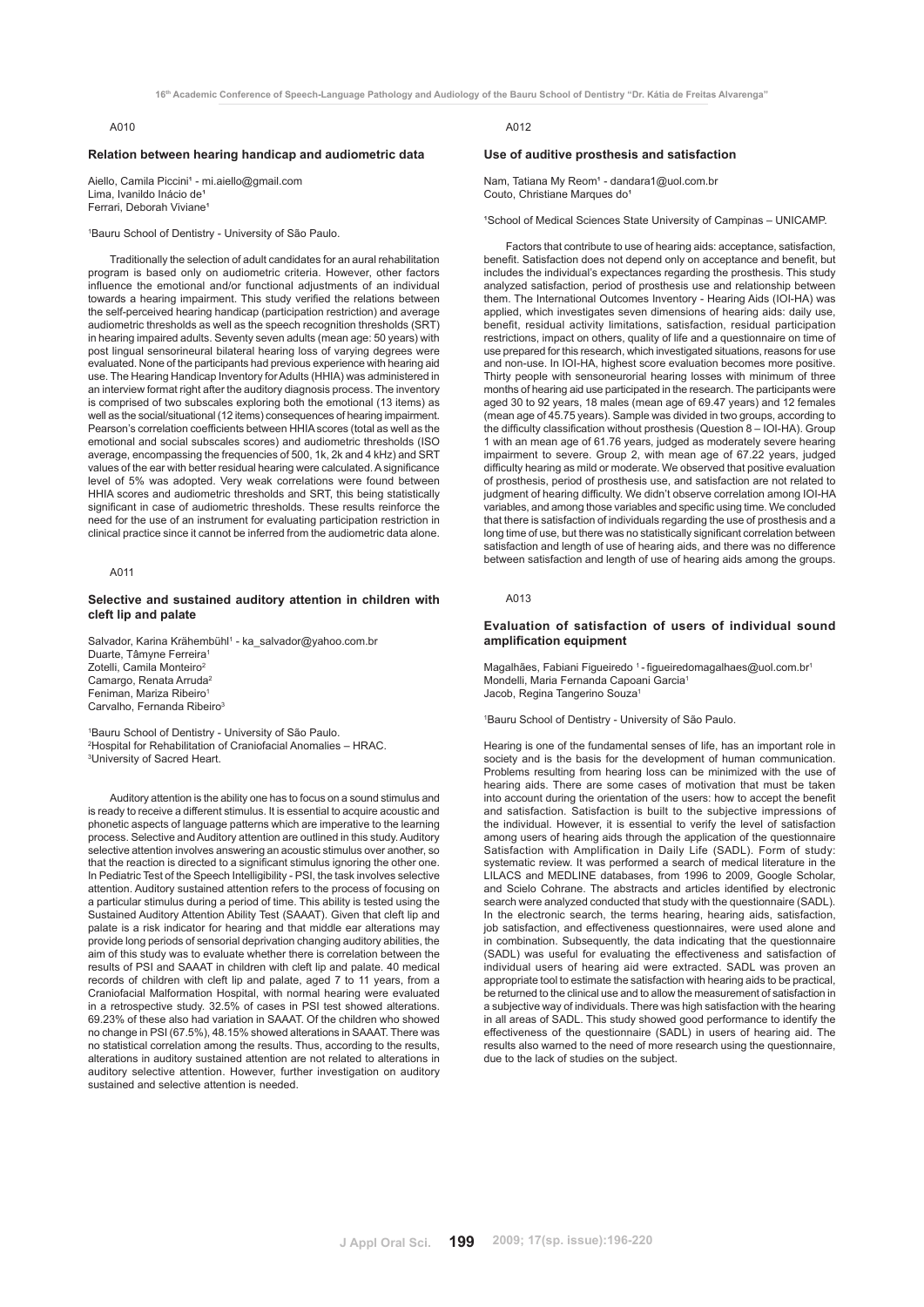A010

### Relation between hearing handicap and audiometric data

Aiello, Camila Piccini[1] - mi.aiello@gmail.com
Lima, Ivanildo Inácio de[1]
Ferrari, Deborah Viviane[1]

[1]Bauru School of Dentistry - University of São Paulo.

Traditionally the selection of adult candidates for an aural rehabilitation program is based only on audiometric criteria. However, other factors influence the emotional and/or functional adjustments of an individual towards a hearing impairment. This study verified the relations between the self-perceived hearing handicap (participation restriction) and average audiometric thresholds as well as the speech recognition thresholds (SRT) in hearing impaired adults. Seventy seven adults (mean age: 50 years) with post lingual sensorineural bilateral hearing loss of varying degrees were evaluated. None of the participants had previous experience with hearing aid use. The Hearing Handicap Inventory for Adults (HHIA) was administered in an interview format right after the auditory diagnosis process. The inventory is comprised of two subscales exploring both the emotional (13 items) as well as the social/situational (12 items) consequences of hearing impairment. Pearson's correlation coefficients between HHIA scores (total as well as the emotional and social subscales scores) and audiometric thresholds (ISO average, encompassing the frequencies of 500, 1k, 2k and 4 kHz) and SRT values of the ear with better residual hearing were calculated. A significance level of 5% was adopted. Very weak correlations were found between HHIA scores and audiometric thresholds and SRT, this being statistically significant in case of audiometric thresholds. These results reinforce the need for the use of an instrument for evaluating participation restriction in clinical practice since it cannot be inferred from the audiometric data alone.

A011

### Selective and sustained auditory attention in children with cleft lip and palate

Salvador, Karina Krähembühl[1] - ka_salvador@yahoo.com.br
Duarte, Tâmyne Ferreira[1]
Zotelli, Camila Monteiro[2]
Camargo, Renata Arruda[2]
Feniman, Mariza Ribeiro[1]
Carvalho, Fernanda Ribeiro[3]

[1]Bauru School of Dentistry - University of São Paulo.
[2]Hospital for Rehabilitation of Craniofacial Anomalies – HRAC.
[3]University of Sacred Heart.

Auditory attention is the ability one has to focus on a sound stimulus and is ready to receive a different stimulus. It is essential to acquire acoustic and phonetic aspects of language patterns which are imperative to the learning process. Selective and Auditory attention are outlined in this study. Auditory selective attention involves answering an acoustic stimulus over another, so that the reaction is directed to a significant stimulus ignoring the other one. In Pediatric Test of the Speech Intelligibility - PSI, the task involves selective attention. Auditory sustained attention refers to the process of focusing on a particular stimulus during a period of time. This ability is tested using the Sustained Auditory Attention Ability Test (SAAAT). Given that cleft lip and palate is a risk indicator for hearing and that middle ear alterations may provide long periods of sensorial deprivation changing auditory abilities, the aim of this study was to evaluate whether there is correlation between the results of PSI and SAAAT in children with cleft lip and palate. 40 medical records of children with cleft lip and palate, aged 7 to 11 years, from a Craniofacial Malformation Hospital, with normal hearing were evaluated in a retrospective study. 32.5% of cases in PSI test showed alterations. 69.23% of these also had variation in SAAAT. Of the children who showed no change in PSI (67.5%), 48.15% showed alterations in SAAAT. There was no statistical correlation among the results. Thus, according to the results, alterations in auditory sustained attention are not related to alterations in auditory selective attention. However, further investigation on auditory sustained and selective attention is needed.

A012

### Use of auditive prosthesis and satisfaction

Nam, Tatiana My Reom[1] - dandara1@uol.com.br
Couto, Christiane Marques do[1]

[1]School of Medical Sciences State University of Campinas – UNICAMP.

Factors that contribute to use of hearing aids: acceptance, satisfaction, benefit. Satisfaction does not depend only on acceptance and benefit, but includes the individual's expectances regarding the prosthesis. This study analyzed satisfaction, period of prosthesis use and relationship between them. The International Outcomes Inventory - Hearing Aids (IOI-HA) was applied, which investigates seven dimensions of hearing aids: daily use, benefit, residual activity limitations, satisfaction, residual participation restrictions, impact on others, quality of life and a questionnaire on time of use prepared for this research, which investigated situations, reasons for use and non-use. In IOI-HA, highest score evaluation becomes more positive. Thirty people with sensoneurorial hearing losses with minimum of three months of hearing aid use participated in the research. The participants were aged 30 to 92 years, 18 males (mean age of 69.47 years) and 12 females (mean age of 45.75 years). Sample was divided in two groups, according to the difficulty classification without prosthesis (Question 8 – IOI-HA). Group 1 with an mean age of 61.76 years, judged as moderately severe hearing impairment to severe. Group 2, with mean age of 67.22 years, judged difficulty hearing as mild or moderate. We observed that positive evaluation of prosthesis, period of prosthesis use, and satisfaction are not related to judgment of hearing difficulty. We didn't observe correlation among IOI-HA variables, and among those variables and specific using time. We concluded that there is satisfaction of individuals regarding the use of prosthesis and a long time of use, but there was no statistically significant correlation between satisfaction and length of use of hearing aids, and there was no difference between satisfaction and length of use of hearing aids among the groups.

A013

### Evaluation of satisfaction of users of individual sound amplification equipment

Magalhães, Fabiani Figueiredo [1] - figueiredomagalhaes@uol.com.br[1]
Mondelli, Maria Fernanda Capoani Garcia[1]
Jacob, Regina Tangerino Souza[1]

[1]Bauru School of Dentistry - University of São Paulo.

Hearing is one of the fundamental senses of life, has an important role in society and is the basis for the development of human communication. Problems resulting from hearing loss can be minimized with the use of hearing aids. There are some cases of motivation that must be taken into account during the orientation of the users: how to accept the benefit and satisfaction. Satisfaction is built to the subjective impressions of the individual. However, it is essential to verify the level of satisfaction among users of hearing aids through the application of the questionnaire Satisfaction with Amplification in Daily Life (SADL). Form of study: systematic review. It was performed a search of medical literature in the LILACS and MEDLINE databases, from 1996 to 2009, Google Scholar, and Scielo Cohrane. The abstracts and articles identified by electronic search were analyzed conducted that study with the questionnaire (SADL). In the electronic search, the terms hearing, hearing aids, satisfaction, job satisfaction, and effectiveness questionnaires, were used alone and in combination. Subsequently, the data indicating that the questionnaire (SADL) was useful for evaluating the effectiveness and satisfaction of individual users of hearing aid were extracted. SADL was proven an appropriate tool to estimate the satisfaction with hearing aids to be practical, be returned to the clinical use and to allow the measurement of satisfaction in a subjective way of individuals. There was high satisfaction with the hearing in all areas of SADL. This study showed good performance to identify the effectiveness of the questionnaire (SADL) in users of hearing aid. The results also warned to the need of more research using the questionnaire, due to the lack of studies on the subject.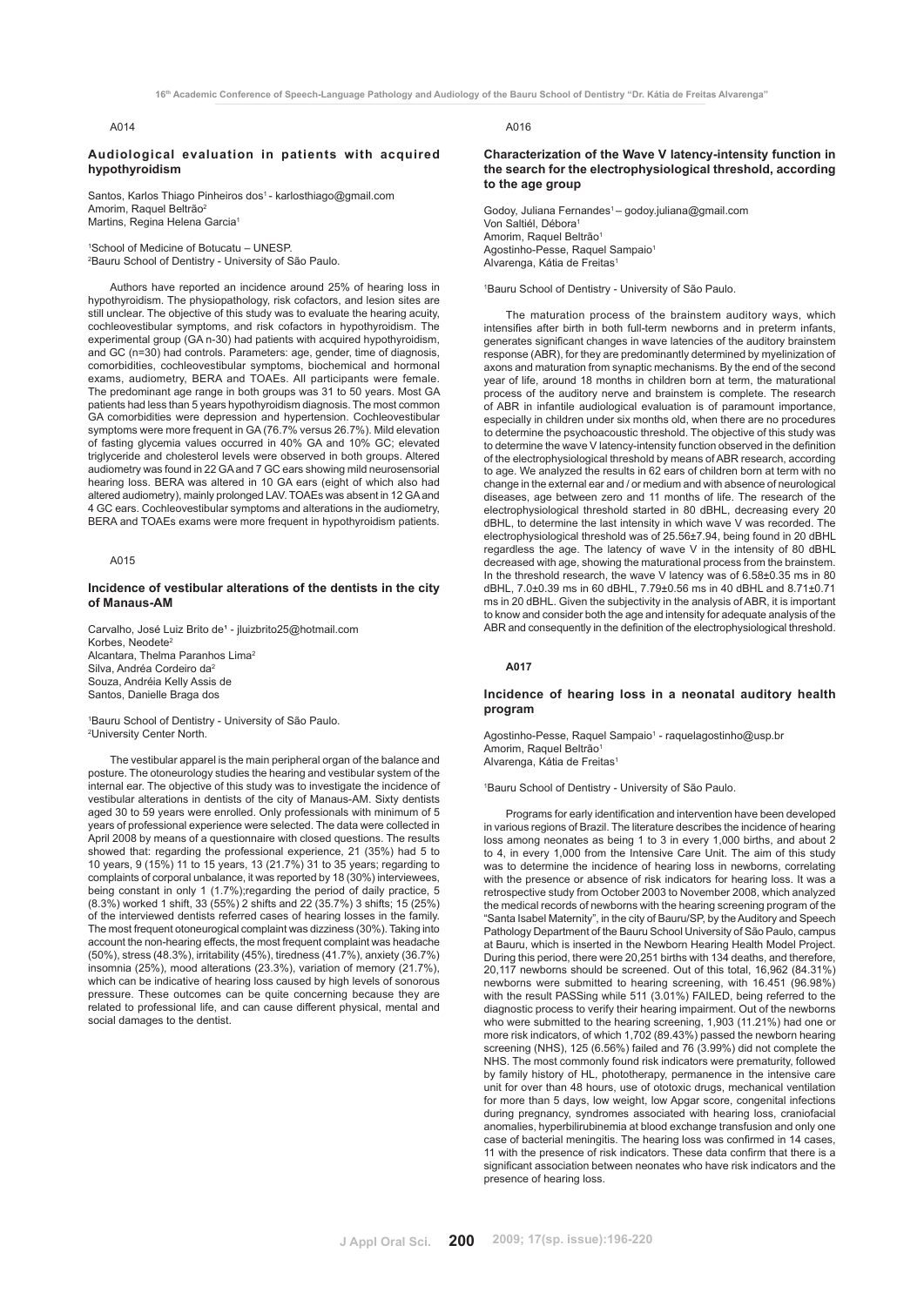A014

### Audiological evaluation in patients with acquired hypothyroidism

Santos, Karlos Thiago Pinheiros dos[1] - karlosthiago@gmail.com
Amorim, Raquel Beltrão[2]
Martins, Regina Helena Garcia[1]

[1]School of Medicine of Botucatu – UNESP.
[2]Bauru School of Dentistry - University of São Paulo.

Authors have reported an incidence around 25% of hearing loss in hypothyroidism. The physiopathology, risk cofactors, and lesion sites are still unclear. The objective of this study was to evaluate the hearing acuity, cochleovestibular symptoms, and risk cofactors in hypothyroidism. The experimental group (GA n-30) had patients with acquired hypothyroidism, and GC (n=30) had controls. Parameters: age, gender, time of diagnosis, comorbidities, cochleovestibular symptoms, biochemical and hormonal exams, audiometry, BERA and TOAEs. All participants were female. The predominant age range in both groups was 31 to 50 years. Most GA patients had less than 5 years hypothyroidism diagnosis. The most common GA comorbidities were depression and hypertension. Cochleovestibular symptoms were more frequent in GA (76.7% versus 26.7%). Mild elevation of fasting glycemia values occurred in 40% GA and 10% GC; elevated triglyceride and cholesterol levels were observed in both groups. Altered audiometry was found in 22 GA and 7 GC ears showing mild neurosensorial hearing loss. BERA was altered in 10 GA ears (eight of which also had altered audiometry), mainly prolonged LAV. TOAEs was absent in 12 GA and 4 GC ears. Cochleovestibular symptoms and alterations in the audiometry, BERA and TOAEs exams were more frequent in hypothyroidism patients.

A015

### Incidence of vestibular alterations of the dentists in the city of Manaus-AM

Carvalho, José Luiz Brito de[1] - jluizbrito25@hotmail.com
Korbes, Neodete[2]
Alcantara, Thelma Paranhos Lima[2]
Silva, Andréa Cordeiro da[2]
Souza, Andréia Kelly Assis de
Santos, Danielle Braga dos

[1]Bauru School of Dentistry - University of São Paulo.
[2]University Center North.

The vestibular apparel is the main peripheral organ of the balance and posture. The otoneurology studies the hearing and vestibular system of the internal ear. The objective of this study was to investigate the incidence of vestibular alterations in dentists of the city of Manaus-AM. Sixty dentists aged 30 to 59 years were enrolled. Only professionals with minimum of 5 years of professional experience were selected. The data were collected in April 2008 by means of a questionnaire with closed questions. The results showed that: regarding the professional experience, 21 (35%) had 5 to 10 years, 9 (15%) 11 to 15 years, 13 (21.7%) 31 to 35 years; regarding to complaints of corporal unbalance, it was reported by 18 (30%) interviewees, being constant in only 1 (1.7%);regarding the period of daily practice, 5 (8.3%) worked 1 shift, 33 (55%) 2 shifts and 22 (35.7%) 3 shifts; 15 (25%) of the interviewed dentists referred cases of hearing losses in the family. The most frequent otoneurogical complaint was dizziness (30%). Taking into account the non-hearing effects, the most frequent complaint was headache (50%), stress (48.3%), irritability (45%), tiredness (41.7%), anxiety (36.7%) insomnia (25%), mood alterations (23.3%), variation of memory (21.7%), which can be indicative of hearing loss caused by high levels of sonorous pressure. These outcomes can be quite concerning because they are related to professional life, and can cause different physical, mental and social damages to the dentist.

A016

### Characterization of the Wave V latency-intensity function in the search for the electrophysiological threshold, according to the age group

Godoy, Juliana Fernandes[1] – godoy.juliana@gmail.com
Von Saltiél, Débora[1]
Amorim, Raquel Beltrão[1]
Agostinho-Pesse, Raquel Sampaio[1]
Alvarenga, Kátia de Freitas[1]

[1]Bauru School of Dentistry - University of São Paulo.

The maturation process of the brainstem auditory ways, which intensifies after birth in both full-term newborns and in preterm infants, generates significant changes in wave latencies of the auditory brainstem response (ABR), for they are predominantly determined by myelinization of axons and maturation from synaptic mechanisms. By the end of the second year of life, around 18 months in children born at term, the maturational process of the auditory nerve and brainstem is complete. The research of ABR in infantile audiological evaluation is of paramount importance, especially in children under six months old, when there are no procedures to determine the psychoacoustic threshold. The objective of this study was to determine the wave V latency-intensity function observed in the definition of the electrophysiological threshold by means of ABR research, according to age. We analyzed the results in 62 ears of children born at term with no change in the external ear and / or medium and with absence of neurological diseases, age between zero and 11 months of life. The research of the electrophysiological threshold started in 80 dBHL, decreasing every 20 dBHL, to determine the last intensity in which wave V was recorded. The electrophysiological threshold was of 25.56±7.94, being found in 20 dBHL regardless the age. The latency of wave V in the intensity of 80 dBHL decreased with age, showing the maturational process from the brainstem. In the threshold research, the wave V latency was of 6.58±0.35 ms in 80 dBHL, 7.0±0.39 ms in 60 dBHL, 7.79±0.56 ms in 40 dBHL and 8.71±0.71 ms in 20 dBHL. Given the subjectivity in the analysis of ABR, it is important to know and consider both the age and intensity for adequate analysis of the ABR and consequently in the definition of the electrophysiological threshold.

**A017**

### Incidence of hearing loss in a neonatal auditory health program

Agostinho-Pesse, Raquel Sampaio[1] - raquelagostinho@usp.br
Amorim, Raquel Beltrão[1]
Alvarenga, Kátia de Freitas[1]

[1]Bauru School of Dentistry - University of São Paulo.

Programs for early identification and intervention have been developed in various regions of Brazil. The literature describes the incidence of hearing loss among neonates as being 1 to 3 in every 1,000 births, and about 2 to 4, in every 1,000 from the Intensive Care Unit. The aim of this study was to determine the incidence of hearing loss in newborns, correlating with the presence or absence of risk indicators for hearing loss. It was a retrospective study from October 2003 to November 2008, which analyzed the medical records of newborns with the hearing screening program of the "Santa Isabel Maternity", in the city of Bauru/SP, by the Auditory and Speech Pathology Department of the Bauru School University of São Paulo, campus at Bauru, which is inserted in the Newborn Hearing Health Model Project. During this period, there were 20,251 births with 134 deaths, and therefore, 20,117 newborns should be screened. Out of this total, 16,962 (84.31%) newborns were submitted to hearing screening, with 16.451 (96.98%) with the result PASSing while 511 (3.01%) FAILED, being referred to the diagnostic process to verify their hearing impairment. Out of the newborns who were submitted to the hearing screening, 1,903 (11.21%) had one or more risk indicators, of which 1,702 (89.43%) passed the newborn hearing screening (NHS), 125 (6.56%) failed and 76 (3.99%) did not complete the NHS. The most commonly found risk indicators were prematurity, followed by family history of HL, phototherapy, permanence in the intensive care unit for over than 48 hours, use of ototoxic drugs, mechanical ventilation for more than 5 days, low weight, low Apgar score, congenital infections during pregnancy, syndromes associated with hearing loss, craniofacial anomalies, hyperbilirubinemia at blood exchange transfusion and only one case of bacterial meningitis. The hearing loss was confirmed in 14 cases, 11 with the presence of risk indicators. These data confirm that there is a significant association between neonates who have risk indicators and the presence of hearing loss.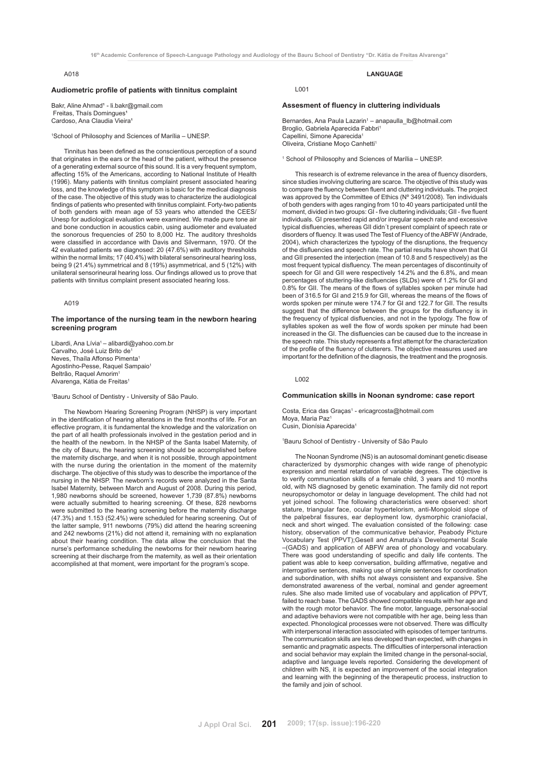A018

### Audiometric profile of patients with tinnitus complaint

Bakr, Aline Ahmad[1] - li.bakr@gmail.com
Freitas, Thaís Domingues[1]
Cardoso, Ana Claudia Vieira[1]

[1]School of Philosophy and Sciences of Marília – UNESP.

Tinnitus has been defined as the conscientious perception of a sound that originates in the ears or the head of the patient, without the presence of a generating external source of this sound. It is a very frequent symptom, affecting 15% of the Americans, according to National Institute of Health (1996). Many patients with tinnitus complaint present associated hearing loss, and the knowledge of this symptom is basic for the medical diagnosis of the case. The objective of this study was to characterize the audiological findings of patients who presented with tinnitus complaint. Forty-two patients of both genders with mean age of 53 years who attended the CEES/Unesp for audiological evaluation were examined. We made pure tone air and bone conduction in acoustics cabin, using audiometer and evaluated the sonorous frequencies of 250 to 8,000 Hz. The auditory thresholds were classified in accordance with Davis and Silvermann, 1970. Of the 42 evaluated patients we diagnosed: 20 (47.6%) with auditory thresholds within the normal limits; 17 (40.4%) with bilateral sensorineural hearing loss, being 9 (21.4%) symmetrical and 8 (19%) asymmetrical, and 5 (12%) with unilateral sensorineural hearing loss. Our findings allowed us to prove that patients with tinnitus complaint present associated hearing loss.

A019

### The importance of the nursing team in the newborn hearing screening program

Libardi, Ana Lívia[1] – alibardi@yahoo.com.br
Carvalho, José Luiz Brito de[1]
Neves, Thaíla Affonso Pimenta[1]
Agostinho-Pesse, Raquel Sampaio[1]
Beltrão, Raquel Amorim[1]
Alvarenga, Kátia de Freitas[1]

[1]Bauru School of Dentistry - University of São Paulo.

The Newborn Hearing Screening Program (NHSP) is very important in the identification of hearing alterations in the first months of life. For an effective program, it is fundamental the knowledge and the valorization on the part of all health professionals involved in the gestation period and in the health of the newborn. In the NHSP of the Santa Isabel Maternity, of the city of Bauru, the hearing screening should be accomplished before the maternity discharge, and when it is not possible, through appointment with the nurse during the orientation in the moment of the maternity discharge. The objective of this study was to describe the importance of the nursing in the NHSP. The newborn's records were analyzed in the Santa Isabel Maternity, between March and August of 2008. During this period, 1,980 newborns should be screened, however 1,739 (87.8%) newborns were actually submitted to hearing screening. Of these, 828 newborns were submitted to the hearing screening before the maternity discharge (47.3%) and 1.153 (52.4%) were scheduled for hearing screening. Out of the latter sample, 911 newborns (79%) did attend the hearing screening and 242 newborns (21%) did not attend it, remaining with no explanation about their hearing condition. The data allow the conclusion that the nurse's performance scheduling the newborns for their newborn hearing screening at their discharge from the maternity, as well as their orientation accomplished at that moment, were important for the program's scope.

## LANGUAGE

L001

### Assesment of fluency in cluttering individuals

Bernardes, Ana Paula Lazarin[1] – anapaulla_lb@hotmail.com
Broglio, Gabriela Aparecida Fabbri[1]
Capellini, Simone Aparecida[1]
Oliveira, Cristiane Moço Canhetti[1]

[1] School of Philosophy and Sciences of Marília – UNESP.

This research is of extreme relevance in the area of fluency disorders, since studies involving cluttering are scarce. The objective of this study was to compare the fluency between fluent and cluttering individuals. The project was approved by the Committee of Ethics (Nº 3491/2008). Ten individuals of both genders with ages ranging from 10 to 40 years participated until the moment, divided in two groups: GI - five cluttering individuals; GII - five fluent individuals. GI presented rapid and/or irregular speech rate and excessive typical disfluencies, whereas GII didn´t present complaint of speech rate or disorders of fluency. It was used The Test of Fluency of the ABFW (Andrade, 2004), which characterizes the typology of the disruptions, the frequency of the disfluencies and speech rate. The partial results have shown that GI and GII presented the interjection (mean of 10.8 and 5 respectively) as the most frequent typical disfluency. The mean percentages of discontinuity of speech for GI and GII were respectively 14.2% and the 6.8%, and mean percentages of stuttering-like disfluencies (SLDs) were of 1.2% for GI and 0.8% for GII. The means of the flows of syllables spoken per minute had been of 316.5 for GI and 215.9 for GII, whereas the means of the flows of words spoken per minute were 174.7 for GI and 122.7 for GII. The results suggest that the difference between the groups for the disfluency is in the frequency of typical disfluencies, and not in the typology. The flow of syllables spoken as well the flow of words spoken per minute had been increased in the GI. The disfluencies can be caused due to the increase in the speech rate. This study represents a first attempt for the characterization of the profile of the fluency of clutterers. The objective measures used are important for the definition of the diagnosis, the treatment and the prognosis.

L002

### Communication skills in Noonan syndrome: case report

Costa, Erica das Graças[1] - ericagrcosta@hotmail.com
Moya, Maria Paz[1]
Cusin, Dionísia Aparecida[1]

[1]Bauru School of Dentistry - University of São Paulo

The Noonan Syndrome (NS) is an autosomal dominant genetic disease characterized by dysmorphic changes with wide range of phenotypic expression and mental retardation of variable degrees. The objective is to verify communication skills of a female child, 3 years and 10 months old, with NS diagnosed by genetic examination. The family did not report neuropsychomotor or delay in language development. The child had not yet joined school. The following characteristics were observed: short stature, triangular face, ocular hypertelorism, anti-Mongoloid slope of the palpebral fissures, ear deployment low, dysmorphic craniofacial, neck and short winged. The evaluation consisted of the following: case history, observation of the communicative behavior, Peabody Picture Vocabulary Test (PPVT);Gesell and Amatruda's Developmental Scale –(GADS) and application of ABFW area of phonology and vocabulary. There was good understanding of specific and daily life contents. The patient was able to keep conversation, building affirmative, negative and interrogative sentences, making use of simple sentences for coordination and subordination, with shifts not always consistent and expansive. She demonstrated awareness of the verbal, nominal and gender agreement rules. She also made limited use of vocabulary and application of PPVT, failed to reach base. The GADS showed compatible results with her age and with the rough motor behavior. The fine motor, language, personal-social and adaptive behaviors were not compatible with her age, being less than expected. Phonological processes were not observed. There was difficulty with interpersonal interaction associated with episodes of temper tantrums. The communication skills are less developed than expected, with changes in semantic and pragmatic aspects. The difficulties of interpersonal interaction and social behavior may explain the limited change in the personal-social, adaptive and language levels reported. Considering the development of children with NS, it is expected an improvement of the social integration and learning with the beginning of the therapeutic process, instruction to the family and join of school.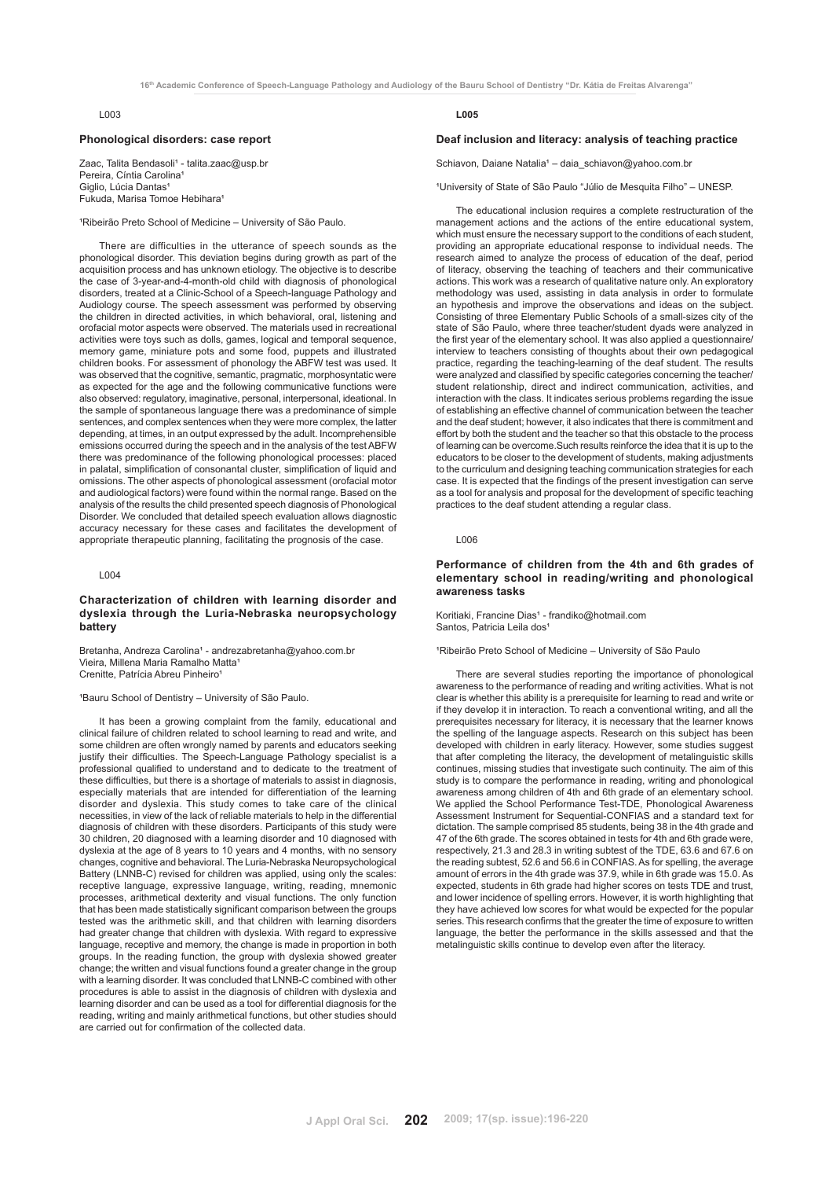L003

### Phonological disorders: case report

Zaac, Talita Bendasoli[1] - talita.zaac@usp.br
Pereira, Cíntia Carolina[1]
Giglio, Lúcia Dantas[1]
Fukuda, Marisa Tomoe Hebihara[1]

[1]Ribeirão Preto School of Medicine – University of São Paulo.

There are difficulties in the utterance of speech sounds as the phonological disorder. This deviation begins during growth as part of the acquisition process and has unknown etiology. The objective is to describe the case of 3-year-and-4-month-old child with diagnosis of phonological disorders, treated at a Clinic-School of a Speech-language Pathology and Audiology course. The speech assessment was performed by observing the children in directed activities, in which behavioral, oral, listening and orofacial motor aspects were observed. The materials used in recreational activities were toys such as dolls, games, logical and temporal sequence, memory game, miniature pots and some food, puppets and illustrated children books. For assessment of phonology the ABFW test was used. It was observed that the cognitive, semantic, pragmatic, morphosyntactic were as expected for the age and the following communicative functions were also observed: regulatory, imaginative, personal, interpersonal, ideational. In the sample of spontaneous language there was a predominance of simple sentences, and complex sentences when they were more complex, the latter depending, at times, in an output expressed by the adult. Incomprehensible emissions occurred during the speech and in the analysis of the test ABFW there was predominance of the following phonological processes: placed in palatal, simplification of consonantal cluster, simplification of liquid and omissions. The other aspects of phonological assessment (orofacial motor and audiological factors) were found within the normal range. Based on the analysis of the results the child presented speech diagnosis of Phonological Disorder. We concluded that detailed speech evaluation allows diagnostic accuracy necessary for these cases and facilitates the development of appropriate therapeutic planning, facilitating the prognosis of the case.

L004

### Characterization of children with learning disorder and dyslexia through the Luria-Nebraska neuropsychology battery

Bretanha, Andreza Carolina[1] - andrezabretanha@yahoo.com.br
Vieira, Millena Maria Ramalho Matta[1]
Crenitte, Patrícia Abreu Pinheiro[1]

[1]Bauru School of Dentistry – University of São Paulo.

It has been a growing complaint from the family, educational and clinical failure of children related to school learning to read and write, and some children are often wrongly named by parents and educators seeking justify their difficulties. The Speech-Language Pathology specialist is a professional qualified to understand and to dedicate to the treatment of these difficulties, but there is a shortage of materials to assist in diagnosis, especially materials that are intended for differentiation of the learning disorder and dyslexia. This study comes to take care of the clinical necessities, in view of the lack of reliable materials to help in the differential diagnosis of children with these disorders. Participants of this study were 30 children, 20 diagnosed with a learning disorder and 10 diagnosed with dyslexia at the age of 8 years to 10 years and 4 months, with no sensory changes, cognitive and behavioral. The Luria-Nebraska Neuropsychological Battery (LNNB-C) revised for children was applied, using only the scales: receptive language, expressive language, writing, reading, mnemonic processes, arithmetical dexterity and visual functions. The only function that has been made statistically significant comparison between the groups tested was the arithmetic skill, and that children with learning disorders had greater change that children with dyslexia. With regard to expressive language, receptive and memory, the change is made in proportion in both groups. In the reading function, the group with dyslexia showed greater change; the written and visual functions found a greater change in the group with a learning disorder. It was concluded that LNNB-C combined with other procedures is able to assist in the diagnosis of children with dyslexia and learning disorder and can be used as a tool for differential diagnosis for the reading, writing and mainly arithmetical functions, but other studies should are carried out for confirmation of the collected data.

**L005**

### Deaf inclusion and literacy: analysis of teaching practice

Schiavon, Daiane Natalia[1] – daia_schiavon@yahoo.com.br

[1]University of State of São Paulo "Júlio de Mesquita Filho" – UNESP.

The educational inclusion requires a complete restructuration of the management actions and the actions of the entire educational system, which must ensure the necessary support to the conditions of each student, providing an appropriate educational response to individual needs. The research aimed to analyze the process of education of the deaf, period of literacy, observing the teaching of teachers and their communicative actions. This work was a research of qualitative nature only. An exploratory methodology was used, assisting in data analysis in order to formulate an hypothesis and improve the observations and ideas on the subject. Consisting of three Elementary Public Schools of a small-sizes city of the state of São Paulo, where three teacher/student dyads were analyzed in the first year of the elementary school. It was also applied a questionnaire/ interview to teachers consisting of thoughts about their own pedagogical practice, regarding the teaching-learning of the deaf student. The results were analyzed and classified by specific categories concerning the teacher/ student relationship, direct and indirect communication, activities, and interaction with the class. It indicates serious problems regarding the issue of establishing an effective channel of communication between the teacher and the deaf student; however, it also indicates that there is commitment and effort by both the student and the teacher so that this obstacle to the process of learning can be overcome.Such results reinforce the idea that it is up to the educators to be closer to the development of students, making adjustments to the curriculum and designing teaching communication strategies for each case. It is expected that the findings of the present investigation can serve as a tool for analysis and proposal for the development of specific teaching practices to the deaf student attending a regular class.

L006

### Performance of children from the 4th and 6th grades of elementary school in reading/writing and phonological awareness tasks

Koritiaki, Francine Dias[1] - frandiko@hotmail.com
Santos, Patricia Leila dos[1]

[1]Ribeirão Preto School of Medicine – University of São Paulo

There are several studies reporting the importance of phonological awareness to the performance of reading and writing activities. What is not clear is whether this ability is a prerequisite for learning to read and write or if they develop it in interaction. To reach a conventional writing, and all the prerequisites necessary for literacy, it is necessary that the learner knows the spelling of the language aspects. Research on this subject has been developed with children in early literacy. However, some studies suggest that after completing the literacy, the development of metalinguistic skills continues, missing studies that investigate such continuity. The aim of this study is to compare the performance in reading, writing and phonological awareness among children of 4th and 6th grade of an elementary school. We applied the School Performance Test-TDE, Phonological Awareness Assessment Instrument for Sequential-CONFIAS and a standard text for dictation. The sample comprised 85 students, being 38 in the 4th grade and 47 of the 6th grade. The scores obtained in tests for 4th and 6th grade were, respectively, 21.3 and 28.3 in writing subtest of the TDE, 63.6 and 67.6 on the reading subtest, 52.6 and 56.6 in CONFIAS. As for spelling, the average amount of errors in the 4th grade was 37.9, while in 6th grade was 15.0. As expected, students in 6th grade had higher scores on tests TDE and trust, and lower incidence of spelling errors. However, it is worth highlighting that they have achieved low scores for what would be expected for the popular series. This research confirms that the greater the time of exposure to written language, the better the performance in the skills assessed and that the metalinguistic skills continue to develop even after the literacy.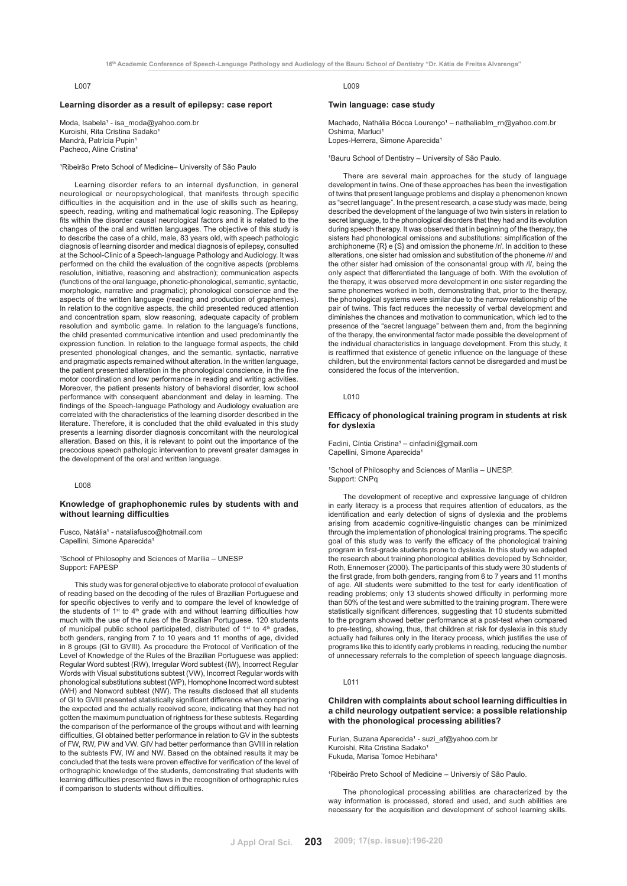L007

### Learning disorder as a result of epilepsy: case report

Moda, Isabela[1] - isa_moda@yahoo.com.br
Kuroishi, Rita Cristina Sadako[1]
Mandrá, Patrícia Pupin[1]
Pacheco, Aline Cristina[1]

[1]Ribeirão Preto School of Medicine– University of São Paulo

Learning disorder refers to an internal dysfunction, in general neurological or neuropsychological, that manifests through specific difficulties in the acquisition and in the use of skills such as hearing, speech, reading, writing and mathematical logic reasoning. The Epilepsy fits within the disorder causal neurological factors and it is related to the changes of the oral and written languages. The objective of this study is to describe the case of a child, male, 83 years old, with speech pathologic diagnosis of learning disorder and medical diagnosis of epilepsy, consulted at the School-Clinic of a Speech-language Pathology and Audiology. It was performed on the child the evaluation of the cognitive aspects (problems resolution, initiative, reasoning and abstraction); communication aspects (functions of the oral language, phonetic-phonological, semantic, syntactic, morphologic, narrative and pragmatic); phonological conscience and the aspects of the written language (reading and production of graphemes). In relation to the cognitive aspects, the child presented reduced attention and concentration spam, slow reasoning, adequate capacity of problem resolution and symbolic game. In relation to the language's functions, the child presented communicative intention and used predominantly the expression function. In relation to the language formal aspects, the child presented phonological changes, and the semantic, syntactic, narrative and pragmatic aspects remained without alteration. In the written language, the patient presented alteration in the phonological conscience, in the fine motor coordination and low performance in reading and writing activities. Moreover, the patient presents history of behavioral disorder, low school performance with consequent abandonment and delay in learning. The findings of the Speech-language Pathology and Audiology evaluation are correlated with the characteristics of the learning disorder described in the literature. Therefore, it is concluded that the child evaluated in this study presents a learning disorder diagnosis concomitant with the neurological alteration. Based on this, it is relevant to point out the importance of the precocious speech pathologic intervention to prevent greater damages in the development of the oral and written language.

L008

### Knowledge of graphophonemic rules by students with and without learning difficulties

Fusco, Natália[1] - nataliafusco@hotmail.com
Capellini, Simone Aparecida[1]

[1]School of Philosophy and Sciences of Marília – UNESP
Support: FAPESP

This study was for general objective to elaborate protocol of evaluation of reading based on the decoding of the rules of Brazilian Portuguese and for specific objectives to verify and to compare the level of knowledge of the students of 1st to 4th grade with and without learning difficulties how much with the use of the rules of the Brazilian Portuguese. 120 students of municipal public school participated, distributed of 1st to 4th grades, both genders, ranging from 7 to 10 years and 11 months of age, divided in 8 groups (GI to GVIII). As procedure the Protocol of Verification of the Level of Knowledge of the Rules of the Brazilian Portuguese was applied: Regular Word subtest (RW), Irregular Word subtest (IW), Incorrect Regular Words with Visual substitutions subtest (VW), Incorrect Regular words with phonological substitutions subtest (WP), Homophone Incorrect word subtest (WH) and Nonword subtest (NW). The results disclosed that all students of GI to GVIII presented statistically significant difference when comparing the expected and the actually received score, indicating that they had not gotten the maximum punctuation of rightness for these subtests. Regarding the comparison of the performance of the groups without and with learning difficulties, GI obtained better performance in relation to GV in the subtests of FW, RW, PW and VW. GIV had better performance than GVIII in relation to the subtests FW, IW and NW. Based on the obtained results it may be concluded that the tests were proven effective for verification of the level of orthographic knowledge of the students, demonstrating that students with learning difficulties presented flaws in the recognition of orthographic rules if comparison to students without difficulties.

L009

### Twin language: case study

Machado, Nathália Bócca Lourenço[1] – nathaliablm_rn@yahoo.com.br
Oshima, Marluci[1]
Lopes-Herrera, Simone Aparecida[1]

[1]Bauru School of Dentistry – University of São Paulo.

There are several main approaches for the study of language development in twins. One of these approaches has been the investigation of twins that present language problems and display a phenomenon known as "secret language". In the present research, a case study was made, being described the development of the language of two twin sisters in relation to secret language, to the phonological disorders that they had and its evolution during speech therapy. It was observed that in beginning of the therapy, the sisters had phonological omissions and substitutions: simplification of the archiphoneme {R} e {S} and omission the phoneme /r/. In addition to these alterations, one sister had omission and substitution of the phoneme /r/ and the other sister had omission of the consonantal group with /l/, being the only aspect that differentiated the language of both. With the evolution of the therapy, it was observed more development in one sister regarding the same phonemes worked in both, demonstrating that, prior to the therapy, the phonological systems were similar due to the narrow relationship of the pair of twins. This fact reduces the necessity of verbal development and diminishes the chances and motivation to communication, which led to the presence of the "secret language" between them and, from the beginning of the therapy, the environmental factor made possible the development of the individual characteristics in language development. From this study, it is reaffirmed that existence of genetic influence on the language of these children, but the environmental factors cannot be disregarded and must be considered the focus of the intervention.

L010

### Efficacy of phonological training program in students at risk for dyslexia

Fadini, Cíntia Cristina[1] – cinfadini@gmail.com
Capellini, Simone Aparecida[1]

[1]School of Philosophy and Sciences of Marília – UNESP.
Support: CNPq

The development of receptive and expressive language of children in early literacy is a process that requires attention of educators, as the identification and early detection of signs of dyslexia and the problems arising from academic cognitive-linguistic changes can be minimized through the implementation of phonological training programs. The specific goal of this study was to verify the efficacy of the phonological training program in first-grade students prone to dyslexia. In this study we adapted the research about training phonological abilities developed by Schneider, Roth, Ennemoser (2000). The participants of this study were 30 students of the first grade, from both genders, ranging from 6 to 7 years and 11 months of age. All students were submitted to the test for early identification of reading problems; only 13 students showed difficulty in performing more than 50% of the test and were submitted to the training program. There were statistically significant differences, suggesting that 10 students submitted to the program showed better performance at a post-test when compared to pre-testing, showing, thus, that children at risk for dyslexia in this study actually had failures only in the literacy process, which justifies the use of programs like this to identify early problems in reading, reducing the number of unnecessary referrals to the completion of speech language diagnosis.

L011

### Children with complaints about school learning difficulties in a child neurology outpatient service: a possible relationship with the phonological processing abilities?

Furlan, Suzana Aparecida[1] - suzi_af@yahoo.com.br
Kuroishi, Rita Cristina Sadako[1]
Fukuda, Marisa Tomoe Hebihara[1]

[1]Ribeirão Preto School of Medicine – Universiy of São Paulo.

The phonological processing abilities are characterized by the way information is processed, stored and used, and such abilities are necessary for the acquisition and development of school learning skills.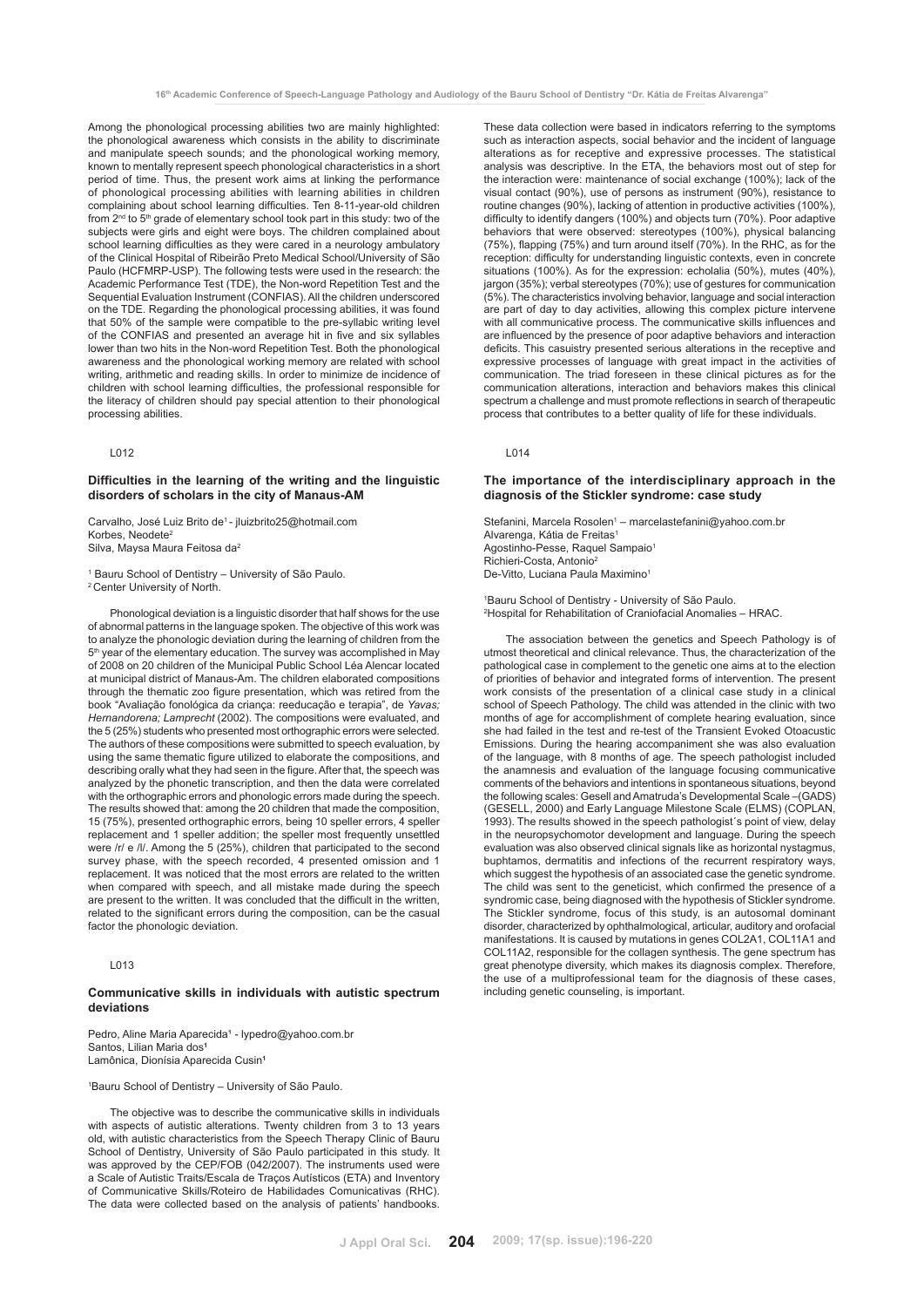Among the phonological processing abilities two are mainly highlighted: the phonological awareness which consists in the ability to discriminate and manipulate speech sounds; and the phonological working memory, known to mentally represent speech phonological characteristics in a short period of time. Thus, the present work aims at linking the performance of phonological processing abilities with learning abilities in children complaining about school learning difficulties. Ten 8-11-year-old children from 2nd to 5th grade of elementary school took part in this study: two of the subjects were girls and eight were boys. The children complained about school learning difficulties as they were cared in a neurology ambulatory of the Clinical Hospital of Ribeirão Preto Medical School/University of São Paulo (HCFMRP-USP). The following tests were used in the research: the Academic Performance Test (TDE), the Non-word Repetition Test and the Sequential Evaluation Instrument (CONFIAS). All the children underscored on the TDE. Regarding the phonological processing abilities, it was found that 50% of the sample were compatible to the pre-syllabic writing level of the CONFIAS and presented an average hit in five and six syllables lower than two hits in the Non-word Repetition Test. Both the phonological awareness and the phonological working memory are related with school writing, arithmetic and reading skills. In order to minimize de incidence of children with school learning difficulties, the professional responsible for the literacy of children should pay special attention to their phonological processing abilities.

L012

### Difficulties in the learning of the writing and the linguistic disorders of scholars in the city of Manaus-AM

Carvalho, José Luiz Brito de[1] - jluizbrito25@hotmail.com
Korbes, Neodete[2]
Silva, Maysa Maura Feitosa da[2]

[1] Bauru School of Dentistry – University of São Paulo.
[2] Center University of North.

Phonological deviation is a linguistic disorder that half shows for the use of abnormal patterns in the language spoken. The objective of this work was to analyze the phonologic deviation during the learning of children from the 5th year of the elementary education. The survey was accomplished in May of 2008 on 20 children of the Municipal Public School Léa Alencar located at municipal district of Manaus-Am. The children elaborated compositions through the thematic zoo figure presentation, which was retired from the book "Avaliação fonológica da criança: reeducação e terapia", de *Yavas; Hernandorena; Lamprecht* (2002). The compositions were evaluated, and the 5 (25%) students who presented most orthographic errors were selected. The authors of these compositions were submitted to speech evaluation, by using the same thematic figure utilized to elaborate the compositions, and describing orally what they had seen in the figure. After that, the speech was analyzed by the phonetic transcription, and then the data were correlated with the orthographic errors and phonologic errors made during the speech. The results showed that: among the 20 children that made the composition, 15 (75%), presented orthographic errors, being 10 speller errors, 4 speller replacement and 1 speller addition; the speller most frequently unsettled were /r/ e /l/. Among the 5 (25%), children that participated to the second survey phase, with the speech recorded, 4 presented omission and 1 replacement. It was noticed that the most errors are related to the written when compared with speech, and all mistake made during the speech are present to the written. It was concluded that the difficult in the written, related to the significant errors during the composition, can be the casual factor the phonologic deviation.

L013

### Communicative skills in individuals with autistic spectrum deviations

Pedro, Aline Maria Aparecida[1] - lypedro@yahoo.com.br
Santos, Lilian Maria dos[1]
Lamônica, Dionísia Aparecida Cusin[1]

[1]Bauru School of Dentistry – University of São Paulo.

The objective was to describe the communicative skills in individuals with aspects of autistic alterations. Twenty children from 3 to 13 years old, with autistic characteristics from the Speech Therapy Clinic of Bauru School of Dentistry, University of São Paulo participated in this study. It was approved by the CEP/FOB (042/2007). The instruments used were a Scale of Autistic Traits/Escala de Traços Autísticos (ETA) and Inventory of Communicative Skills/Roteiro de Habilidades Comunicativas (RHC). The data were collected based on the analysis of patients' handbooks. These data collection were based in indicators referring to the symptoms such as interaction aspects, social behavior and the incident of language alterations as for receptive and expressive processes. The statistical analysis was descriptive. In the ETA, the behaviors most out of step for the interaction were: maintenance of social exchange (100%); lack of the visual contact (90%), use of persons as instrument (90%), resistance to routine changes (90%), lacking of attention in productive activities (100%), difficulty to identify dangers (100%) and objects turn (70%). Poor adaptive behaviors that were observed: stereotypes (100%), physical balancing (75%), flapping (75%) and turn around itself (70%). In the RHC, as for the reception: difficulty for understanding linguistic contexts, even in concrete situations (100%). As for the expression: echolalia (50%), mutes (40%), jargon (35%); verbal stereotypes (70%); use of gestures for communication (5%). The characteristics involving behavior, language and social interaction are part of day to day activities, allowing this complex picture intervene with all communicative process. The communicative skills influences and are influenced by the presence of poor adaptive behaviors and interaction deficits. This casuistry presented serious alterations in the receptive and expressive processes of language with great impact in the activities of communication. The triad foreseen in these clinical pictures as for the communication alterations, interaction and behaviors makes this clinical spectrum a challenge and must promote reflections in search of therapeutic process that contributes to a better quality of life for these individuals.

L014

### The importance of the interdisciplinary approach in the diagnosis of the Stickler syndrome: case study

Stefanini, Marcela Rosolen[1] – marcelastefanini@yahoo.com.br
Alvarenga, Kátia de Freitas[1]
Agostinho-Pesse, Raquel Sampaio[1]
Richieri-Costa, Antonio[2]
De-Vitto, Luciana Paula Maximino[1]

[1]Bauru School of Dentistry - University of São Paulo.
[2]Hospital for Rehabilitation of Craniofacial Anomalies – HRAC.

The association between the genetics and Speech Pathology is of utmost theoretical and clinical relevance. Thus, the characterization of the pathological case in complement to the genetic one aims at to the election of priorities of behavior and integrated forms of intervention. The present work consists of the presentation of a clinical case study in a clinical school of Speech Pathology. The child was attended in the clinic with two months of age for accomplishment of complete hearing evaluation, since she had failed in the test and re-test of the Transient Evoked Otoacustic Emissions. During the hearing accompaniment she was also evaluation of the language, with 8 months of age. The speech pathologist included the anamnesis and evaluation of the language focusing communicative comments of the behaviors and intentions in spontaneous situations, beyond the following scales: Gesell and Amatruda's Developmental Scale –(GADS) (GESELL, 2000) and Early Language Milestone Scale (ELMS) (COPLAN, 1993). The results showed in the speech pathologist´s point of view, delay in the neuropsychomotor development and language. During the speech evaluation was also observed clinical signals like as horizontal nystagmus, buphtamos, dermatitis and infections of the recurrent respiratory ways, which suggest the hypothesis of an associated case the genetic syndrome. The child was sent to the geneticist, which confirmed the presence of a syndromic case, being diagnosed with the hypothesis of Stickler syndrome. The Stickler syndrome, focus of this study, is an autosomal dominant disorder, characterized by ophthalmological, articular, auditory and orofacial manifestations. It is caused by mutations in genes COL2A1, COL11A1 and COL11A2, responsible for the collagen synthesis. The gene spectrum has great phenotype diversity, which makes its diagnosis complex. Therefore, the use of a multiprofessional team for the diagnosis of these cases, including genetic counseling, is important.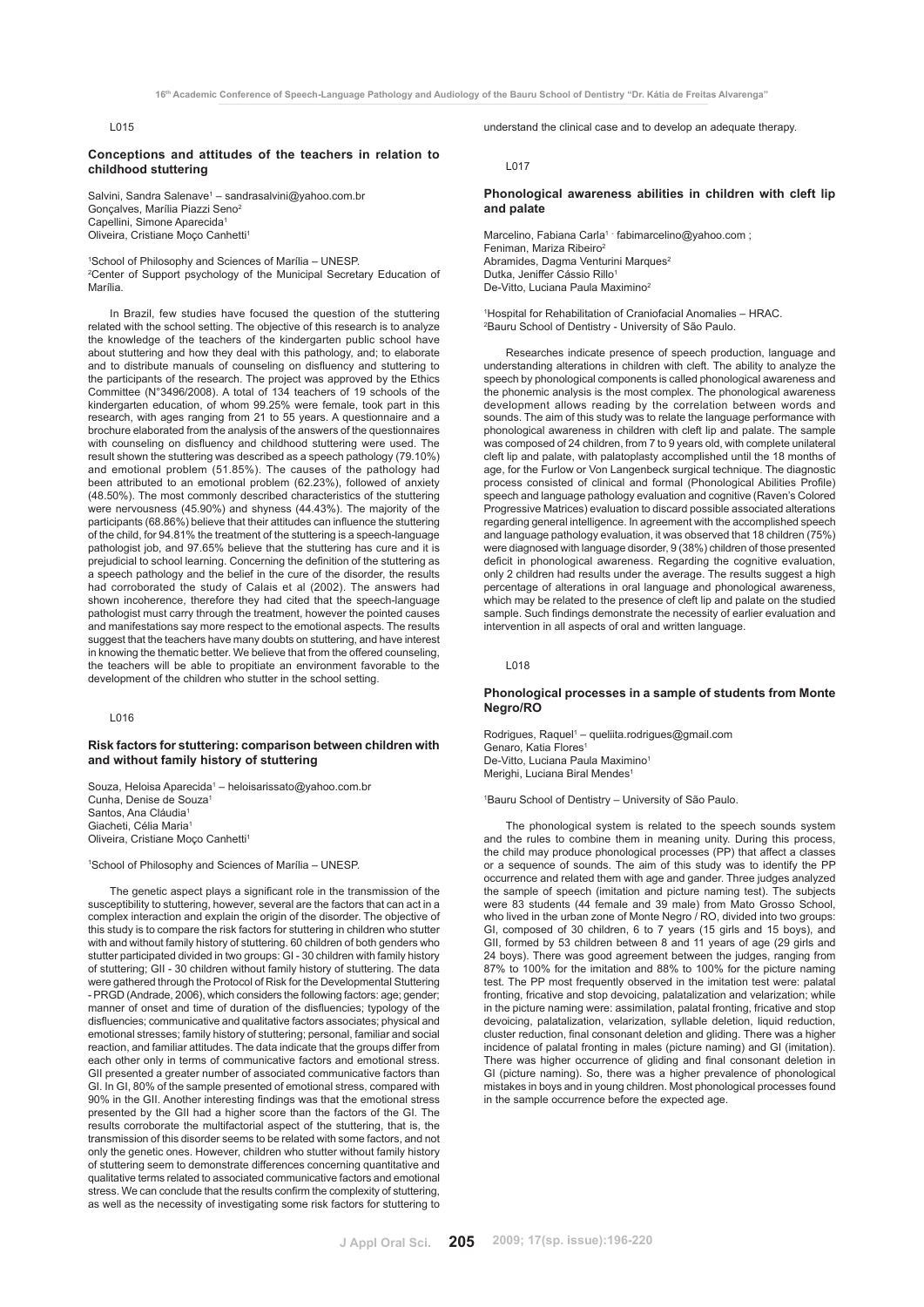L015

### Conceptions and attitudes of the teachers in relation to childhood stuttering

Salvini, Sandra Salenave[1] – sandrasalvini@yahoo.com.br
Gonçalves, Marília Piazzi Seno[2]
Capellini, Simone Aparecida[1]
Oliveira, Cristiane Moço Canhetti[1]

[1]School of Philosophy and Sciences of Marília – UNESP.
[2]Center of Support psychology of the Municipal Secretary Education of Marília.

In Brazil, few studies have focused the question of the stuttering related with the school setting. The objective of this research is to analyze the knowledge of the teachers of the kindergarten public school have about stuttering and how they deal with this pathology, and; to elaborate and to distribute manuals of counseling on disfluency and stuttering to the participants of the research. The project was approved by the Ethics Committee (N°3496/2008). A total of 134 teachers of 19 schools of the kindergarten education, of whom 99.25% were female, took part in this research, with ages ranging from 21 to 55 years. A questionnaire and a brochure elaborated from the analysis of the answers of the questionnaires with counseling on disfluency and childhood stuttering were used. The result shown the stuttering was described as a speech pathology (79.10%) and emotional problem (51.85%). The causes of the pathology had been attributed to an emotional problem (62.23%), followed of anxiety (48.50%). The most commonly described characteristics of the stuttering were nervousness (45.90%) and shyness (44.43%). The majority of the participants (68.86%) believe that their attitudes can influence the stuttering of the child, for 94.81% the treatment of the stuttering is a speech-language pathologist job, and 97.65% believe that the stuttering has cure and it is prejudicial to school learning. Concerning the definition of the stuttering as a speech pathology and the belief in the cure of the disorder, the results had corroborated the study of Calais et al (2002). The answers had shown incoherence, therefore they had cited that the speech-language pathologist must carry through the treatment, however the pointed causes and manifestations say more respect to the emotional aspects. The results suggest that the teachers have many doubts on stuttering, and have interest in knowing the thematic better. We believe that from the offered counseling, the teachers will be able to propitiate an environment favorable to the development of the children who stutter in the school setting.

L016

### Risk factors for stuttering: comparison between children with and without family history of stuttering

Souza, Heloisa Aparecida[1] – heloisarissato@yahoo.com.br
Cunha, Denise de Souza[1]
Santos, Ana Cláudia[1]
Giacheti, Célia Maria[1]
Oliveira, Cristiane Moço Canhetti[1]

[1]School of Philosophy and Sciences of Marília – UNESP.

The genetic aspect plays a significant role in the transmission of the susceptibility to stuttering, however, several are the factors that can act in a complex interaction and explain the origin of the disorder. The objective of this study is to compare the risk factors for stuttering in children who stutter with and without family history of stuttering. 60 children of both genders who stutter participated divided in two groups: GI - 30 children with family history of stuttering; GII - 30 children without family history of stuttering. The data were gathered through the Protocol of Risk for the Developmental Stuttering - PRGD (Andrade, 2006), which considers the following factors: age; gender; manner of onset and time of duration of the disfluencies; typology of the disfluencies; communicative and qualitative factors associates; physical and emotional stresses; family history of stuttering; personal, familiar and social reaction, and familiar attitudes. The data indicate that the groups differ from each other only in terms of communicative factors and emotional stress. GII presented a greater number of associated communicative factors than GI. In GI, 80% of the sample presented of emotional stress, compared with 90% in the GII. Another interesting findings was that the emotional stress presented by the GII had a higher score than the factors of the GI. The results corroborate the multifactorial aspect of the stuttering, that is, the transmission of this disorder seems to be related with some factors, and not only the genetic ones. However, children who stutter without family history of stuttering seem to demonstrate differences concerning quantitative and qualitative terms related to associated communicative factors and emotional stress. We can conclude that the results confirm the complexity of stuttering, as well as the necessity of investigating some risk factors for stuttering to understand the clinical case and to develop an adequate therapy.

L017

### Phonological awareness abilities in children with cleft lip and palate

Marcelino, Fabiana Carla[1] - fabimarcelino@yahoo.com ;
Feniman, Mariza Ribeiro[2]
Abramides, Dagma Venturini Marques[2]
Dutka, Jeniffer Cássio Rillo[1]
De-Vitto, Luciana Paula Maximino[2]

[1]Hospital for Rehabilitation of Craniofacial Anomalies – HRAC.
[2]Bauru School of Dentistry - University of São Paulo.

Researches indicate presence of speech production, language and understanding alterations in children with cleft. The ability to analyze the speech by phonological components is called phonological awareness and the phonemic analysis is the most complex. The phonological awareness development allows reading by the correlation between words and sounds. The aim of this study was to relate the language performance with phonological awareness in children with cleft lip and palate. The sample was composed of 24 children, from 7 to 9 years old, with complete unilateral cleft lip and palate, with palatoplasty accomplished until the 18 months of age, for the Furlow or Von Langenbeck surgical technique. The diagnostic process consisted of clinical and formal (Phonological Abilities Profile) speech and language pathology evaluation and cognitive (Raven's Colored Progressive Matrices) evaluation to discard possible associated alterations regarding general intelligence. In agreement with the accomplished speech and language pathology evaluation, it was observed that 18 children (75%) were diagnosed with language disorder, 9 (38%) children of those presented deficit in phonological awareness. Regarding the cognitive evaluation, only 2 children had results under the average. The results suggest a high percentage of alterations in oral language and phonological awareness, which may be related to the presence of cleft lip and palate on the studied sample. Such findings demonstrate the necessity of earlier evaluation and intervention in all aspects of oral and written language.

L018

### Phonological processes in a sample of students from Monte Negro/RO

Rodrigues, Raquel[1] – queliita.rodrigues@gmail.com
Genaro, Katia Flores[1]
De-Vitto, Luciana Paula Maximino[1]
Merighi, Luciana Biral Mendes[1]

[1]Bauru School of Dentistry – University of São Paulo.

The phonological system is related to the speech sounds system and the rules to combine them in meaning unity. During this process, the child may produce phonological processes (PP) that affect a classes or a sequence of sounds. The aim of this study was to identify the PP occurrence and related them with age and gander. Three judges analyzed the sample of speech (imitation and picture naming test). The subjects were 83 students (44 female and 39 male) from Mato Grosso School, who lived in the urban zone of Monte Negro / RO, divided into two groups: GI, composed of 30 children, 6 to 7 years (15 girls and 15 boys), and GII, formed by 53 children between 8 and 11 years of age (29 girls and 24 boys). There was good agreement between the judges, ranging from 87% to 100% for the imitation and 88% to 100% for the picture naming test. The PP most frequently observed in the imitation test were: palatal fronting, fricative and stop devoicing, palatalization and velarization; while in the picture naming were: assimilation, palatal fronting, fricative and stop devoicing, palatalization, velarization, syllable deletion, liquid reduction, cluster reduction, final consonant deletion and gliding. There was a higher incidence of palatal fronting in males (picture naming) and GI (imitation). There was higher occurrence of gliding and final consonant deletion in GI (picture naming). So, there was a higher prevalence of phonological mistakes in boys and in young children. Most phonological processes found in the sample occurrence before the expected age.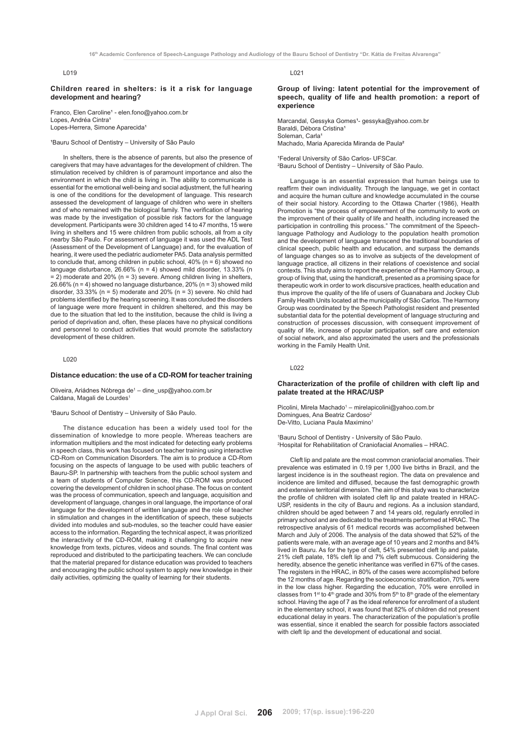L019

### Children reared in shelters: is it a risk for language development and hearing?

Franco, Elen Caroline[1] - elen.fono@yahoo.com.br
Lopes, Andréa Cintra[1]
Lopes-Herrera, Simone Aparecida[1]

[1]Bauru School of Dentistry – University of São Paulo

In shelters, there is the absence of parents, but also the presence of caregivers that may have advantages for the development of children. The stimulation received by children is of paramount importance and also the environment in which the child is living in. The ability to communicate is essential for the emotional well-being and social adjustment, the full hearing is one of the conditions for the development of language. This research assessed the development of language of children who were in shelters and of who remained with the biological family. The verification of hearing was made by the investigation of possible risk factors for the language development. Participants were 30 children aged 14 to 47 months, 15 were living in shelters and 15 were children from public schools, all from a city nearby São Paulo. For assessment of language it was used the ADL Test (Assessment of the Development of Language) and, for the evaluation of hearing, it were used the pediatric audiometer PA5. Data analysis permitted to conclude that, among children in public school, 40% (n = 6) showed no language disturbance, 26.66% (n = 4) showed mild disorder, 13.33% (n = 2) moderate and 20% (n = 3) severe. Among children living in shelters, 26.66% (n = 4) showed no language disturbance, 20% (n = 3) showed mild disorder, 33.33% (n = 5) moderate and 20% (n = 3) severe. No child had problems identified by the hearing screening. It was concluded the disorders of language were more frequent in children sheltered, and this may be due to the situation that led to the institution, because the child is living a period of deprivation and, often, these places have no physical conditions and personnel to conduct activities that would promote the satisfactory development of these children.

L020

### Distance education: the use of a CD-ROM for teacher training

Oliveira, Ariádnes Nóbrega de[1] – dine_usp@yahoo.com.br
Caldana, Magali de Lourdes[1]

[1]Bauru School of Dentistry – University of São Paulo.

The distance education has been a widely used tool for the dissemination of knowledge to more people. Whereas teachers are information multipliers and the most indicated for detecting early problems in speech class, this work has focused on teacher training using interactive CD-Rom on Communication Disorders. The aim is to produce a CD-Rom focusing on the aspects of language to be used with public teachers of Bauru-SP. In partnership with teachers from the public school system and a team of students of Computer Science, this CD-ROM was produced covering the development of children in school phase. The focus on content was the process of communication, speech and language, acquisition and development of language, changes in oral language, the importance of oral language for the development of written language and the role of teacher in stimulation and changes in the identification of speech, these subjects divided into modules and sub-modules, so the teacher could have easier access to the information. Regarding the technical aspect, it was prioritized the interactivity of the CD-ROM, making it challenging to acquire new knowledge from texts, pictures, videos and sounds. The final content was reproduced and distributed to the participating teachers. We can conclude that the material prepared for distance education was provided to teachers and encouraging the public school system to apply new knowledge in their daily activities, optimizing the quality of learning for their students.

L021

### Group of living: latent potential for the improvement of speech, quality of life and health promotion: a report of experience

Marcandal, Gessyka Gomes[1]- gessyka@yahoo.com.br
Baraldi, Débora Cristina[1]
Soleman, Carla[1]
Machado, Maria Aparecida Miranda de Paula[2]

[1]Federal University of São Carlos- UFSCar.
[2]Bauru School of Dentistry – University of São Paulo.

Language is an essential expression that human beings use to reaffirm their own individuality. Through the language, we get in contact and acquire the human culture and knowledge accumulated in the course of their social history. According to the Ottawa Charter (1986), Health Promotion is "the process of empowerment of the community to work on the improvement of their quality of life and health, including increased the participation in controlling this process." The commitment of the Speech-language Pathology and Audiology to the population health promotion and the development of language transcend the traditional boundaries of clinical speech, public health and education, and surpass the demands of language changes so as to involve as subjects of the development of language practice, all citizens in their relations of coexistence and social contexts. This study aims to report the experience of the Harmony Group, a group of living that, using the handicraft, presented as a promising space for therapeutic work in order to work discursive practices, health education and thus improve the quality of the life of users of Guanabara and Jockey Club Family Health Units located at the municipality of São Carlos. The Harmony Group was coordinated by the Speech Pathologist resident and presented substantial data for the potential development of language structuring and construction of processes discussion, with consequent improvement of quality of life, increase of popular participation, self care and extension of social network, and also approximated the users and the professionals working in the Family Health Unit.

L022

### Characterization of the profile of children with cleft lip and palate treated at the HRAC/USP

Picolini, Mirela Machado[1] – mirelapicolini@yahoo.com.br
Domingues, Ana Beatriz Cardoso[2]
De-Vitto, Luciana Paula Maximino[1]

[1]Bauru School of Dentistry - University of São Paulo.
[2]Hospital for Rehabilitation of Craniofacial Anomalies – HRAC.

Cleft lip and palate are the most common craniofacial anomalies. Their prevalence was estimated in 0.19 per 1,000 live births in Brazil, and the largest incidence is in the southeast region. The data on prevalence and incidence are limited and diffused, because the fast demographic growth and extensive territorial dimension. The aim of this study was to characterize the profile of children with isolated cleft lip and palate treated in HRAC-USP, residents in the city of Bauru and regions. As a inclusion standard, children should be aged between 7 and 14 years old, regularly enrolled in primary school and are dedicated to the treatments performed at HRAC. The retrospective analysis of 61 medical records was accomplished between March and July of 2006. The analysis of the data showed that 52% of the patients were male, with an average age of 10 years and 2 months and 84% lived in Bauru. As for the type of cleft, 54% presented cleft lip and palate, 21% cleft palate, 18% cleft lip and 7% cleft submucous. Considering the heredity, absence the genetic inheritance was verified in 67% of the cases. The registers in the HRAC, in 80% of the cases were accomplished before the 12 months of age. Regarding the socioeconomic stratification, 70% were in the low class higher. Regarding the education, 70% were enrolled in classes from 1st to 4th grade and 30% from 5th to 8th grade of the elementary school. Having the age of 7 as the ideal reference for enrollment of a student in the elementary school, it was found that 82% of children did not present educational delay in years. The characterization of the population's profile was essential, since it enabled the search for possible factors associated with cleft lip and the development of educational and social.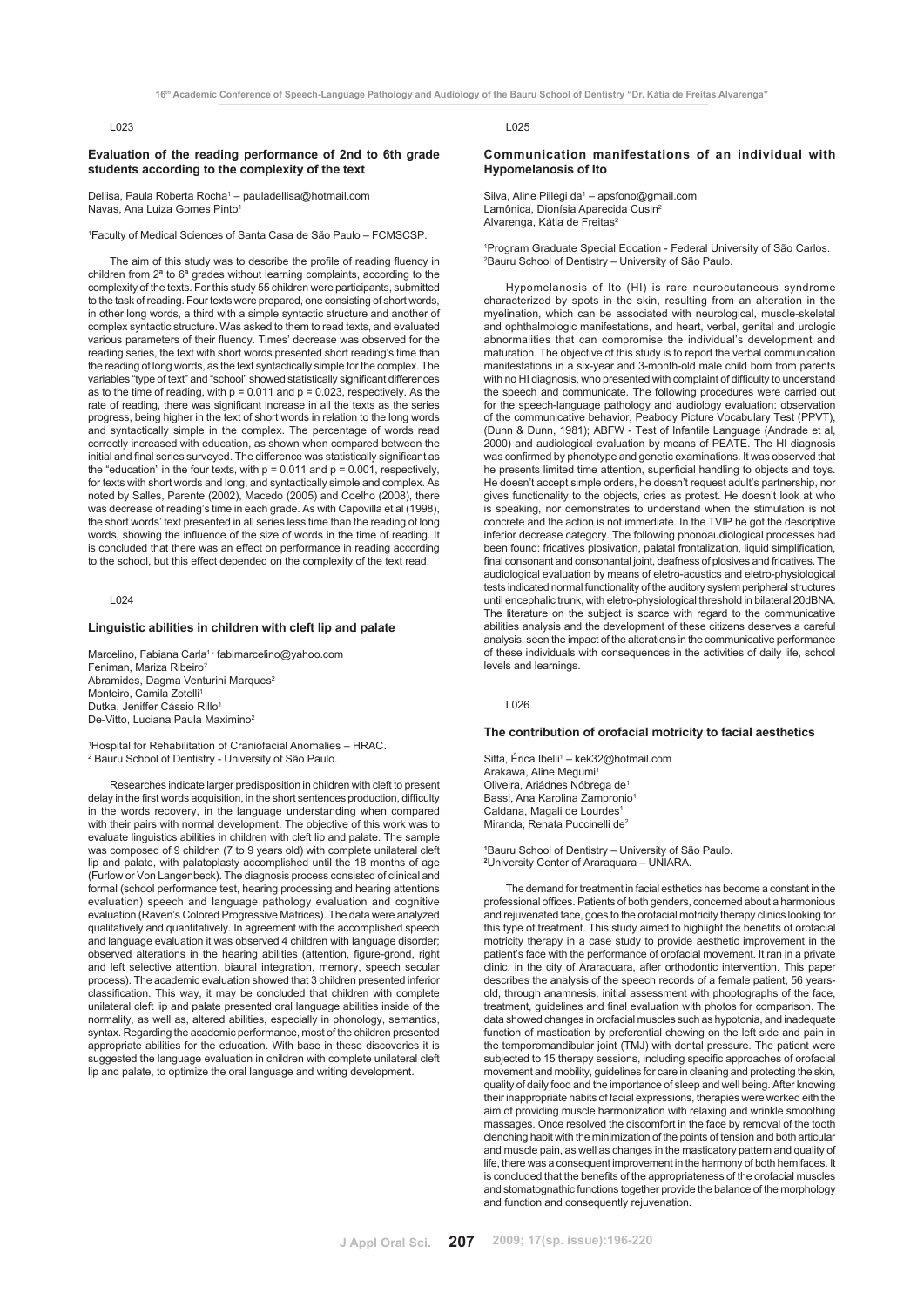L023

### Evaluation of the reading performance of 2nd to 6th grade students according to the complexity of the text

Dellisa, Paula Roberta Rocha[1] – pauladellisa@hotmail.com
Navas, Ana Luiza Gomes Pinto[1]

[1]Faculty of Medical Sciences of Santa Casa de São Paulo – FCMSCSP.

The aim of this study was to describe the profile of reading fluency in children from 2ª to 6ª grades without learning complaints, according to the complexity of the texts. For this study 55 children were participants, submitted to the task of reading. Four texts were prepared, one consisting of short words, in other long words, a third with a simple syntactic structure and another of complex syntactic structure. Was asked to them to read texts, and evaluated various parameters of their fluency. Times' decrease was observed for the reading series, the text with short words presented short reading's time than the reading of long words, as the text syntactically simple for the complex. The variables "type of text" and "school" showed statistically significant differences as to the time of reading, with $p = 0.011$ and $p = 0.023$, respectively. As the rate of reading, there was significant increase in all the texts as the series progress, being higher in the text of short words in relation to the long words and syntactically simple in the complex. The percentage of words read correctly increased with education, as shown when compared between the initial and final series surveyed. The difference was statistically significant as the "education" in the four texts, with $p = 0.011$ and $p = 0.001$, respectively, for texts with short words and long, and syntactically simple and complex. As noted by Salles, Parente (2002), Macedo (2005) and Coelho (2008), there was decrease of reading's time in each grade. As with Capovilla et al (1998), the short words' text presented in all series less time than the reading of long words, showing the influence of the size of words in the time of reading. It is concluded that there was an effect on performance in reading according to the school, but this effect depended on the complexity of the text read.

L024

### Linguistic abilities in children with cleft lip and palate

Marcelino, Fabiana Carla[1] - fabimarcelino@yahoo.com
Feniman, Mariza Ribeiro[2]
Abramides, Dagma Venturini Marques[2]
Monteiro, Camila Zotelli[1]
Dutka, Jeniffer Cássio Rillo[1]
De-Vitto, Luciana Paula Maximino[2]

[1]Hospital for Rehabilitation of Craniofacial Anomalies – HRAC.
[2] Bauru School of Dentistry - University of São Paulo.

Researches indicate larger predisposition in children with cleft to present delay in the first words acquisition, in the short sentences production, difficulty in the words recovery, in the language understanding when compared with their pairs with normal development. The objective of this work was to evaluate linguistics abilities in children with cleft lip and palate. The sample was composed of 9 children (7 to 9 years old) with complete unilateral cleft lip and palate, with palatoplasty accomplished until the 18 months of age (Furlow or Von Langenbeck). The diagnosis process consisted of clinical and formal (school performance test, hearing processing and hearing attentions evaluation) speech and language pathology evaluation and cognitive evaluation (Raven's Colored Progressive Matrices). The data were analyzed qualitatively and quantitatively. In agreement with the accomplished speech and language evaluation it was observed 4 children with language disorder; observed alterations in the hearing abilities (attention, figure-grond, right and left selective attention, biaural integration, memory, speech secular process). The academic evaluation showed that 3 children presented inferior classification. This way, it may be concluded that children with complete unilateral cleft lip and palate presented oral language abilities inside of the normality, as well as, altered abilities, especially in phonology, semantics, syntax. Regarding the academic performance, most of the children presented appropriate abilities for the education. With base in these discoveries it is suggested the language evaluation in children with complete unilateral cleft lip and palate, to optimize the oral language and writing development.

L025

### Communication manifestations of an individual with Hypomelanosis of Ito

Silva, Aline Pillegi da[1] – apsfono@gmail.com
Lamônica, Dionísia Aparecida Cusin[2]
Alvarenga, Kátia de Freitas[2]

[1]Program Graduate Special Edcation - Federal University of São Carlos.
[2]Bauru School of Dentistry – University of São Paulo.

Hypomelanosis of Ito (HI) is rare neurocutaneous syndrome characterized by spots in the skin, resulting from an alteration in the myelination, which can be associated with neurological, muscle-skeletal and ophthalmologic manifestations, and heart, verbal, genital and urologic abnormalities that can compromise the individual's development and maturation. The objective of this is to report the verbal communication manifestations in a six-year and 3-month-old male child born from parents with no HI diagnosis, who presented with complaint of difficulty to understand the speech and communicate. The following procedures were carried out for the speech-language pathology and audiology evaluation: observation of the communicative behavior, Peabody Picture Vocabulary Test (PPVT), (Dunn & Dunn, 1981); ABFW - Test of Infantile Language (Andrade et al, 2000) and audiological evaluation by means of PEATE. The HI diagnosis was confirmed by phenotype and genetic examinations. It was observed that he presents limited time attention, superficial handling to objects and toys. He doesn't accept simple orders, he doesn't request adult's partnership, nor gives functionality to the objects, cries as protest. He doesn't look at who is speaking, nor demonstrates to understand when the stimulation is not concrete and the action is not immediate. In the TVIP he got the descriptive inferior decrease category. The following phonoaudiological processes had been found: fricatives plosivation, palatal frontalization, liquid simplification, final consonant and consonantal joint, deafness of plosives and fricatives. The audiological evaluation by means of eletro-acustics and eletro-physiological tests indicated normal functionality of the auditory system peripheral structures until encephalic trunk, with eletro-physiological threshold in bilateral 20dBNA. The literature on the subject is scarce with regard to the communicative abilities analysis and the development of these citizens deserves a careful analysis, seen the impact of the alterations in the communicative performance of these individuals with consequences in the activities of daily life, school levels and learnings.

L026

### The contribution of orofacial motricity to facial aesthetics

Sitta, Érica Ibelli[1] – kek32@hotmail.com
Arakawa, Aline Megumi[1]
Oliveira, Ariádnes Nóbrega de[1]
Bassi, Ana Karolina Zampronio[1]
Caldana, Magali de Lourdes[1]
Miranda, Renata Puccinelli de[2]

[1]Bauru School of Dentistry – University of São Paulo.
[2]University Center of Araraquara – UNIARA.

The demand for treatment in facial esthetics has become a constant in the professional offices. Patients of both genders, concerned about a harmonious and rejuvenated face, goes to the orofacial motricity therapy clinics looking for this type of treatment. This study aimed to highlight the benefits of orofacial motricity therapy in a case study to provide aesthetic improvement in the patient's face with the performance of orofacial movement. It ran in a private clinic, in the city of Araraquara, after orthodontic intervention. This paper describes the analysis of the speech records of a female patient, 56 years-old, through anamnesis, initial assessment with phoptographs of the face, treatment, guidelines and final evaluation with photos for comparison. The data showed changes in orofacial muscles such as hypotonia, and inadequate function of mastication by preferential chewing on the left side and pain in the temporomandibular joint (TMJ) with dental pressure. The patient were subjected to 15 therapy sessions, including specific approaches of orofacial movement and mobility, guidelines for care in cleaning and protecting the skin, quality of daily food and the importance of sleep and well being. After knowing their inappropriate habits of facial expressions, therapies were worked eith the aim of providing muscle harmonization with relaxing and wrinkle smoothing massages. Once resolved the discomfort in the face by removal of the tooth clenching habit with the minimization of the points of tension and both articular and muscle pain, as well as changes in the masticatory pattern and quality of life, there was a consequent improvement in the harmony of both hemifaces. It is concluded that the benefits of the appropriateness of the orofacial muscles and stomatognathic functions together provide the balance of the morphology and function and consequently rejuvenation.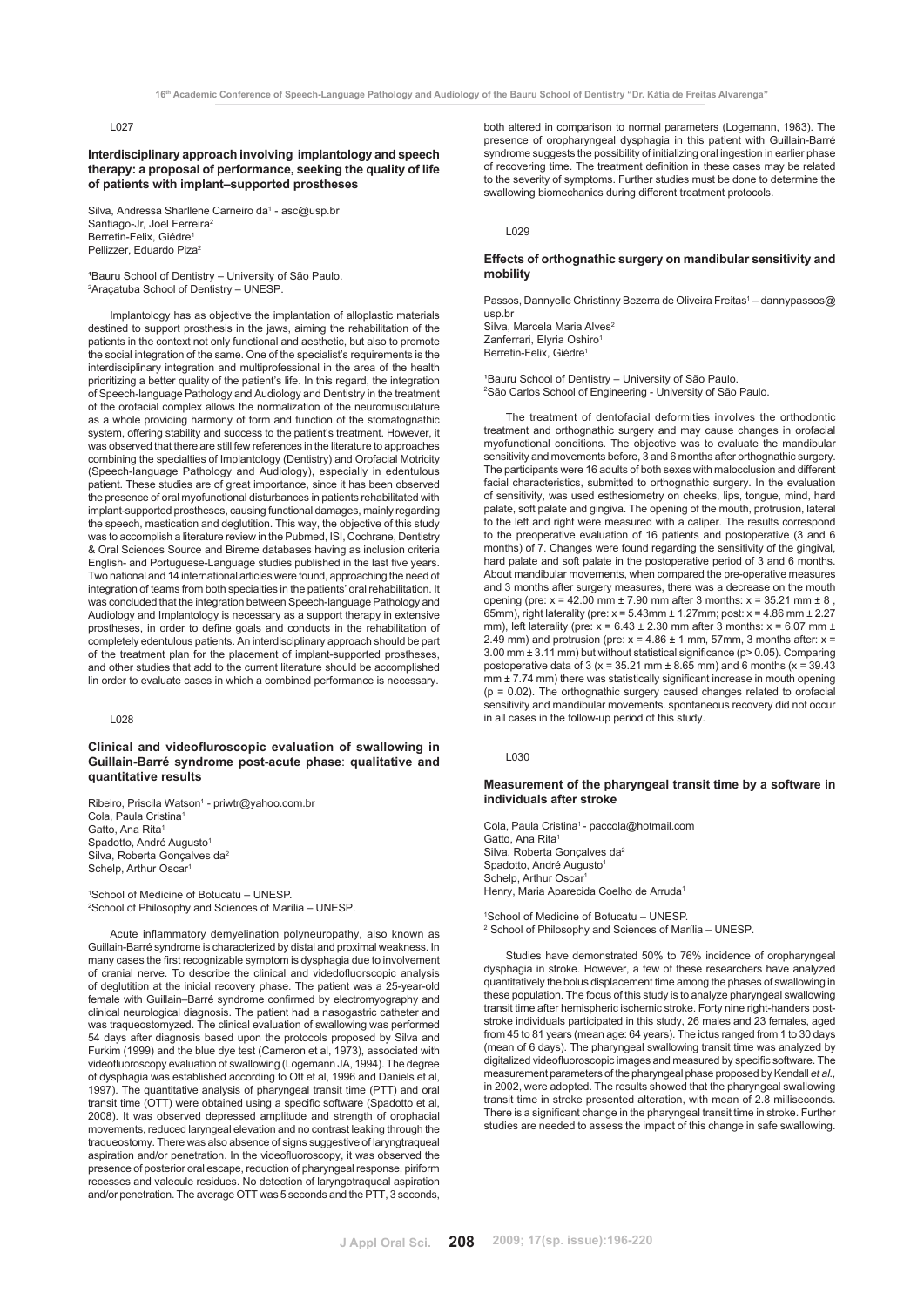L027

### Interdisciplinary approach involving implantology and speech therapy: a proposal of performance, seeking the quality of life of patients with implant–supported prostheses

Silva, Andressa Sharllene Carneiro da[1] - asc@usp.br
Santiago-Jr, Joel Ferreira[2]
Berretin-Felix, Giédre[1]
Pellizzer, Eduardo Piza[2]

[1]Bauru School of Dentistry – University of São Paulo.
[2]Araçatuba School of Dentistry – UNESP.

Implantology has as objective the implantation of alloplastic materials destined to support prosthesis in the jaws, aiming the rehabilitation of the patients in the context not only functional and aesthetic, but also to promote the social integration of the same. One of the specialist's requirements is the interdisciplinary integration and multiprofessional in the area of the health prioritizing a better quality of the patient's life. In this regard, the integration of Speech-language Pathology and Audiology and Dentistry in the treatment of the orofacial complex allows the normalization of the neuromusculature as a whole providing harmony of form and function of the stomatognathic system, offering stability and success to the patient's treatment. However, it was observed that there are still few references in the literature to approaches combining the specialties of Implantology (Dentistry) and Orofacial Motricity (Speech-language Pathology and Audiology), especially in edentulous patient. These studies are of great importance, since it has been observed the presence of oral myofunctional disturbances in patients rehabilitated with implant-supported prostheses, causing functional damages, mainly regarding the speech, mastication and deglutition. This way, the objective of this study was to accomplish a literature review in the Pubmed, ISI, Cochrane, Dentistry & Oral Sciences Source and Bireme databases having as inclusion criteria English- and Portuguese-Language studies published in the last five years. Two national and 14 international articles were found, approaching the need of integration of teams from both specialties in the patients' oral rehabilitation. It was concluded that the integration between Speech-language Pathology and Audiology and Implantology is necessary as a support therapy in extensive prostheses, in order to define goals and conducts in the rehabilitation of completely edentulous patients. An interdisciplinary approach should be part of the treatment plan for the placement of implant-supported prostheses, and other studies that add to the current literature should be accomplished lin order to evaluate cases in which a combined performance is necessary.

L028

### Clinical and videofluroscopic evaluation of swallowing in Guillain-Barré syndrome post-acute phase: qualitative and quantitative results

Ribeiro, Priscila Watson[1] - priwtr@yahoo.com.br
Cola, Paula Cristina[1]
Gatto, Ana Rita[1]
Spadotto, André Augusto[1]
Silva, Roberta Gonçalves da[2]
Schelp, Arthur Oscar[1]

[1]School of Medicine of Botucatu – UNESP.
[2]School of Philosophy and Sciences of Marília – UNESP.

Acute inflammatory demyelination polyneuropathy, also known as Guillain-Barré syndrome is characterized by distal and proximal weakness. In many cases the first recognizable symptom is dysphagia due to involvement of cranial nerve. To describe the clinical and videdofluorscopic analysis of deglutition at the inicial recovery phase. The patient was a 25-year-old female with Guillain–Barré syndrome confirmed by electromyography and clinical neurological diagnosis. The patient had a nasogastric catheter and was traqueostomyzed. The clinical evaluation of swallowing was performed 54 days after diagnosis based upon the protocols proposed by Silva and Furkim (1999) and the blue dye test (Cameron et al, 1973), associated with videofluoroscopy evaluation of swallowing (Logemann JA, 1994). The degree of dysphagia was established according to Ott et al, 1996 and Daniels et al, 1997). The quantitative analysis of pharyngeal transit time (PTT) and oral transit time (OTT) were obtained using a specific software (Spadotto et al, 2008). It was observed depressed amplitude and strength of orophacial movements, reduced laryngeal elevation and no contrast leaking through the traqueostomy. There was also absence of signs suggestive of laryngtraqueal aspiration and/or penetration. In the videofluoroscopy, it was observed the presence of posterior oral escape, reduction of pharyngeal response, piriform recesses and valecule residues. No detection of laryngotraqueal aspiration and/or penetration. The average OTT was 5 seconds and the PTT, 3 seconds, both altered in comparison to normal parameters (Logemann, 1983). The presence of oropharyngeal dysphagia in this patient with Guillain-Barré syndrome suggests the possibility of initializing oral ingestion in earlier phase of recovering time. The treatment definition in these cases may be related to the severity of symptoms. Further studies must be done to determine the swallowing biomechanics during different treatment protocols.

L029

### Effects of orthognathic surgery on mandibular sensitivity and mobility

Passos, Dannyelle Christinny Bezerra de Oliveira Freitas[1] – dannypassos@usp.br
Silva, Marcela Maria Alves[2]
Zanferrari, Elyria Oshiro[1]
Berretin-Felix, Giédre[1]

[1]Bauru School of Dentistry – University of São Paulo.
[2]São Carlos School of Engineering - University of São Paulo.

The treatment of dentofacial deformities involves the orthodontic treatment and orthognathic surgery and may cause changes in orofacial myofunctional conditions. The objective was to evaluate the mandibular sensitivity and movements before, 3 and 6 months after orthognathic surgery. The participants were 16 adults of both sexes with malocclusion and different facial characteristics, submitted to orthognathic surgery. In the evaluation of sensitivity, was used esthesiometry on cheeks, lips, tongue, mind, hard palate, soft palate and gingiva. The opening of the mouth, protrusion, lateral to the left and right were measured with a caliper. The results correspond to the preoperative evaluation of 16 patients and postoperative (3 and 6 months) of 7. Changes were found regarding the sensitivity of the gingival, hard palate and soft palate in the postoperative period of 3 and 6 months. About mandibular movements, when compared the pre-operative measures and 3 months after surgery measures, there was a decrease on the mouth opening (pre: $x = 42.00$ mm $\pm$ 7.90 mm after 3 months: $x = 35.21$ mm $\pm$ 8 , 65mm), right laterality (pre: $x = 5.43$mm $\pm$ 1.27mm; post: $x = 4.86$ mm $\pm$ 2.27 mm), left laterality (pre: $x = 6.43 \pm 2.30$ mm after 3 months: $x = 6.07$ mm $\pm$ 2.49 mm) and protrusion (pre: $x = 4.86 \pm 1$ mm, 57mm, 3 months after: $x =$ 3.00 mm $\pm$ 3.11 mm) but without statistical significance ($p > 0.05$). Comparing postoperative data of 3 ($x = 35.21$ mm $\pm$ 8.65 mm) and 6 months ($x = 39.43$ mm $\pm$ 7.74 mm) there was statistically significant increase in mouth opening ($p = 0.02$). The orthognathic surgery caused changes related to orofacial sensitivity and mandibular movements. spontaneous recovery did not occur in all cases in the follow-up period of this study.

L030

### Measurement of the pharyngeal transit time by a software in individuals after stroke

Cola, Paula Cristina[1] - paccola@hotmail.com
Gatto, Ana Rita[1]
Silva, Roberta Gonçalves da[2]
Spadotto, André Augusto[1]
Schelp, Arthur Oscar[1]
Henry, Maria Aparecida Coelho de Arruda[1]

[1]School of Medicine of Botucatu – UNESP.
[2] School of Philosophy and Sciences of Marília – UNESP.

Studies have demonstrated 50% to 76% incidence of oropharyngeal dysphagia in stroke. However, a few of these researchers have analyzed quantitatively the bolus displacement time among the phases of swallowing in these population. The focus of this study is to analyze pharyngeal swallowing transit time after hemispheric ischemic stroke. Forty nine right-handers post-stroke individuals participated in this study, 26 males and 23 females, aged from 45 to 81 years (mean age: 64 years). The ictus ranged from 1 to 30 days (mean of 6 days). The pharyngeal swallowing transit time was analyzed by digitalized videofluoroscopic images and measured by specific software. The measurement parameters of the pharyngeal phase proposed by Kendall *et al.,* in 2002, were adopted. The results showed that the pharyngeal swallowing transit time in stroke presented alteration, with mean of 2.8 milliseconds. There is a significant change in the pharyngeal transit time in stroke. Further studies are needed to assess the impact of this change in safe swallowing.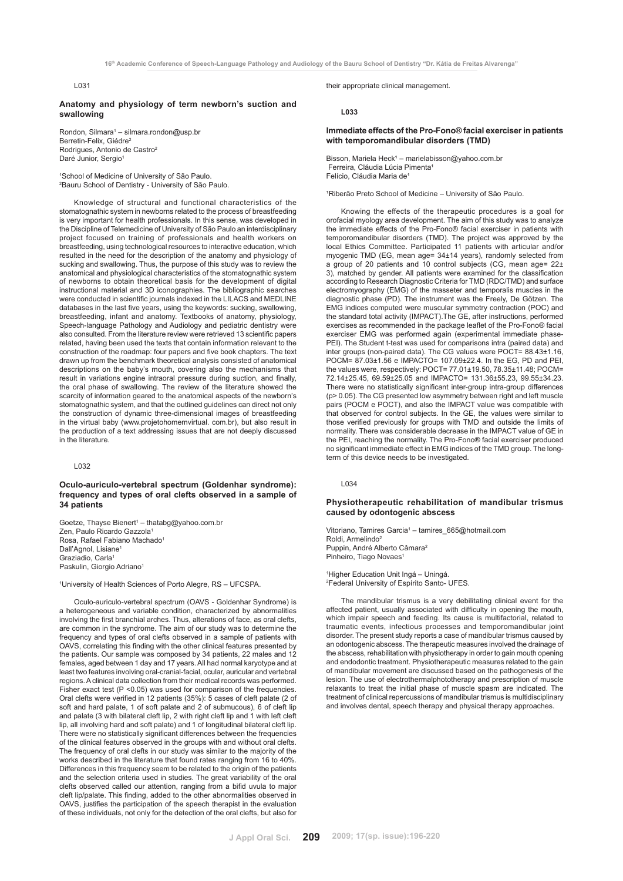L031

### Anatomy and physiology of term newborn's suction and swallowing

Rondon, Silmara[1] – silmara.rondon@usp.br
Berretin-Felix, Giédre[2]
Rodrigues, Antonio de Castro[2]
Daré Junior, Sergio[1]

[1]School of Medicine of University of São Paulo.
[2]Bauru School of Dentistry - University of São Paulo.

Knowledge of structural and functional characteristics of the stomatognathic system in newborns related to the process of breastfeeding is very important for health professionals. In this sense, was developed in the Discipline of Telemedicine of University of São Paulo an interdisciplinary project focused on training of professionals and health workers on breastfeeding, using technological resources to interactive education, which resulted in the need for the description of the anatomy and physiology of sucking and swallowing. Thus, the purpose of this study was to review the anatomical and physiological characteristics of the stomatognathic system of newborns to obtain theoretical basis for the development of digital instructional material and 3D iconographies. The bibliographic searches were conducted in scientific journals indexed in the LILACS and MEDLINE databases in the last five years, using the keywords: sucking, swallowing, breastfeeding, infant and anatomy. Textbooks of anatomy, physiology, Speech-language Pathology and Audiology and pediatric dentistry were also consulted. From the literature review were retrieved 13 scientific papers related, having been used the texts that contain information relevant to the construction of the roadmap: four papers and five book chapters. The text drawn up from the benchmark theoretical analysis consisted of anatomical descriptions on the baby's mouth, covering also the mechanisms that result in variations engine intraoral pressure during suction, and finally, the oral phase of swallowing. The review of the literature showed the scarcity of information geared to the anatomical aspects of the newborn's stomatognathic system, and that the outlined guidelines can direct not only the construction of dynamic three-dimensional images of breastfeeding in the virtual baby (www.projetohomemvirtual. com.br), but also result in the production of a text addressing issues that are not deeply discussed in the literature.

L032

### Oculo-auriculo-vertebral spectrum (Goldenhar syndrome): frequency and types of oral clefts observed in a sample of 34 patients

Goetze, Thayse Bienert[1] – thatabg@yahoo.com.br
Zen, Paulo Ricardo Gazzola[1]
Rosa, Rafael Fabiano Machado[1]
Dall'Agnol, Lisiane[1]
Graziadio, Carla[1]
Paskulin, Giorgio Adriano[1]

[1]University of Health Sciences of Porto Alegre, RS – UFCSPA.

Oculo-auriculo-vertebral spectrum (OAVS - Goldenhar Syndrome) is a heterogeneous and variable condition, characterized by abnormalities involving the first branchial arches. Thus, alterations of face, as oral clefts, are common in the syndrome. The aim of our study was to determine the frequency and types of oral clefts observed in a sample of patients with OAVS, correlating this finding with the other clinical features presented by the patients. Our sample was composed by 34 patients, 22 males and 12 females, aged between 1 day and 17 years. All had normal karyotype and at least two features involving oral-cranial-facial, ocular, auricular and vertebral regions. A clinical data collection from their medical records was performed. Fisher exact test ($P < 0.05$) was used for comparison of the frequencies. Oral clefts were verified in 12 patients (35%): 5 cases of cleft palate (2 of soft and hard palate, 1 of soft palate and 2 of submucous), 6 of cleft lip and palate (3 with bilateral cleft lip, 2 with right cleft lip and 1 with left cleft lip, all involving hard and soft palate) and 1 of longitudinal bilateral cleft lip. There were no statistically significant differences between the frequencies of the clinical features observed in the groups with and without oral clefts. The frequency of oral clefts in our study was similar to the majority of the works described in the literature that found rates ranging from 16 to 40%. Differences in this frequency seem to be related to the origin of the patients and the selection criteria used in studies. The great variability of the oral clefts observed called our attention, ranging from a bifid uvula to major cleft lip/palate. This finding, added to the other abnormalities observed in OAVS, justifies the participation of the speech therapist in the evaluation of these individuals, not only for the detection of the oral clefts, but also for their appropriate clinical management.

**L033**

### Immediate effects of the Pro-Fono® facial exerciser in patients with temporomandibular disorders (TMD)

Bisson, Mariela Heck[1] – marielabisson@yahoo.com.br
Ferreira, Cláudia Lúcia Pimenta[1]
Felício, Cláudia Maria de[1]

[1]Riberão Preto School of Medicine – University of São Paulo.

Knowing the effects of the therapeutic procedures is a goal for orofacial myology area development. The aim of this study was to analyze the immediate effects of the Pro-Fono® facial exerciser in patients with temporomandibular disorders (TMD). The project was approved by the local Ethics Committee. Participated 11 patients with articular and/or myogenic TMD (EG, mean age= 34±14 years), randomly selected from a group of 20 patients and 10 control subjects (CG, mean age= 22± 3), matched by gender. All patients were examined for the classification according to Research Diagnostic Criteria for TMD (RDC/TMD) and surface electromyography (EMG) of the masseter and temporalis muscles in the diagnostic phase (PD). The instrument was the Freely, De Götzen. The EMG indices computed were muscular symmetry contraction (POC) and the standard total activity (IMPACT).The GE, after instructions, performed exercises as recommended in the package leaflet of the Pro-Fono® facial exerciser EMG was performed again (experimental immediate phase-PEI). The Student t-test was used for comparisons intra (paired data) and inter groups (non-paired data). The CG values were POCT= 88.43±1.16, POCM= 87.03±1.56 e IMPACTO= 107.09±22.4. In the EG, PD and PEI, the values were, respectively: POCT= 77.01±19.50, 78.35±11.48; POCM= 72.14±25.45, 69.59±25.05 and IMPACTO= 131.36±55.23, 99.55±34.23. There were no statistically significant inter-group intra-group differences ($p > 0.05$). The CG presented low asymmetry between right and left muscle pairs (POCM e POCT), and also the IMPACT value was compatible with that observed for control subjects. In the GE, the values were similar to those verified previously for groups with TMD and outside the limits of normality. There was considerable decrease in the IMPACT value of GE in the PEI, reaching the normality. The Pro-Fono® facial exerciser produced no significant immediate effect in EMG indices of the TMD group. The long-term of this device needs to be investigated.

L034

### Physiotherapeutic rehabilitation of mandibular trismus caused by odontogenic abscess

Vitoriano, Tamires Garcia[1] – tamires_665@hotmail.com
Roldi, Armelindo[2]
Puppin, André Alberto Câmara[2]
Pinheiro, Tiago Novaes[1]

[1]Higher Education Unit Ingá – Uningá.
[2]Federal University of Espírito Santo- UFES.

The mandibular trismus is a very debilitating clinical event for the affected patient, usually associated with difficulty in opening the mouth, which impair speech and feeding. Its cause is multifactorial, related to traumatic events, infectious processes and temporomandibular joint disorder. The present study reports a case of mandibular trismus caused by an odontogenic abscess. The therapeutic measures involved the drainage of the abscess, rehabilitation with physiotherapy in order to gain mouth opening and endodontic treatment. Physiotherapeutic measures related to the gain of mandibular movement are discussed based on the pathogenesis of the lesion. The use of electrothermalphototherapy and prescription of muscle relaxants to treat the initial phase of muscle spasm are indicated. The treatment of clinical repercussions of mandibular trismus is multidisciplinary and involves dental, speech therapy and physical therapy approaches.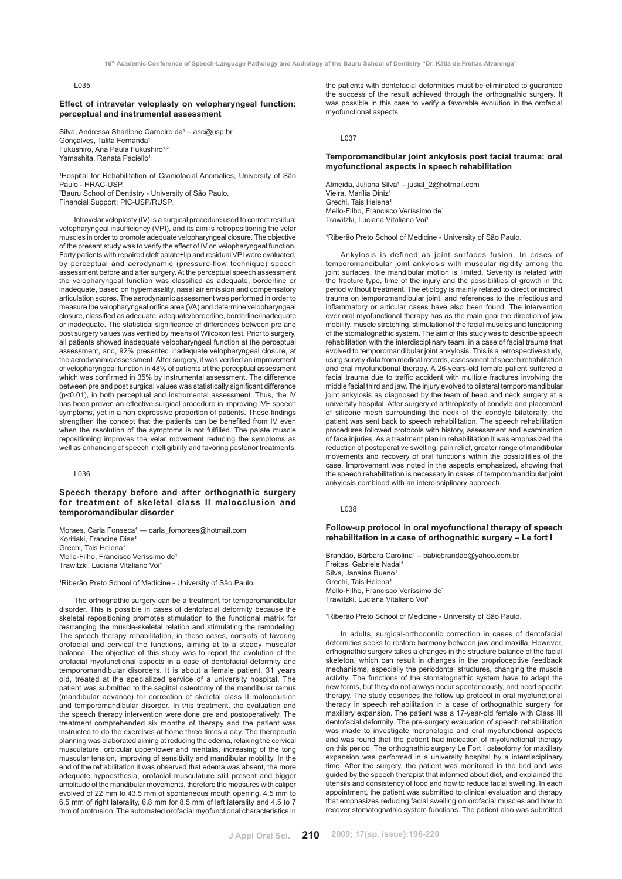L035

### Effect of intravelar veloplasty on velopharyngeal function: perceptual and instrumental assessment

Silva, Andressa Sharllene Carneiro da[1] – asc@usp.br
Gonçalves, Talita Fernanda[1]
Fukushiro, Ana Paula Fukushiro[1,2]
Yamashita, Renata Paciello[1]

[1]Hospital for Rehabilitation of Craniofacial Anomalies, University of São Paulo - HRAC-USP.
[2]Bauru School of Dentistry - University of São Paulo.
Financial Support: PIC-USP/RUSP.

Intravelar veloplasty (IV) is a surgical procedure used to correct residual velopharyngeal insufficiency (VPI), and its aim is retropositioning the velar muscles in order to promote adequate velopharyngeal closure. The objective of the present study was to verify the effect of IV on velopharyngeal function. Forty patients with repaired cleft palate±lip and residual VPI were evaluated, by perceptual and aerodynamic (pressure-flow technique) speech assessment before and after surgery. At the perceptual speech assessment the velopharyngeal function was classified as adequate, borderline or inadequate, based on hypernasality, nasal air emission and compensatory articulation scores. The aerodynamic assessment was performed in order to measure the velopharyngeal orifice area (VA) and determine velopharyngeal closure, classified as adequate, adequate/borderline, borderline/inadequate or inadequate. The statistical significance of differences between pre and post surgery values was verified by means of Wilcoxon test. Prior to surgery, all patients showed inadequate velopharyngeal function at the perceptual assessment, and, 92% presented inadequate velopharyngeal closure, at the aerodynamic assessment. After surgery, it was verified an improvement of velopharyngeal function in 48% of patients at the perceptual assessment which was confirmed in 35% by instrumental assessment. The difference between pre and post surgical values was statistically significant difference ($p<0.01$), in both perceptual and instrumental assessment. Thus, the IV has been proven an effective surgical procedure in improving IVF speech symptoms, yet in a non expressive proportion of patients. These findings strengthen the concept that the patients can be benefited from IV even when the resolution of the symptoms is not fulfilled. The palate muscle repositioning improves the velar movement reducing the symptoms as well as enhancing of speech intelligibility and favoring posterior treatments.

L036

### Speech therapy before and after orthognathic surgery for treatment of skeletal class II malocclusion and temporomandibular disorder

Moraes, Carla Fonseca[1] — carla_fomoraes@hotmail.com
Koritiaki, Francine Dias[1]
Grechi, Tais Helena[1]
Mello-Filho, Francisco Veríssimo de[1]
Trawitzki, Luciana Vitaliano Voi[1]

[1]Riberão Preto School of Medicine - University of São Paulo.

The orthognathic surgery can be a treatment for temporomandibular disorder. This is possible in cases of dentofacial deformity because the skeletal repositioning promotes stimulation to the functional matrix for rearranging the muscle-skeletal relation and stimulating the remodeling. The speech therapy rehabilitation, in these cases, consists of favoring orofacial and cervical the functions, aiming at to a steady muscular balance. The objective of this study was to report the evolution of the orofacial myofunctional aspects in a case of dentofacial deformity and temporomandibular disorders. It is about a female patient, 31 years old, treated at the specialized service of a university hospital. The patient was submitted to the sagittal osteotomy of the mandibular ramus (mandibular advance) for correction of skeletal class II malocclusion and temporomandibular disorder. In this treatment, the evaluation and the speech therapy intervention were done pre and postoperatively. The treatment comprehended six months of therapy and the patient was instructed to do the exercises at home three times a day. The therapeutic planning was elaborated aiming at reducing the edema, relaxing the cervical musculature, orbicular upper/lower and mentalis, increasing of the tong muscular tension, improving of sensitivity and mandibular mobility. In the end of the rehabilitation it was observed that edema was absent, the more adequate hypoesthesia, orofacial musculature still present and bigger amplitude of the mandibular movements, therefore the measures with caliper evolved of 22 mm to 43.5 mm of spontaneous mouth opening, 4.5 mm to 6.5 mm of right laterality, 6.8 mm for 8.5 mm of left laterality and 4.5 to 7 mm of protrusion. The automated orofacial myofunctional characteristics in the patients with dentofacial deformities must be eliminated to guarantee the success of the result achieved through the orthognathic surgery. It was possible in this case to verify a favorable evolution in the orofacial myofunctional aspects.

L037

### Temporomandibular joint ankylosis post facial trauma: oral myofunctional aspects in speech rehabilitation

Almeida, Juliana Silva[1] – jusial_2@hotmail.com
Vieira, Marília Diniz[1]
Grechi, Tais Helena[1]
Mello-Filho, Francisco Veríssimo de[1]
Trawitzki, Luciana Vitaliano Voi[1]

[1]Riberão Preto School of Medicine - University of São Paulo.

Ankylosis is defined as joint surfaces fusion. In cases of temporomandibular joint ankylosis with muscular rigidity among the joint surfaces, the mandibular motion is limited. Severity is related with the fracture type, time of the injury and the possibilities of growth in the period without treatment. The etiology is mainly related to direct or indirect trauma on temporomandibular joint, and references to the infectious and inflammatory or articular cases have also been found. The intervention over oral myofunctional therapy has as the main goal the direction of jaw mobility, muscle stretching, stimulation of the facial muscles and functioning of the stomatognathic system. The aim of this study was to describe speech rehabilitation with the interdisciplinary team, in a case of facial trauma that evolved to temporomandibular joint ankylosis. This is a retrospective study, using survey data from medical records, assessment of speech rehabilitation and oral myofunctional therapy. A 26-years-old female patient suffered a facial trauma due to traffic accident with multiple fractures involving the middle facial third and jaw. The injury evolved to bilateral temporomandibular joint ankylosis as diagnosed by the team of head and neck surgery at a university hospital. After surgery of arthroplasty of condyle and placement of silicone mesh surrounding the neck of the condyle bilaterally, the patient was sent back to speech rehabilitation. The speech rehabilitation procedures followed protocols with history, assessment and examination of face injuries. As a treatment plan in rehabilitation it was emphasized the reduction of postoperative swelling, pain relief, greater range of mandibular movements and recovery of oral functions within the possibilities of the case. Improvement was noted in the aspects emphasized, showing that the speech rehabilitation is necessary in cases of temporomandibular joint ankylosis combined with an interdisciplinary approach.

L038

### Follow-up protocol in oral myofunctional therapy of speech rehabilitation in a case of orthognathic surgery – Le fort I

Brandão, Bárbara Carolina[1] – babicbrandao@yahoo.com.br
Freitas, Gabriele Nadal[1]
Silva, Janaína Bueno[1]
Grechi, Tais Helena[1]
Mello-Filho, Francisco Veríssimo de[1]
Trawitzki, Luciana Vitaliano Voi[1]

[1]Riberão Preto School of Medicine - University of São Paulo.

In adults, surgical-orthodontic correction in cases of dentofacial deformities seeks to restore harmony between jaw and maxilla. However, orthognathic surgery takes a changes in the structure balance of the facial skeleton, which can result in changes in the proprioceptive feedback mechanisms, especially the periodontal structures, changing the muscle activity. The functions of the stomatognathic system have to adapt the new forms, but they do not always occur spontaneously, and need specific therapy. The study describes the follow up protocol in oral myofunctional therapy in speech rehabilitation in a case of orthognathic surgery for maxillary expansion. The patient was a 17-year-old female with Class III dentofacial deformity. The pre-surgery evaluation of speech rehabilitation was made to investigate morphologic and oral myofunctional aspects and was found that the patient had indication of myofunctional therapy on this period. The orthognathic surgery Le Fort I osteotomy for maxillary expansion was performed in a university hospital by a interdisciplinary time. After the surgery, the patient was monitored in the bed and was guided by the speech therapist that informed about diet, and explained the utensils and consistency of food and how to reduce facial swelling. In each appointment, the patient was submitted to clinical evaluation and therapy that emphasizes reducing facial swelling on orofacial muscles and how to recover stomatognathic system functions. The patient also was submitted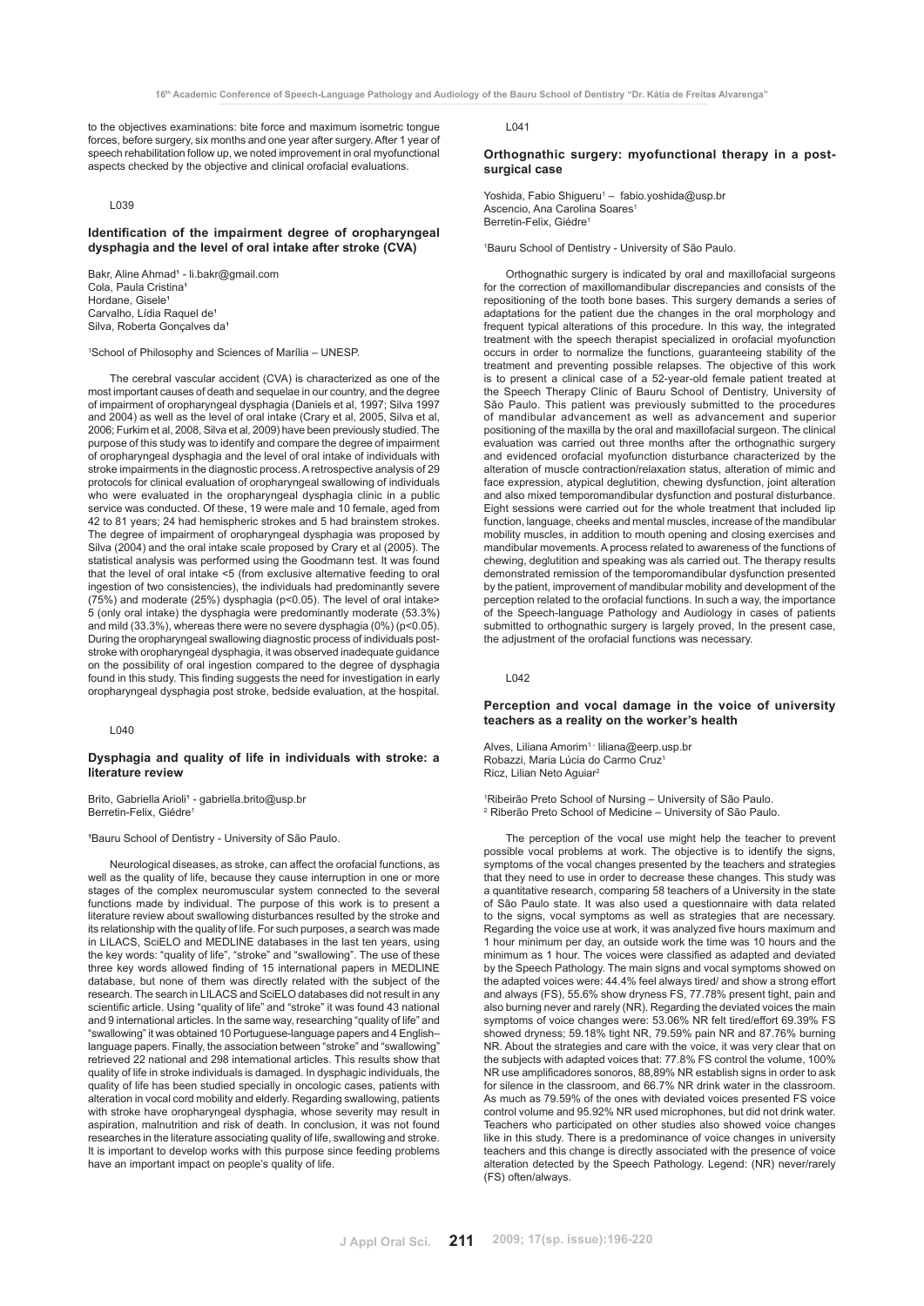to the objectives examinations: bite force and maximum isometric tongue forces, before surgery, six months and one year after surgery. After 1 year of speech rehabilitation follow up, we noted improvement in oral myofunctional aspects checked by the objective and clinical orofacial evaluations.

L039

### Identification of the impairment degree of oropharyngeal dysphagia and the level of oral intake after stroke (CVA)

Bakr, Aline Ahmad[1] - li.bakr@gmail.com
Cola, Paula Cristina[1]
Hordane, Gisele[1]
Carvalho, Lídia Raquel de[1]
Silva, Roberta Gonçalves da[1]

[1]School of Philosophy and Sciences of Marília – UNESP.

The cerebral vascular accident (CVA) is characterized as one of the most important causes of death and sequelae in our country, and the degree of impairment of oropharyngeal dysphagia (Daniels et al, 1997; Silva 1997 and 2004) as well as the level of oral intake (Crary et al, 2005, Silva et al, 2006; Furkim et al, 2008, Silva et al, 2009) have been previously studied. The purpose of this study was to identify and compare the degree of impairment of oropharyngeal dysphagia and the level of oral intake of individuals with stroke impairments in the diagnostic process. A retrospective analysis of 29 protocols for clinical evaluation of oropharyngeal swallowing of individuals who were evaluated in the oropharyngeal dysphagia clinic in a public service was conducted. Of these, 19 were male and 10 female, aged from 42 to 81 years; 24 had hemispheric strokes and 5 had brainstem strokes. The degree of impairment of oropharyngeal dysphagia was proposed by Silva (2004) and the oral intake scale proposed by Crary et al (2005). The statistical analysis was performed using the Goodmann test. It was found that the level of oral intake <5 (from exclusive alternative feeding to oral ingestion of two consistencies), the individuals had predominantly severe (75%) and moderate (25%) dysphagia ($p<0.05$). The level of oral intake> 5 (only oral intake) the dysphagia were predominantly moderate (53.3%) and mild (33.3%), whereas there were no severe dysphagia (0%) ($p<0.05$). During the oropharyngeal swallowing diagnostic process of individuals post-stroke with oropharyngeal dysphagia, it was observed inadequate guidance on the possibility of oral ingestion compared to the degree of dysphagia found in this study. This finding suggests the need for investigation in early oropharyngeal dysphagia post stroke, bedside evaluation, at the hospital.

L040

### Dysphagia and quality of life in individuals with stroke: a literature review

Brito, Gabriella Arioli[1] - gabriella.brito@usp.br
Berretin-Felix, Giédre[1]

[1]Bauru School of Dentistry - University of São Paulo.

Neurological diseases, as stroke, can affect the orofacial functions, as well as the quality of life, because they cause interruption in one or more stages of the complex neuromuscular system connected to the several functions made by individual. The purpose of this work is to present a literature review about swallowing disturbances resulted by the stroke and its relationship with the quality of life. For such purposes, a search was made in LILACS, SciELO and MEDLINE databases in the last ten years, using the key words: "quality of life", "stroke" and "swallowing". The use of these three key words allowed finding of 15 international papers in MEDLINE database, but none of them was directly related with the subject of the research. The search in LILACS and SciELO databases did not result in any scientific article. Using "quality of life" and "stroke" it was found 43 national and 9 international articles. In the same way, researching "quality of life" and "swallowing" it was obtained 10 Portuguese-language papers and 4 English–language papers. Finally, the association between "stroke" and "swallowing" retrieved 22 national and 298 international articles. This results show that quality of life in stroke individuals is damaged. In dysphagic individuals, the quality of life has been studied specially in oncologic cases, patients with alteration in vocal cord mobility and elderly. Regarding swallowing, patients with stroke have oropharyngeal dysphagia, whose severity may result in aspiration, malnutrition and risk of death. In conclusion, it was not found researches in the literature associating quality of life, swallowing and stroke. It is important to develop works with this purpose since feeding problems have an important impact on people's quality of life.

L041

### Orthognathic surgery: myofunctional therapy in a post-surgical case

Yoshida, Fabio Shigueru[1] – fabio.yoshida@usp.br
Ascencio, Ana Carolina Soares[1]
Berretin-Felix, Giédre[1]

[1]Bauru School of Dentistry - University of São Paulo.

Orthognathic surgery is indicated by oral and maxillofacial surgeons for the correction of maxillomandibular discrepancies and consists of the repositioning of the tooth bone bases. This surgery demands a series of adaptations for the patient due the changes in the oral morphology and frequent typical alterations of this procedure. In this way, the integrated treatment with the speech therapist specialized in orofacial myofunction occurs in order to normalize the functions, guaranteeing stability of the treatment and preventing possible relapses. The objective of this work is to present a clinical case of a 52-year-old female patient treated at the Speech Therapy Clinic of Bauru School of Dentistry, University of São Paulo. This patient was previously submitted to the procedures of mandibular advancement as well as advancement and superior positioning of the maxilla by the oral and maxillofacial surgeon. The clinical evaluation was carried out three months after the orthognathic surgery and evidenced orofacial myofunction disturbance characterized by the alteration of muscle contraction/relaxation status, alteration of mimic and face expression, atypical deglutition, chewing dysfunction, joint alteration and also mixed temporomandibular dysfunction and postural disturbance. Eight sessions were carried out for the whole treatment that included lip function, language, cheeks and mental muscles, increase of the mandibular mobility muscles, in addition to mouth opening and closing exercises and mandibular movements. A process related to awareness of the functions of chewing, deglutition and speaking was als carried out. The therapy results demonstrated remission of the temporomandibular dysfunction presented by the patient, improvement of mandibular mobility and development of the perception related to the orofacial functions. In such a way, the importance of the Speech-language Pathology and Audiology in cases of patients submitted to orthognathic surgery is largely proved, In the present case, the adjustment of the orofacial functions was necessary.

L042

### Perception and vocal damage in the voice of university teachers as a reality on the worker's health

Alves, Liliana Amorim[1] - liliana@eerp.usp.br
Robazzi, Maria Lúcia do Carmo Cruz[1]
Ricz, Lilian Neto Aguiar[2]

[1]Ribeirão Preto School of Nursing – University of São Paulo.
[2] Riberão Preto School of Medicine – University of São Paulo.

The perception of the vocal use might help the teacher to prevent possible vocal problems at work. The objective is to identify the signs, symptoms of the vocal changes presented by the teachers and strategies that they need to use in order to decrease these changes. This study was a quantitative research, comparing 58 teachers of a University in the state of São Paulo state. It was also used a questionnaire with data related to the signs, vocal symptoms as well as strategies that are necessary. Regarding the voice use at work, it was analyzed five hours maximum and 1 hour minimum per day, an outside work the time was 10 hours and the minimum as 1 hour. The voices were classified as adapted and deviated by the Speech Pathology. The main signs and vocal symptoms showed on the adapted voices were: 44.4% feel always tired/ and show a strong effort and always (FS), 55.6% show dryness FS, 77.78% present tight, pain and also burning never and rarely (NR). Regarding the deviated voices the main symptoms of voice changes were: 53.06% NR felt tired/effort 69.39% FS showed dryness; 59.18% tight NR, 79.59% pain NR and 87.76% burning NR. About the strategies and care with the voice, it was very clear that on the subjects with adapted voices that: 77.8% FS control the volume, 100% NR use amplificadores sonoros, 88,89% NR establish signs in order to ask for silence in the classroom, and 66.7% NR drink water in the classroom. As much as 79.59% of the ones with deviated voices presented FS voice control volume and 95.92% NR used microphones, but did not drink water. Teachers who participated on other studies also showed voice changes like in this study. There is a predominance of voice changes in university teachers and this change is directly associated with the presence of voice alteration detected by the Speech Pathology. Legend: (NR) never/rarely (FS) often/always.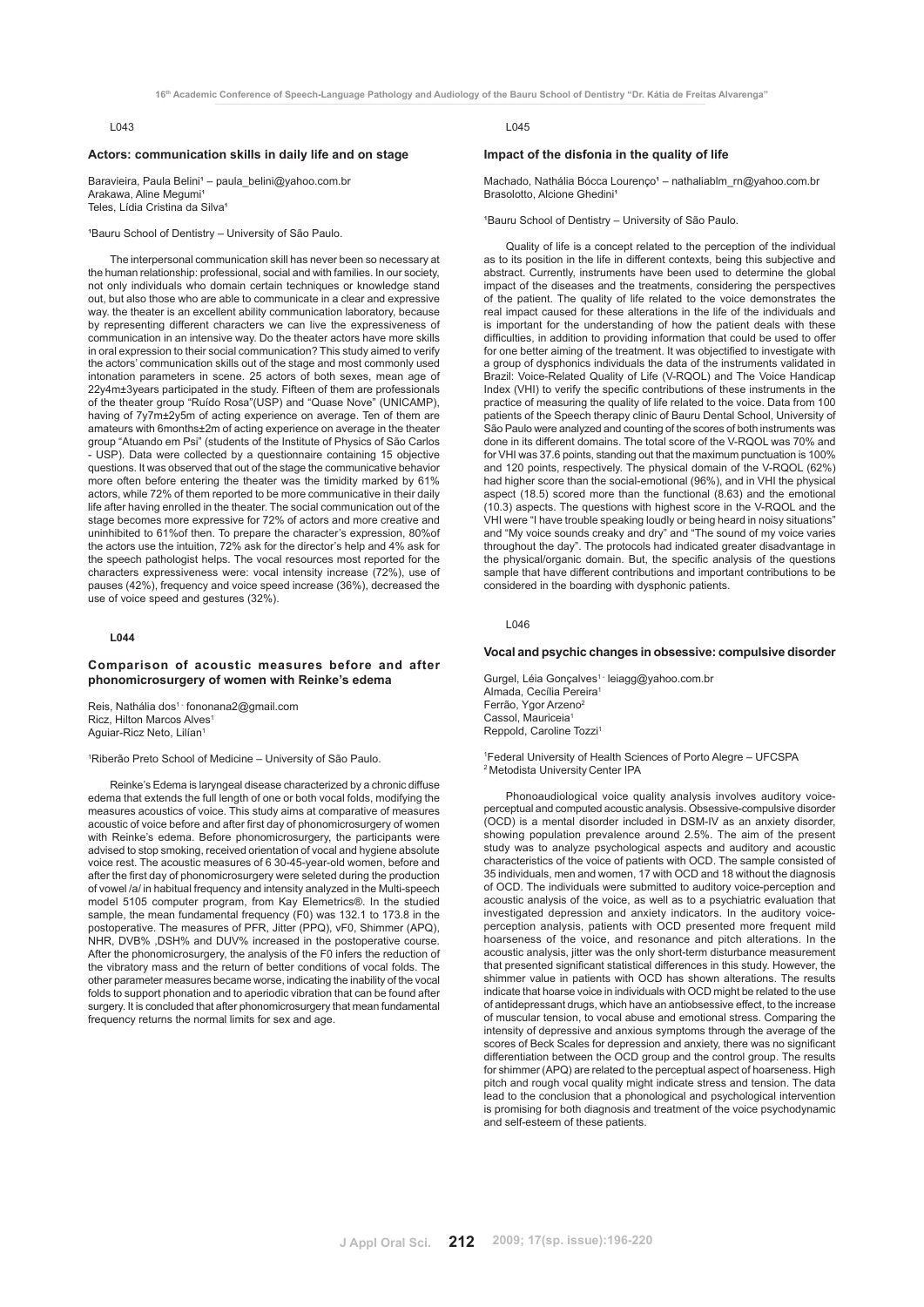L043

### Actors: communication skills in daily life and on stage

Baravieira, Paula Belini[1] – paula_belini@yahoo.com.br
Arakawa, Aline Megumi[1]
Teles, Lídia Cristina da Silva[1]

[1]Bauru School of Dentistry – University of São Paulo.

The interpersonal communication skill has never been so necessary at the human relationship: professional, social and with families. In our society, not only individuals who domain certain techniques or knowledge stand out, but also those who are able to communicate in a clear and expressive way. the theater is an excellent ability communication laboratory, because by representing different characters we can live the expressiveness of communication in an intensive way. Do the theater actors have more skills in oral expression to their social communication? This study aimed to verify the actors' communication skills out of the stage and most commonly used intonation parameters in scene. 25 actors of both sexes, mean age of 22y4m±3years participated in the study. Fifteen of them are professionals of the theater group "Ruído Rosa"(USP) and "Quase Nove" (UNICAMP), having of 7y7m±2y5m of acting experience on average. Ten of them are amateurs with 6months±2m of acting experience on average in the theater group "Atuando em Psi" (students of the Institute of Physics of São Carlos - USP). Data were collected by a questionnaire containing 15 objective questions. It was observed that out of the stage the communicative behavior more often before entering the theater was the timidity marked by 61% actors, while 72% of them reported to be more communicative in their daily life after having enrolled in the theater. The social communication out of the stage becomes more expressive for 72% of actors and more creative and uninhibited to 61%of then. To prepare the character's expression, 80%of the actors use the intuition, 72% ask for the director's help and 4% ask for the speech pathologist helps. The vocal resources most reported for the characters expressiveness were: vocal intensity increase (72%), use of pauses (42%), frequency and voice speed increase (36%), decreased the use of voice speed and gestures (32%).

**L044**

### Comparison of acoustic measures before and after phonomicrosurgery of women with Reinke's edema

Reis, Nathália dos[1] - fononana2@gmail.com
Ricz, Hilton Marcos Alves[1]
Aguiar-Ricz Neto, Lilían[1]

[1]Riberão Preto School of Medicine – University of São Paulo.

Reinke's Edema is laryngeal disease characterized by a chronic diffuse edema that extends the full length of one or both vocal folds, modifying the measures acoustics of voice. This study aims at comparative of measures acoustic of voice before and after first day of phonomicrosurgery of women with Reinke's edema. Before phonomicrosurgery, the participants were advised to stop smoking, received orientation of vocal and hygiene absolute voice rest. The acoustic measures of 6 30-45-year-old women, before and after the first day of phonomicrosurgery were seleted during the production of vowel /a/ in habitual frequency and intensity analyzed in the Multi-speech model 5105 computer program, from Kay Elemetrics®. In the studied sample, the mean fundamental frequency (F0) was 132.1 to 173.8 in the postoperative. The measures of PFR, Jitter (PPQ), vF0, Shimmer (APQ), NHR, DVB% ,DSH% and DUV% increased in the postoperative course. After the phonomicrosurgery, the analysis of the F0 infers the reduction of the vibratory mass and the return of better conditions of vocal folds. The other parameter measures became worse, indicating the inability of the vocal folds to support phonation and to aperiodic vibration that can be found after surgery. It is concluded that after phonomicrosurgery that mean fundamental frequency returns the normal limits for sex and age.

L045

### Impact of the disfonia in the quality of life

Machado, Nathália Bócca Lourenço[1] – nathaliablm_rn@yahoo.com.br
Brasolotto, Alcione Ghedini[1]

[1]Bauru School of Dentistry – University of São Paulo.

Quality of life is a concept related to the perception of the individual as to its position in the life in different contexts, being this subjective and abstract. Currently, instruments have been used to determine the global impact of the diseases and the treatments, considering the perspectives of the patient. The quality of life related to the voice demonstrates the real impact caused for these alterations in the life of the individuals and is important for the understanding of how the patient deals with these difficulties, in addition to providing information that could be used to offer for one better aiming of the treatment. It was objectified to investigate with a group of dysphonics individuals the data of the instruments validated in Brazil: Voice-Related Quality of Life (V-RQOL) and The Voice Handicap Index (VHI) to verify the specific contributions of these instruments in the practice of measuring the quality of life related to the voice. Data from 100 patients of the Speech therapy clinic of Bauru Dental School, University of São Paulo were analyzed and counting of the scores of both instruments was done in its different domains. The total score of the V-RQOL was 70% and for VHI was 37.6 points, standing out that the maximum punctuation is 100% and 120 points, respectively. The physical domain of the V-RQOL (62%) had higher score than the social-emotional (96%), and in VHI the physical aspect (18.5) scored more than the functional (8.63) and the emotional (10.3) aspects. The questions with highest score in the V-RQOL and the VHI were "I have trouble speaking loudly or being heard in noisy situations" and "My voice sounds creaky and dry" and "The sound of my voice varies throughout the day". The protocols had indicated greater disadvantage in the physical/organic domain. But, the specific analysis of the questions sample that have different contributions and important contributions to be considered in the boarding with dysphonic patients.

L046

### Vocal and psychic changes in obsessive: compulsive disorder

Gurgel, Léia Gonçalves[1] - leiagg@yahoo.com.br
Almada, Cecília Pereira[1]
Ferrão, Ygor Arzeno[2]
Cassol, Mauriceia[1]
Reppold, Caroline Tozzi[1]

[1]Federal University of Health Sciences of Porto Alegre – UFCSPA
[2]Metodista University Center IPA

Phonoaudiological voice quality analysis involves auditory voice-perceptual and computed acoustic analysis. Obsessive-compulsive disorder (OCD) is a mental disorder included in DSM-IV as an anxiety disorder, showing population prevalence around 2.5%. The aim of the present study was to analyze psychological aspects and auditory and acoustic characteristics of the voice of patients with OCD. The sample consisted of 35 individuals, men and women, 17 with OCD and 18 without the diagnosis of OCD. The individuals were submitted to auditory voice-perception and acoustic analysis of the voice, as well as to a psychiatric evaluation that investigated depression and anxiety indicators. In the auditory voice-perception analysis, patients with OCD presented more frequent mild hoarseness of the voice, and resonance and pitch alterations. In the acoustic analysis, jitter was the only short-term disturbance measurement that presented significant statistical differences in this study. However, the shimmer value in patients with OCD has shown alterations. The results indicate that hoarse voice in individuals with OCD might be related to the use of antidepressant drugs, which have an antiobsessive effect, to the increase of muscular tension, to vocal abuse and emotional stress. Comparing the intensity of depressive and anxious symptoms through the average of the scores of Beck Scales for depression and anxiety, there was no significant differentiation between the OCD group and the control group. The results for shimmer (APQ) are related to the perceptual aspect of hoarseness. High pitch and rough vocal quality might indicate stress and tension. The data lead to the conclusion that a phonological and psychological intervention is promising for both diagnosis and treatment of the voice psychodynamic and self-esteem of these patients.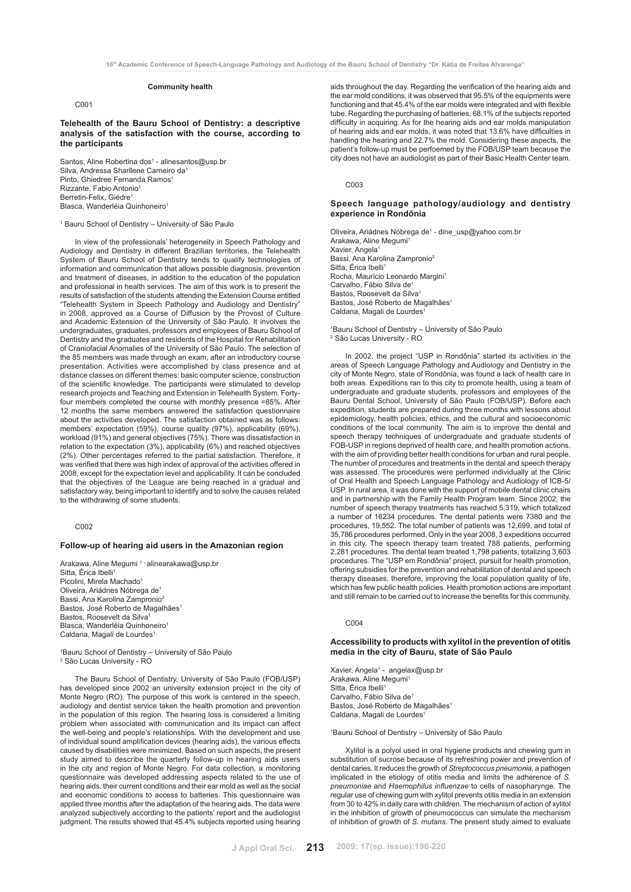## Community health

C001

### Telehealth of the Bauru School of Dentistry: a descriptive analysis of the satisfaction with the course, according to the participants

Santos, Aline Robertina dos[1] - alinesantos@usp.br
Silva, Andressa Sharllene Carneiro da[1]
Pinto, Ghiedree Fernanda Ramos[1]
Rizzante, Fabio Antonio[1]
Berretin-Felix, Giédre[1]
Blasca, Wanderléia Quinhoneiro[1]

[1] Bauru School of Dentistry – University of São Paulo

In view of the professionals' heterogeneity in Speech Pathology and Audiology and Dentistry in different Brazilian territories, the Telehealth System of Bauru School of Dentistry tends to qualify technologies of information and communication that allows possible diagnosis, prevention and treatment of diseases, in addition to the education of the population and professional in health services. The aim of this work is to present the results of satisfaction of the students attending the Extension Course entitled "Telehealth System in Speech Pathology and Audiology and Dentistry" in 2008, approved as a Course of Diffusion by the Provost of Culture and Academic Extension of the University of São Paulo. It involves the undergraduates, graduates, professors and employees of Bauru School of Dentistry and the graduates and residents of the Hospital for Rehabilitation of Craniofacial Anomalies of the University of São Paulo. The selection of the 85 members was made through an exam, after an introductory course presentation. Activities were accomplished by class presence and at distance classes on different themes: basic computer science, construction of the scientific knowledge. The participants were stimulated to develop research projects and Teaching and Extension in Telehealth System. Forty-four members completed the course with monthly presence =85%. After 12 months the same members answered the satisfaction questionnaire about the activities developed. The satisfaction obtained was as follows: members' expectation (59%), course quality (97%), applicability (69%), workload (91%) and general objectives (75%). There was dissatisfaction in relation to the expectation (3%), applicability (6%) and reached objectives (2%). Other percentages referred to the partial satisfaction. Therefore, it was verified that there was high index of approval of the activities offered in 2008, except for the expectation level and applicability. It can be concluded that the objectives of the League are being reached in a gradual and satisfactory way, being important to identify and to solve the causes related to the withdrawing of some students.

C002

### Follow-up of hearing aid users in the Amazonian region

Arakawa, Aline Megumi [1] - alinearakawa@usp.br
Sitta, Érica Ibelli[1]
Picolini, Mirela Machado[1]
Oliveira, Ariádnes Nóbrega de[1]
Bassi, Ana Karolina Zampronio[2]
Bastos, José Roberto de Magalhães[1]
Bastos, Roosevelt da Silva[1]
Blasca, Wanderléia Quinhoneiro[1]
Caldana, Magali de Lourdes[1]

[1]Bauru School of Dentistry – University of São Paulo
[2] São Lucas University - RO

The Bauru School of Dentistry, University of São Paulo (FOB/USP) has developed since 2002 an university extension project in the city of Monte Negro (RO). The purpose of this work is centered in the speech, audiology and dentist service taken the health promotion and prevention in the population of this region. The hearing loss is considered a limiting problem when associated with communication and its impact can affect the well-being and people's relationships. With the development and use of individual sound amplification devices (hearing aids), the various effects caused by disabilities were minimized. Based on such aspects, the present study aimed to describe the quarterly follow-up in hearing aids users in the city and region of Monte Negro. For data collection, a monitoring questionnaire was developed addressing aspects related to the use of hearing aids, their current conditions and their ear mold as well as the social and economic conditions to access to batteries. This questionnaire was applied three months after the adaptation of the hearing aids. The data were analyzed subjectively according to the patients' report and the audiologist judgment. The results showed that 45.4% subjects reported using hearing aids throughout the day. Regarding the verification of the hearing aids and the ear mold conditions, it was observed that 95.5% of the equipments were functioning and that 45.4% of the ear molds were integrated and with flexible tube. Regarding the purchasing of batteries, 68.1% of the subjects reported difficulty in acquiring. As for the hearing aids and ear molds manipulation of hearing aids and ear molds, it was noted that 13.6% have difficulties in handling the hearing and 22.7% the mold. Considering these aspects, the patient's follow-up must be perfoemed by the FOB/USP team because the city does not have an audiologist as part of their Basic Health Center team.

C003

### Speech language pathology/audiology and dentistry experience in Rondônia

Oliveira, Ariádnes Nóbrega de[1] - dine_usp@yahoo.com.br
Arakawa, Aline Megumi[1]
Xavier, Angela[1]
Bassi, Ana Karolina Zampronio[2]
Sitta, Érica Ibelli[1]
Rocha, Maurício Leonardo Margini[1]
Carvalho, Fábio Silva de[1]
Bastos, Roosevelt da Silva[1]
Bastos, José Roberto de Magalhães[1]
Caldana, Magali de Lourdes[1]

[1]Bauru School of Dentistry – University of São Paulo
[2] São Lucas University - RO

In 2002, the project "USP in Rondônia" started its activities in the areas of Speech Language Pathology and Audiology and Dentistry in the city of Monte Negro, state of Rondônia, was found a lack of health care in both areas. Expeditions ran to this city to promote health, using a team of undergraduate and graduate students, professors and employees of the Bauru Dental School, University of São Paulo (FOB/USP). Before each expedition, students are prepared during three months with lessons about epidemiology, health policies, ethics, and the cultural and socioeconomic conditions of the local community. The aim is to improve the dental and speech therapy techniques of undergraduate and graduate students of FOB-USP in regions deprived of health care, and health promotion actions, with the aim of providing better health conditions for urban and rural people. The number of procedures and treatments in the dental and speech therapy was assessed. The procedures were performed individually at the Clinic of Oral Health and Speech Language Pathology and Audiology of ICB-5/USP. In rural area, it was done with the support of mobile dental clinic chairs and in partnership with the Family Health Program team. Since 2002, the number of speech therapy treatments has reached 5,319, which totalized a number of 16234 procedures. The dental patients were 7380 and the procedures, 19,552. The total number of patients was 12,699, and total of 35,786 procedures performed. Only in the year 2008, 3 expeditions occurred in this city. The speech therapy team treated 788 patients, performing 2,281 procedures. The dental team treated 1,798 patients, totalizing 3,603 procedures. The "USP em Rondônia" project, pursuit for health promotion, offering subsidies for the prevention and rehabilitation of dental and speech therapy diseases, therefore, improving the local population quality of life, which has few public health policies. Health promotion actions are important and still remain to be carried out to increase the benefits for this community.

C004

### Accessibility to products with xylitol in the prevention of otitis media in the city of Bauru, state of São Paulo

Xavier, Angela[1] - angelax@usp.br
Arakawa, Aline Megumi[1]
Sitta, Érica Ibelli[1]
Carvalho, Fábio Silva de[1]
Bastos, José Roberto de Magalhães[1]
Caldana, Magali de Lourdes[1]

[1]Bauru School of Dentistry – University of São Paulo

Xylitol is a polyol used in oral hygiene products and chewing gum in substitution of sucrose because of its refreshing power and prevention of dental caries. It reduces the growth of *Streptococcus pneumonia*, a pathogen implicated in the etiology of otitis media and limits the adherence of *S. pneumoniae* and *Haemophilus influenzae* to cells of nasopharynge. The regular use of chewing gum with xylitol prevents otitis media in an extension from 30 to 42% in daily care with children. The mechanism of action of xylitol in the inhibition of growth of pneumococcus can simulate the mechanism of inhibition of growth of *S. mutans*. The present study aimed to evaluate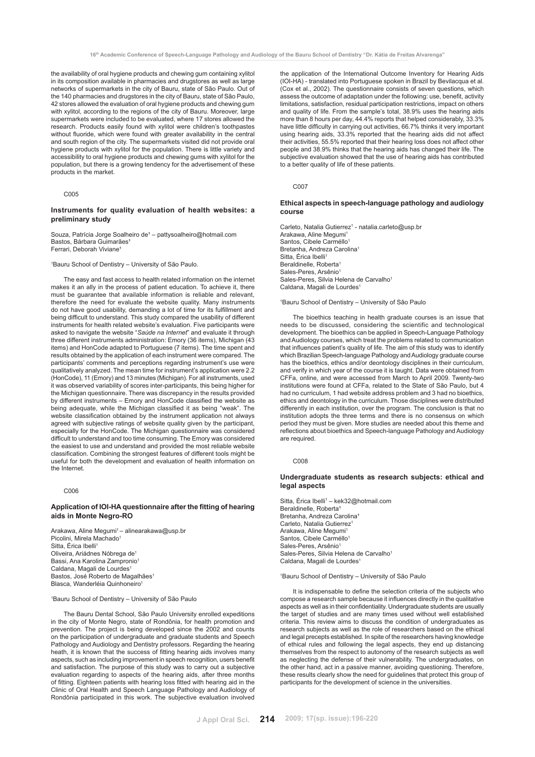the availability of oral hygiene products and chewing gum containing xylitol in its composition available in pharmacies and drugstores as well as large networks of supermarkets in the city of Bauru, state of São Paulo. Out of the 140 pharmacies and drugstores in the city of Bauru, state of São Paulo, 42 stores allowed the evaluation of oral hygiene products and chewing gum with xylitol, according to the regions of the city of Bauru. Moreover, large supermarkets were included to be evaluated, where 17 stores allowed the research. Products easily found with xylitol were children's toothpastes without fluoride, which were found with greater availability in the central and south region of the city. The supermarkets visited did not provide oral hygiene products with xylitol for the population. There is little variety and accessibility to oral hygiene products and chewing gums with xylitol for the population, but there is a growing tendency for the advertisement of these products in the market.

C005

### Instruments for quality evaluation of health websites: a preliminary study

Souza, Patrícia Jorge Soalheiro de[1] – pattysoalheiro@hotmail.com
Bastos, Bárbara Guimarães[1]
Ferrari, Deborah Viviane[1]

[1]Bauru School of Dentistry – University of São Paulo.

The easy and fast access to health related information on the internet makes it an ally in the process of patient education. To achieve it, there must be guarantee that available information is reliable and relevant, therefore the need for evaluate the website quality. Many instruments do not have good usability, demanding a lot of time for its fulfillment and being difficult to understand. This study compared the usability of different instruments for health related website's evaluation. Five participants were asked to navigate the website "*Saúde na Internet*" and evaluate it through three different instruments administration: Emory (36 items), Michigan (43 items) and HonCode adapted to Portuguese (7 items). The time spent and results obtained by the application of each instrument were compared. The participants' comments and perceptions regarding instrument's use were qualitatively analyzed. The mean time for instrument's application were 2.2 (HonCode), 11 (Emory) and 13 minutes (Michigan). For all instruments, used it was observed variability of scores inter-participants, this being higher for the Michigan questionnaire. There was discrepancy in the results provided by different instruments – Emory and HonCode classified the website as being adequate, while the Michigan classified it as being "weak". The website classification obtained by the instrument application not always agreed with subjective ratings of website quality given by the participant, especially for the HonCode. The Michigan questionnaire was considered difficult to understand and too time consuming. The Emory was considered the easiest to use and understand and provided the most reliable website classification. Combining the strongest features of different tools might be useful for both the development and evaluation of health information on the Internet.

C006

### Application of IOI-HA questionnaire after the fitting of hearing aids in Monte Negro-RO

Arakawa, Aline Megumi[1] – alinearakawa@usp.br
Picolini, Mirela Machado[1]
Sitta, Érica Ibelli[1]
Oliveira, Ariádnes Nóbrega de[1]
Bassi, Ana Karolina Zampronio[1]
Caldana, Magali de Lourdes[1]
Bastos, José Roberto de Magalhães[1]
Blasca, Wanderléia Quinhoneiro[1]

[1]Bauru School of Dentistry – University of São Paulo

The Bauru Dental School, São Paulo University enrolled expeditions in the city of Monte Negro, state of Rondônia, for health promotion and prevention. The project is being developed since the 2002 and counts on the participation of undergraduate and graduate students and Speech Pathology and Audiology and Dentistry professors. Regarding the hearing heath, it is known that the success of fitting hearing aids involves many aspects, such as including improvement in speech recognition, users benefit and satisfaction. The purpose of this study was to carry out a subjective evaluation regarding to aspects of the hearing aids, after three months of fitting. Eighteen patients with hearing loss fitted with hearing aid in the Clinic of Oral Health and Speech Language Pathology and Audiology of Rondônia participated in this work. The subjective evaluation involved the application of the International Outcome Inventory for Hearing Aids (IOI-HA) - translated into Portuguese spoken in Brazil by Bevilacqua et al. (Cox et al., 2002). The questionnaire consists of seven questions, which assess the outcome of adaptation under the following: use, benefit, activity limitations, satisfaction, residual participation restrictions, impact on others and quality of life. From the sample's total, 38.9% uses the hearing aids more than 8 hours per day, 44.4% reports that helped considerably, 33.3% have little difficulty in carrying out activities, 66.7% thinks it very important using hearing aids, 33.3% reported that the hearing aids did not affect their activities, 55.5% reported that their hearing loss does not affect other people and 38.9% thinks that the hearing aids has changed their life. The subjective evaluation showed that the use of hearing aids has contributed to a better quality of life of these patients.

C007

### Ethical aspects in speech-language pathology and audiology course

Carleto, Natalia Gutierrez[1] - natalia.carleto@usp.br
Arakawa, Aline Megumi[1]
Santos, Cibele Carmêllo[1]
Bretanha, Andreza Carolina[1]
Sitta, Érica Ibelli[1]
Beraldinelle, Roberta[1]
Sales-Peres, Arsênio[1]
Sales-Peres, Silvia Helena de Carvalho[1]
Caldana, Magali de Lourdes[1]

[1]Bauru School of Dentistry – University of São Paulo

The bioethics teaching in health graduate courses is an issue that needs to be discussed, considering the scientific and technological development. The bioethics can be applied in Speech-Language Pathology and Audiology courses, which treat the problems related to communication that influences patient's quality of life. The aim of this study was to identify which Brazilian Speech-language Pathology and Audiology graduate course has the bioethics, ethics and/or deontology disciplines in their curriculum, and verify in which year of the course it is taught. Data were obtained from CFFa, online, and were accessed from March to April 2009. Twenty-two institutions were found at CFFa, related to the State of São Paulo, but 4 had no curriculum, 1 had website address problem and 3 had no bioethics, ethics and deontology in the curriculum. Those disciplines were distributed differently in each institution, over the program. The conclusion is that no institution adopts the three terms and there is no consensus on which period they must be given. More studies are needed about this theme and reflections about bioethics and Speech-language Pathology and Audiology are required.

C008

### Undergraduate students as research subjects: ethical and legal aspects

Sitta, Érica Ibelli[1] – kek32@hotmail.com
Beraldinelle, Roberta[1]
Bretanha, Andreza Carolina[1]
Carleto, Natalia Gutierrez[1]
Arakawa, Aline Megumi[1]
Santos, Cibele Carmêllo[1]
Sales-Peres, Arsênio[1]
Sales-Peres, Silvia Helena de Carvalho[1]
Caldana, Magali de Lourdes[1]

[1]Bauru School of Dentistry – University of São Paulo

It is indispensable to define the selection criteria of the subjects who compose a research sample because it influences directly in the qualitative aspects as well as in their confidentiality. Undergraduate students are usually the target of studies and are many times used without well established criteria. This review aims to discuss the condition of undergraduates as research subjects as well as the role of researchers based on the ethical and legal precepts established. In spite of the researchers having knowledge of ethical rules and following the legal aspects, they end up distancing themselves from the respect to autonomy of the research subjects as well as neglecting the defense of their vulnerability. The undergraduates, on the other hand, act in a passive manner, avoiding questioning. Therefore, these results clearly show the need for guidelines that protect this group of participants for the development of science in the universities.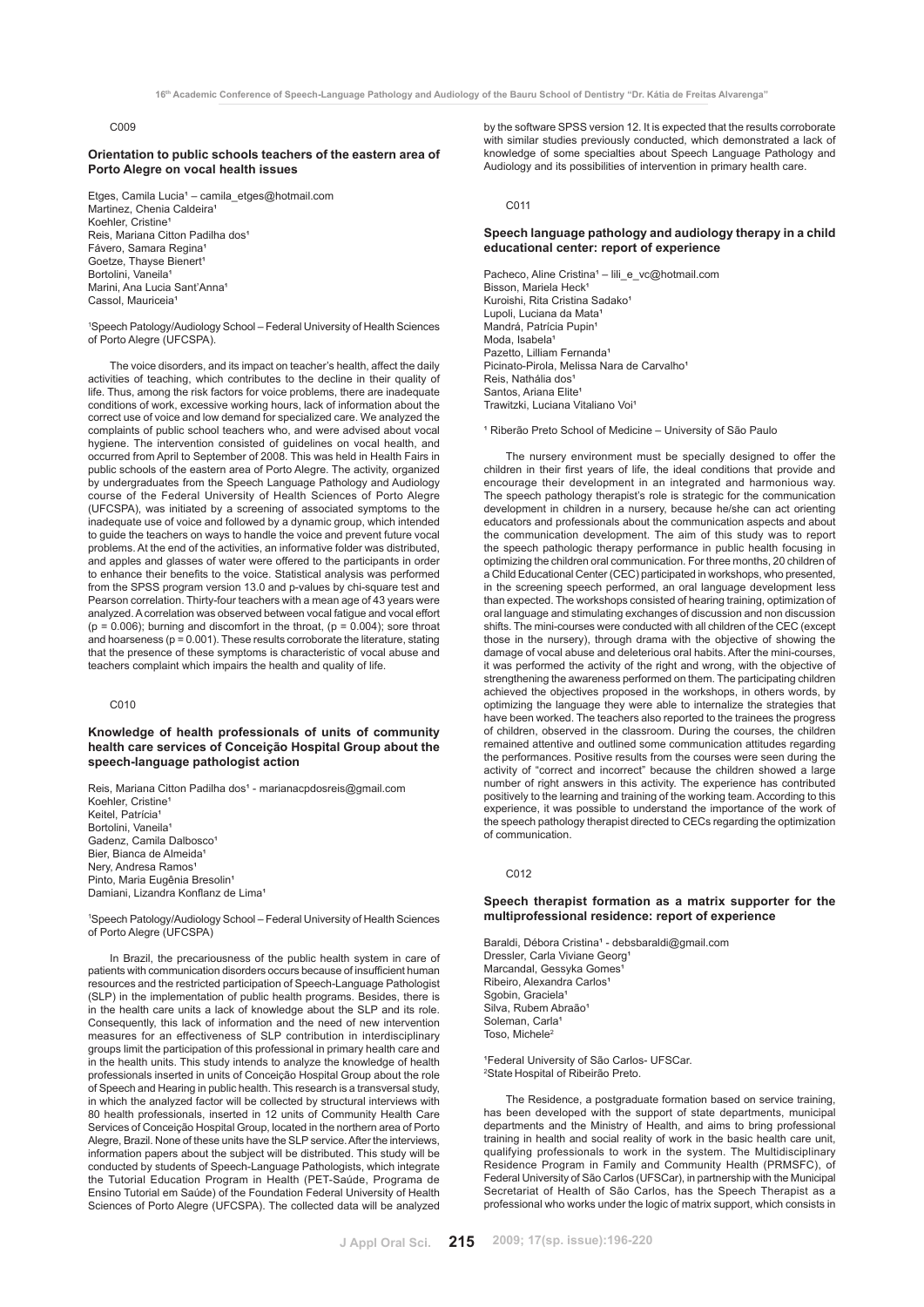C009

### Orientation to public schools teachers of the eastern area of Porto Alegre on vocal health issues

Etges, Camila Lucia[1] – camila_etges@hotmail.com
Martinez, Chenia Caldeira[1]
Koehler, Cristine[1]
Reis, Mariana Citton Padilha dos[1]
Fávero, Samara Regina[1]
Goetze, Thayse Bienert[1]
Bortolini, Vaneila[1]
Marini, Ana Lucia Sant'Anna[1]
Cassol, Mauriceia[1]

[1]Speech Patology/Audiology School – Federal University of Health Sciences of Porto Alegre (UFCSPA).

The voice disorders, and its impact on teacher's health, affect the daily activities of teaching, which contributes to the decline in their quality of life. Thus, among the risk factors for voice problems, there are inadequate conditions of work, excessive working hours, lack of information about the correct use of voice and low demand for specialized care. We analyzed the complaints of public school teachers who, and were advised about vocal hygiene. The intervention consisted of guidelines on vocal health, and occurred from April to September of 2008. This was held in Health Fairs in public schools of the eastern area of Porto Alegre. The activity, organized by undergraduates from the Speech Language Pathology and Audiology course of the Federal University of Health Sciences of Porto Alegre (UFCSPA), was initiated by a screening of associated symptoms to the inadequate use of voice and followed by a dynamic group, which intended to guide the teachers on ways to handle the voice and prevent future vocal problems. At the end of the activities, an informative folder was distributed, and apples and glasses of water were offered to the participants in order to enhance their benefits to the voice. Statistical analysis was performed from the SPSS program version 13.0 and p-values by chi-square test and Pearson correlation. Thirty-four teachers with a mean age of 43 years were analyzed. A correlation was observed between vocal fatigue and vocal effort ($p = 0.006$); burning and discomfort in the throat, ($p = 0.004$); sore throat and hoarseness ($p = 0.001$). These results corroborate the literature, stating that the presence of these symptoms is characteristic of vocal abuse and teachers complaint which impairs the health and quality of life.

C010

### Knowledge of health professionals of units of community health care services of Conceição Hospital Group about the speech-language pathologist action

Reis, Mariana Citton Padilha dos[1] - marianacpdosreis@gmail.com
Koehler, Cristine[1]
Keitel, Patrícia[1]
Bortolini, Vaneila[1]
Gadenz, Camila Dalbosco[1]
Bier, Bianca de Almeida[1]
Nery, Andresa Ramos[1]
Pinto, Maria Eugênia Bresolin[1]
Damiani, Lizandra Konflanz de Lima[1]

[1]Speech Patology/Audiology School – Federal University of Health Sciences of Porto Alegre (UFCSPA)

In Brazil, the precariousness of the public health system in care of patients with communication disorders occurs because of insufficient human resources and the restricted participation of Speech-Language Pathologist (SLP) in the implementation of public health programs. Besides, there is in the health care units a lack of knowledge about the SLP and its role. Consequently, this lack of information and the need of new intervention measures for an effectiveness of SLP contribution in interdisciplinary groups limit the participation of this professional in primary health care and in the health units. This study intends to analyze the knowledge of health professionals inserted in units of Conceição Hospital Group about the role of Speech and Hearing in public health. This research is a transversal study, in which the analyzed factor will be collected by structural interviews with 80 health professionals, inserted in 12 units of Community Health Care Services of Conceição Hospital Group, located in the northern area of Porto Alegre, Brazil. None of these units have the SLP service. After the interviews, information papers about the subject will be distributed. This study will be conducted by students of Speech-Language Pathologists, which integrate the Tutorial Education Program in Health (PET-Saúde, Programa de Ensino Tutorial em Saúde) of the Foundation Federal University of Health Sciences of Porto Alegre (UFCSPA). The collected data will be analyzed by the software SPSS version 12. It is expected that the results corroborate with similar studies previously conducted, which demonstrated a lack of knowledge of some specialties about Speech Language Pathology and Audiology and its possibilities of intervention in primary health care.

C011

### Speech language pathology and audiology therapy in a child educational center: report of experience

Pacheco, Aline Cristina[1] – lili_e_vc@hotmail.com
Bisson, Mariela Heck[1]
Kuroishi, Rita Cristina Sadako[1]
Lupoli, Luciana da Mata[1]
Mandrá, Patrícia Pupin[1]
Moda, Isabela[1]
Pazetto, Lilliam Fernanda[1]
Picinato-Pirola, Melissa Nara de Carvalho[1]
Reis, Nathália dos[1]
Santos, Ariana Elite[1]
Trawitzki, Luciana Vitaliano Voi[1]

[1] Riberão Preto School of Medicine – University of São Paulo

The nursery environment must be specially designed to offer the children in their first years of life, the ideal conditions that provide and encourage their development in an integrated and harmonious way. The speech pathology therapist's role is strategic for the communication development in children in a nursery, because he/she can act orienting educators and professionals about the communication aspects and about the communication development. The aim of this study was to report the speech pathologic therapy performance in public health focusing in optimizing the children oral communication. For three months, 20 children of a Child Educational Center (CEC) participated in workshops, who presented, in the screening speech performed, an oral language development less than expected. The workshops consisted of hearing training, optimization of oral language and stimulating exchanges of discussion and non discussion shifts. The mini-courses were conducted with all children of the CEC (except those in the nursery), through drama with the objective of showing the damage of vocal abuse and deleterious oral habits. After the mini-courses, it was performed the activity of the right and wrong, with the objective of strengthening the awareness performed on them. The participating children achieved the objectives proposed in the workshops, in others words, by optimizing the language they were able to internalize the strategies that have been worked. The teachers also reported to the trainees the progress of children, observed in the classroom. During the courses, the children remained attentive and outlined some communication attitudes regarding the performances. Positive results from the courses were seen during the activity of "correct and incorrect" because the children showed a large number of right answers in this activity. The experience has contributed positively to the learning and training of the working team. According to this experience, it was possible to understand the importance of the work of the speech pathology therapist directed to CECs regarding the optimization of communication.

C012

### Speech therapist formation as a matrix supporter for the multiprofessional residence: report of experience

Baraldi, Débora Cristina[1] - debsbaraldi@gmail.com
Dressler, Carla Viviane Georg[1]
Marcandal, Gessyka Gomes[1]
Ribeiro, Alexandra Carlos[1]
Sgobin, Graciela[1]
Silva, Rubem Abraão[1]
Soleman, Carla[1]
Toso, Michele[2]

[1]Federal University of São Carlos- UFSCar.
[2]State Hospital of Ribeirão Preto.

The Residence, a postgraduate formation based on service training, has been developed with the support of state departments, municipal departments and the Ministry of Health, and aims to bring professional training in health and social reality of work in the basic health care unit, qualifying professionals to work in the system. The Multidisciplinary Residence Program in Family and Community Health (PRMSFC), of Federal University of São Carlos (UFSCar), in partnership with the Municipal Secretariat of Health of São Carlos, has the Speech Therapist as a professional who works under the logic of matrix support, which consists in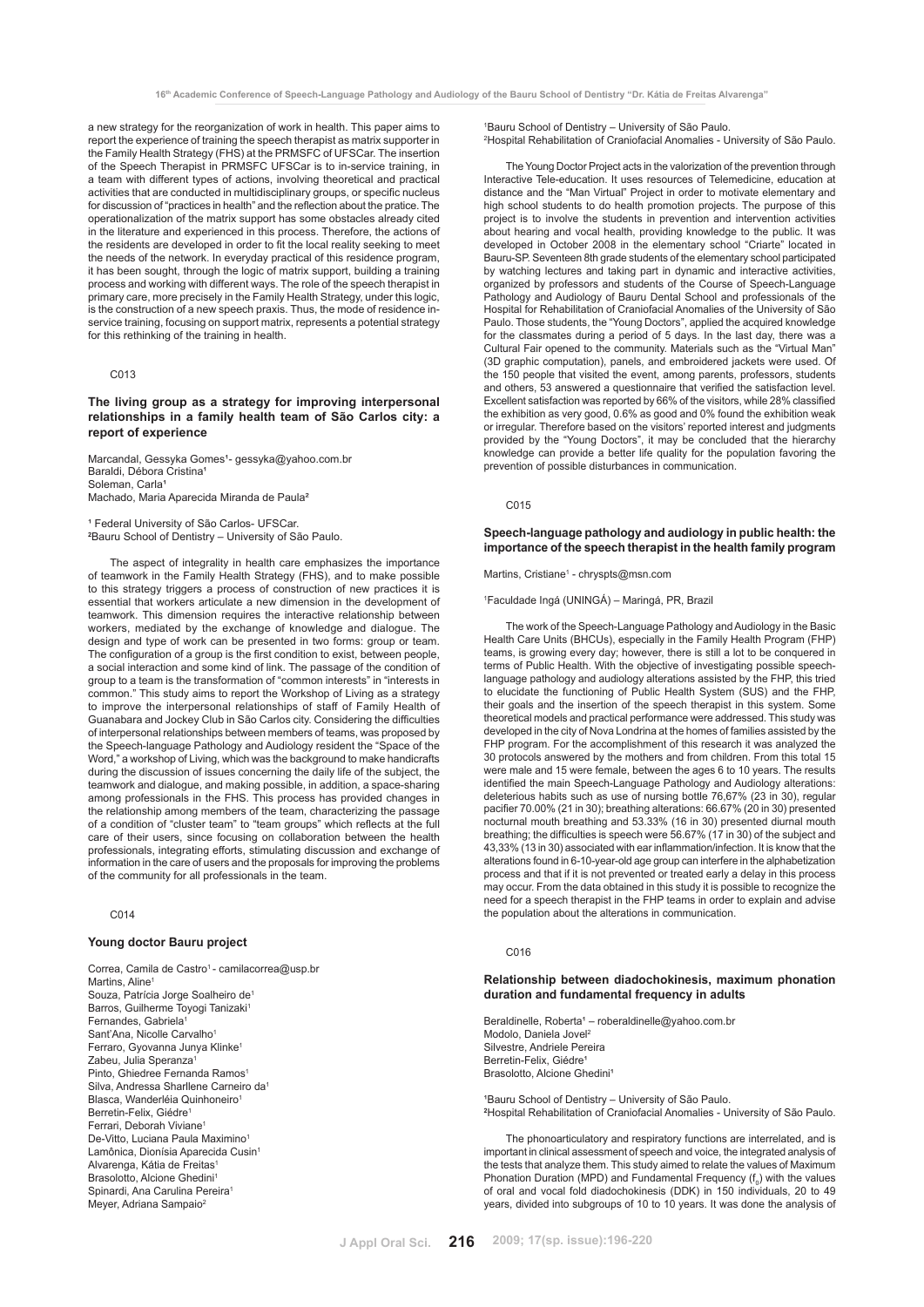a new strategy for the reorganization of work in health. This paper aims to report the experience of training the speech therapist as matrix supporter in the Family Health Strategy (FHS) at the PRMSFC of UFSCar. The insertion of the Speech Therapist in PRMSFC UFSCar is to in-service training, in a team with different types of actions, involving theoretical and practical activities that are conducted in multidisciplinary groups, or specific nucleus for discussion of "practices in health" and the reflection about the pratice. The operationalization of the matrix support has some obstacles already cited in the literature and experienced in this process. Therefore, the actions of the residents are developed in order to fit the local reality seeking to meet the needs of the network. In everyday practical of this residence program, it has been sought, through the logic of matrix support, building a training process and working with different ways. The role of the speech therapist in primary care, more precisely in the Family Health Strategy, under this logic, is the construction of a new speech praxis. Thus, the mode of residence in-service training, focusing on support matrix, represents a potential strategy for this rethinking of the training in health.

C013

### The living group as a strategy for improving interpersonal relationships in a family health team of São Carlos city: a report of experience

Marcandal, Gessyka Gomes[1]- gessyka@yahoo.com.br
Baraldi, Débora Cristina[1]
Soleman, Carla[1]
Machado, Maria Aparecida Miranda de Paula[2]

[1] Federal University of São Carlos- UFSCar.
[2]Bauru School of Dentistry – University of São Paulo.

The aspect of integrality in health care emphasizes the importance of teamwork in the Family Health Strategy (FHS), and to make possible to this strategy triggers a process of construction of new practices it is essential that workers articulate a new dimension in the development of teamwork. This dimension requires the interactive relationship between workers, mediated by the exchange of knowledge and dialogue. The design and type of work can be presented in two forms: group or team. The configuration of a group is the first condition to exist, between people, a social interaction and some kind of link. The passage of the condition of group to a team is the transformation of "common interests" in "interests in common." This study aims to report the Workshop of Living as a strategy to improve the interpersonal relationships of staff of Family Health of Guanabara and Jockey Club in São Carlos city. Considering the difficulties of interpersonal relationships between members of teams, was proposed by the Speech-language Pathology and Audiology resident the "Space of the Word," a workshop of Living, which was the background to make handicrafts during the discussion of issues concerning the daily life of the subject, the teamwork and dialogue, and making possible, in addition, a space-sharing among professionals in the FHS. This process has provided changes in the relationship among members of the team, characterizing the passage of a condition of "cluster team" to "team groups" which reflects at the full care of their users, since focusing on collaboration between the health professionals, integrating efforts, stimulating discussion and exchange of information in the care of users and the proposals for improving the problems of the community for all professionals in the team.

C014

### Young doctor Bauru project

Correa, Camila de Castro[1] - camilacorrea@usp.br
Martins, Aline[1]
Souza, Patrícia Jorge Soalheiro de[1]
Barros, Guilherme Toyogi Tanizaki[1]
Fernandes, Gabriela[1]
Sant'Ana, Nicolle Carvalho[1]
Ferraro, Gyovanna Junya Klinke[1]
Zabeu, Julia Speranza[1]
Pinto, Ghiedree Fernanda Ramos[1]
Silva, Andressa Sharllene Carneiro da[1]
Blasca, Wanderléia Quinhoneiro[1]
Berretin-Felix, Giédre[1]
Ferrari, Deborah Viviane[1]
De-Vitto, Luciana Paula Maximino[1]
Lamônica, Dionísia Aparecida Cusin[1]
Alvarenga, Kátia de Freitas[1]
Brasolotto, Alcione Ghedini[1]
Spinardi, Ana Carulina Pereira[1]
Meyer, Adriana Sampaio[2]

[1]Bauru School of Dentistry – University of São Paulo.
[2]Hospital Rehabilitation of Craniofacial Anomalies - University of São Paulo.

The Young Doctor Project acts in the valorization of the prevention through Interactive Tele-education. It uses resources of Telemedicine, education at distance and the "Man Virtual" Project in order to motivate elementary and high school students to do health promotion projects. The purpose of this project is to involve the students in prevention and intervention activities about hearing and vocal health, providing knowledge to the public. It was developed in October 2008 in the elementary school "Criarte" located in Bauru-SP. Seventeen 8th grade students of the elementary school participated by watching lectures and taking part in dynamic and interactive activities, organized by professors and students of the Course of Speech-Language Pathology and Audiology of Bauru Dental School and professionals of the Hospital for Rehabilitation of Craniofacial Anomalies of the University of São Paulo. Those students, the "Young Doctors", applied the acquired knowledge for the classmates during a period of 5 days. In the last day, there was a Cultural Fair opened to the community. Materials such as the "Virtual Man" (3D graphic computation), panels, and embroidered jackets were used. Of the 150 people that visited the event, among parents, professors, students and others, 53 answered a questionnaire that verified the satisfaction level. Excellent satisfaction was reported by 66% of the visitors, while 28% classified the exhibition as very good, 0.6% as good and 0% found the exhibition weak or irregular. Therefore based on the visitors' reported interest and judgments provided by the "Young Doctors", it may be concluded that the hierarchy knowledge can provide a better life quality for the population favoring the prevention of possible disturbances in communication.

C015

### Speech-language pathology and audiology in public health: the importance of the speech therapist in the health family program

Martins, Cristiane[1] - chryspts@msn.com

[1]Faculdade Ingá (UNINGÁ) – Maringá, PR, Brazil

The work of the Speech-Language Pathology and Audiology in the Basic Health Care Units (BHCUs), especially in the Family Health Program (FHP) teams, is growing every day; however, there is still a lot to be conquered in terms of Public Health. With the objective of investigating possible speech-language pathology and audiology alterations assisted by the FHP, this tried to elucidate the functioning of Public Health System (SUS) and the FHP, their goals and the insertion of the speech therapist in this system. Some theoretical models and practical performance were addressed. This study was developed in the city of Nova Londrina at the homes of families assisted by the FHP program. For the accomplishment of this research it was analyzed the 30 protocols answered by the mothers and from children. From this total 15 were male and 15 were female, between the ages 6 to 10 years. The results identified the main Speech-Language Pathology and Audiology alterations: deleterious habits such as use of nursing bottle 76,67% (23 in 30), regular pacifier 70.00% (21 in 30); breathing alterations: 66.67% (20 in 30) presented nocturnal mouth breathing and 53.33% (16 in 30) presented diurnal mouth breathing; the difficulties is speech were 56.67% (17 in 30) of the subject and 43,33% (13 in 30) associated with ear inflammation/infection. It is know that the alterations found in 6-10-year-old age group can interfere in the alphabetization process and that if it is not prevented or treated early a delay in this process may occur. From the data obtained in this study it is possible to recognize the need for a speech therapist in the FHP teams in order to explain and advise the population about the alterations in communication.

C016

### Relationship between diadochokinesis, maximum phonation duration and fundamental frequency in adults

Beraldinelle, Roberta[1] – roberaldinelle@yahoo.com.br
Modolo, Daniela Jovel[2]
Silvestre, Andriele Pereira
Berretin-Felix, Giédre[1]
Brasolotto, Alcione Ghedini[1]

[1]Bauru School of Dentistry – University of São Paulo.
[2]Hospital Rehabilitation of Craniofacial Anomalies - University of São Paulo.

The phonoarticulatory and respiratory functions are interrelated, and is important in clinical assessment of speech and voice, the integrated analysis of the tests that analyze them. This study aimed to relate the values of Maximum Phonation Duration (MPD) and Fundamental Frequency ($f_0$) with the values of oral and vocal fold diadochokinesis (DDK) in 150 individuals, 20 to 49 years, divided into subgroups of 10 to 10 years. It was done the analysis of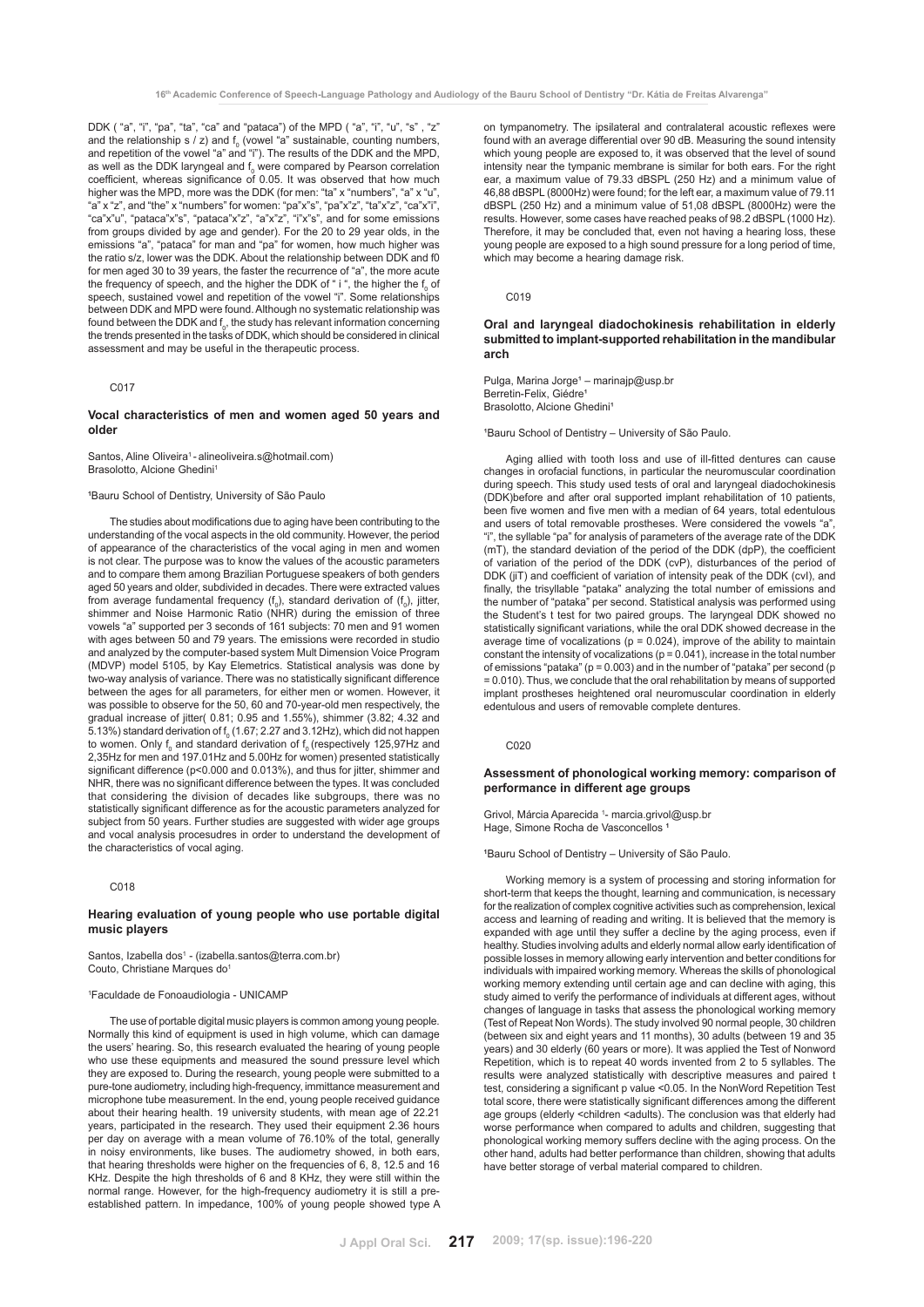DDK ( "a", "i", "pa", "ta", "ca" and "pataca") of the MPD ( "a", "i", "u", "s" , "z" and the relationship s / z) and $f_0$ (vowel "a" sustainable, counting numbers, and repetition of the vowel "a" and "i"). The results of the DDK and the MPD, as well as the DDK laryngeal and $f_0$ were compared by Pearson correlation coefficient, whereas significance of 0.05. It was observed that how much higher was the MPD, more was the DDK (for men: "ta" x "numbers", "a" x "u", "a" x "z", and "the" x "numbers" for women: "pa"x"s", "pa"x"z", "ta"x"z", "ca"x"i", "ca"x"u", "pataca"x"s", "pataca"x"z", "a"x"z", "i"x"s", and for some emissions from groups divided by age and gender). For the 20 to 29 year olds, in the emissions "a", "pataca" for man and "pa" for women, how much higher was the ratio s/z, lower was the DDK. About the relationship between DDK and f0 for men aged 30 to 39 years, the faster the recurrence of "a", the more acute the frequency of speech, and the higher the DDK of " i ", the higher the $f_0$ of speech, sustained vowel and repetition of the vowel "i". Some relationships between DDK and MPD were found. Although no systematic relationship was found between the DDK and $f_0$, the study has relevant information concerning the trends presented in the tasks of DDK, which should be considered in clinical assessment and may be useful in the therapeutic process.

C017

### Vocal characteristics of men and women aged 50 years and older

Santos, Aline Oliveira[1] - alineoliveira.s@hotmail.com)
Brasolotto, Alcione Ghedini[1]

[1]Bauru School of Dentistry, University of São Paulo

The studies about modifications due to aging have been contributing to the understanding of the vocal aspects in the old community. However, the period of appearance of the characteristics of the vocal aging in men and women is not clear. The purpose was to know the values of the acoustic parameters and to compare them among Brazilian Portuguese speakers of both genders aged 50 years and older, subdivided in decades. There were extracted values from average fundamental frequency ($f_0$), standard derivation of ($f_0$), jitter, shimmer and Noise Harmonic Ratio (NHR) during the emission of three vowels "a" supported per 3 seconds of 161 subjects: 70 men and 91 women with ages between 50 and 79 years. The emissions were recorded in studio and analyzed by the computer-based system Mult Dimension Voice Program (MDVP) model 5105, by Kay Elemetrics. Statistical analysis was done by two-way analysis of variance. There was no statistically significant difference between the ages for all parameters, for either men or women. However, it was possible to observe for the 50, 60 and 70-year-old men respectively, the gradual increase of jitter( 0.81; 0.95 and 1.55%), shimmer (3.82; 4.32 and 5.13%) standard derivation of $f_0$ (1.67; 2.27 and 3.12Hz), which did not happen to women. Only $f_0$ and standard derivation of $f_0$ (respectively 125,97Hz and 2,35Hz for men and 197.01Hz and 5.00Hz for women) presented statistically significant difference (p<0.000 and 0.013%), and thus for jitter, shimmer and NHR, there was no significant difference between the types. It was concluded that considering the division of decades like subgroups, there was no statistically significant difference as for the acoustic parameters analyzed for subject from 50 years. Further studies are suggested with wider age groups and vocal analysis procesudres in order to understand the development of the characteristics of vocal aging.

C018

### Hearing evaluation of young people who use portable digital music players

Santos, Izabella dos[1] - (izabella.santos@terra.com.br)
Couto, Christiane Marques do[1]

[1]Faculdade de Fonoaudiologia - UNICAMP

The use of portable digital music players is common among young people. Normally this kind of equipment is used in high volume, which can damage the users' hearing. So, this research evaluated the hearing of young people who use these equipments and measured the sound pressure level which they are exposed to. During the research, young people were submitted to a pure-tone audiometry, including high-frequency, immittance measurement and microphone tube measurement. In the end, young people received guidance about their hearing health. 19 university students, with mean age of 22.21 years, participated in the research. They used their equipment 2.36 hours per day on average with a mean volume of 76.10% of the total, generally in noisy environments, like buses. The audiometry showed, in both ears, that hearing thresholds were higher on the frequencies of 6, 8, 12.5 and 16 KHz. Despite the high thresholds of 6 and 8 KHz, they were still within the normal range. However, for the high-frequency audiometry it is still a pre-established pattern. In impedance, 100% of young people showed type A on tympanometry. The ipsilateral and contralateral acoustic reflexes were found with an average differential over 90 dB. Measuring the sound intensity which young people are exposed to, it was observed that the level of sound intensity near the tympanic membrane is similar for both ears. For the right ear, a maximum value of 79.33 dBSPL (250 Hz) and a minimum value of 46,88 dBSPL (8000Hz) were found; for the left ear, a maximum value of 79.11 dBSPL (250 Hz) and a minimum value of 51,08 dBSPL (8000Hz) were the results. However, some cases have reached peaks of 98.2 dBSPL (1000 Hz). Therefore, it may be concluded that, even not having a hearing loss, these young people are exposed to a high sound pressure for a long period of time, which may become a hearing damage risk.

C019

### Oral and laryngeal diadochokinesis rehabilitation in elderly submitted to implant-supported rehabilitation in the mandibular arch

Pulga, Marina Jorge[1] – marinajp@usp.br
Berretin-Felix, Giédre[1]
Brasolotto, Alcione Ghedini[1]

[1]Bauru School of Dentistry – University of São Paulo.

Aging allied with tooth loss and use of ill-fitted dentures can cause changes in orofacial functions, in particular the neuromuscular coordination during speech. This study used tests of oral and laryngeal diadochokinesis (DDK)before and after oral supported implant rehabilitation of 10 patients, been five women and five men with a median of 64 years, total edentulous and users of total removable prostheses. Were considered the vowels "a", "i", the syllable "pa" for analysis of parameters of the average rate of the DDK (mT), the standard deviation of the period of the DDK (dpP), the coefficient of variation of the period of the DDK (cvP), disturbances of the period of DDK (jiT) and coefficient of variation of intensity peak of the DDK (cvI), and finally, the trisyllable "pataka" analyzing the total number of emissions and the number of "pataka" per second. Statistical analysis was performed using the Student's t test for two paired groups. The laryngeal DDK showed no statistically significant variations, while the oral DDK showed decrease in the average time of vocalizations (p = 0.024), improve of the ability to maintain constant the intensity of vocalizations (p = 0.041), increase in the total number of emissions "pataka" (p = 0.003) and in the number of "pataka" per second (p = 0.010). Thus, we conclude that the oral rehabilitation by means of supported implant prostheses heightened oral neuromuscular coordination in elderly edentulous and users of removable complete dentures.

C020

### Assessment of phonological working memory: comparison of performance in different age groups

Grivol, Márcia Aparecida [1]- marcia.grivol@usp.br
Hage, Simone Rocha de Vasconcellos [1]

[1]Bauru School of Dentistry – University of São Paulo.

Working memory is a system of processing and storing information for short-term that keeps the thought, learning and communication, is necessary for the realization of complex cognitive activities such as comprehension, lexical access and learning of reading and writing. It is believed that the memory is expanded with age until they suffer a decline by the aging process, even if healthy. Studies involving adults and elderly normal allow early identification of possible losses in memory allowing early intervention and better conditions for individuals with impaired working memory. Whereas the skills of phonological working memory extending until certain age and can decline with aging, this study aimed to verify the performance of individuals at different ages, without changes of language in tasks that assess the phonological working memory (Test of Repeat Non Words). The study involved 90 normal people, 30 children (between six and eight years and 11 months), 30 adults (between 19 and 35 years) and 30 elderly (60 years or more). It was applied the Test of Nonword Repetition, which is to repeat 40 words invented from 2 to 5 syllables. The results were analyzed statistically with descriptive measures and paired t test, considering a significant p value <0.05. In the NonWord Repetition Test total score, there were statistically significant differences among the different age groups (elderly <children <adults). The conclusion was that elderly had worse performance when compared to adults and children, suggesting that phonological working memory suffers decline with the aging process. On the other hand, adults had better performance than children, showing that adults have better storage of verbal material compared to children.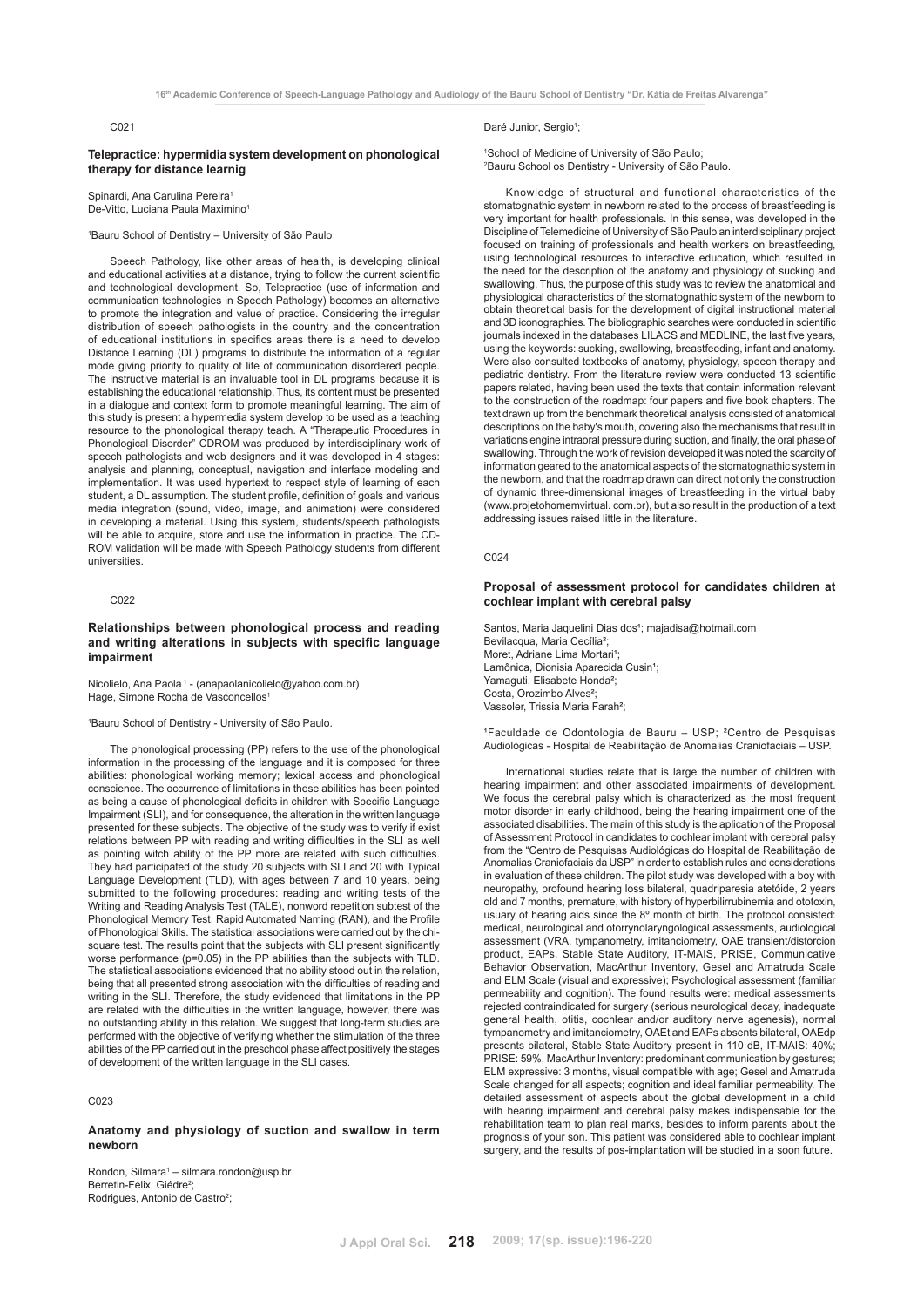C021

### Telepractice: hypermidia system development on phonological therapy for distance learnig

Spinardi, Ana Carulina Pereira[1]
De-Vitto, Luciana Paula Maximino[1]

[1]Bauru School of Dentistry – University of São Paulo

Speech Pathology, like other areas of health, is developing clinical and educational activities at a distance, trying to follow the current scientific and technological development. So, Telepractice (use of information and communication technologies in Speech Pathology) becomes an alternative to promote the integration and value of practice. Considering the irregular distribution of speech pathologists in the country and the concentration of educational institutions in specifics areas there is a need to develop Distance Learning (DL) programs to distribute the information of a regular mode giving priority to quality of life of communication disordered people. The instructive material is an invaluable tool in DL programs because it is establishing the educational relationship. Thus, its content must be presented in a dialogue and context form to promote meaningful learning. The aim of this study is present a hypermedia system develop to be used as a teaching resource to the phonological therapy teach. A "Therapeutic Procedures in Phonological Disorder" CDROM was produced by interdisciplinary work of speech pathologists and web designers and it was developed in 4 stages: analysis and planning, conceptual, navigation and interface modeling and implementation. It was used hypertext to respect style of learning of each student, a DL assumption. The student profile, definition of goals and various media integration (sound, video, image, and animation) were considered in developing a material. Using this system, students/speech pathologists will be able to acquire, store and use the information in practice. The CD-ROM validation will be made with Speech Pathology students from different universities.

C022

### Relationships between phonological process and reading and writing alterations in subjects with specific language impairment

Nicolielo, Ana Paola [1] - (anapaolanicolielo@yahoo.com.br)
Hage, Simone Rocha de Vasconcellos[1]

[1]Bauru School of Dentistry - University of São Paulo.

The phonological processing (PP) refers to the use of the phonological information in the processing of the language and it is composed for three abilities: phonological working memory; lexical access and phonological conscience. The occurrence of limitations in these abilities has been pointed as being a cause of phonological deficits in children with Specific Language Impairment (SLI), and for consequence, the alteration in the written language presented for these subjects. The objective of the study was to verify if exist relations between PP with reading and writing difficulties in the SLI as well as pointing witch ability of the PP more are related with such difficulties. They had participated of the study 20 subjects with SLI and 20 with Typical Language Development (TLD), with ages between 7 and 10 years, being submitted to the following procedures: reading and writing tests of the Writing and Reading Analysis Test (TALE), nonword repetition subtest of the Phonological Memory Test, Rapid Automated Naming (RAN), and the Profile of Phonological Skills. The statistical associations were carried out by the chi-square test. The results point that the subjects with SLI present significantly worse performance ($p=0.05$) in the PP abilities than the subjects with TLD. The statistical associations evidenced that no ability stood out in the relation, being that all presented strong association with the difficulties of reading and writing in the SLI. Therefore, the study evidenced that limitations in the PP are related with the difficulties in the written language, however, there was no outstanding ability in this relation. We suggest that long-term studies are performed with the objective of verifying whether the stimulation of the three abilities of the PP carried out in the preschool phase affect positively the stages of development of the written language in the SLI cases.

C023

### Anatomy and physiology of suction and swallow in term newborn

Rondon, Silmara[1] – silmara.rondon@usp.br
Berretin-Felix, Giédre[2];
Rodrigues, Antonio de Castro[2];
Daré Junior, Sergio[1];

[1]School of Medicine of University of São Paulo;
[2]Bauru School os Dentistry - University of São Paulo.

Knowledge of structural and functional characteristics of the stomatognathic system in newborn related to the process of breastfeeding is very important for health professionals. In this sense, was developed in the Discipline of Telemedicine of University of São Paulo an interdisciplinary project focused on training of professionals and health workers on breastfeeding, using technological resources to interactive education, which resulted in the need for the description of the anatomy and physiology of sucking and swallowing. Thus, the purpose of this study was to review the anatomical and physiological characteristics of the stomatognathic system of the newborn to obtain theoretical basis for the development of digital instructional material and 3D iconographies. The bibliographic searches were conducted in scientific journals indexed in the databases LILACS and MEDLINE, the last five years, using the keywords: sucking, swallowing, breastfeeding, infant and anatomy. Were also consulted textbooks of anatomy, physiology, speech therapy and pediatric dentistry. From the literature review were conducted 13 scientific papers related, having been used the texts that contain information relevant to the construction of the roadmap: four papers and five book chapters. The text drawn up from the benchmark theoretical analysis consisted of anatomical descriptions on the baby's mouth, covering also the mechanisms that result in variations engine intraoral pressure during suction, and finally, the oral phase of swallowing. Through the work of revision developed it was noted the scarcity of information geared to the anatomical aspects of the stomatognathic system in the newborn, and that the roadmap drawn can direct not only the construction of dynamic three-dimensional images of breastfeeding in the virtual baby (www.projetohomemvirtual. com.br), but also result in the production of a text addressing issues raised little in the literature.

C024

### Proposal of assessment protocol for candidates children at cochlear implant with cerebral palsy

Santos, Maria Jaquelini Dias dos[1]; majadisa@hotmail.com
Bevilacqua, Maria Cecília[2];
Moret, Adriane Lima Mortari[1];
Lamônica, Dionisia Aparecida Cusin[1];
Yamaguti, Elisabete Honda[2];
Costa, Orozimbo Alves[2];
Vassoler, Trissia Maria Farah[2];

[1]Faculdade de Odontologia de Bauru – USP; [2]Centro de Pesquisas Audiológicas - Hospital de Reabilitação de Anomalias Craniofaciais – USP.

International studies relate that is large the number of children with hearing impairment and other associated impairments of development. We focus the cerebral palsy which is characterized as the most frequent motor disorder in early childhood, being the hearing impairment one of the associated disabilities. The main of this study is the aplication of the Proposal of Assessment Protocol in candidates to cochlear implant with cerebral palsy from the "Centro de Pesquisas Audiológicas do Hospital de Reabilitação de Anomalias Craniofaciais da USP" in order to establish rules and considerations in evaluation of these children. The pilot study was developed with a boy with neuropathy, profound hearing loss bilateral, quadriparesia atetóide, 2 years old and 7 months, premature, with history of hyperbilirrubinemia and ototoxin, usuary of hearing aids since the 8º month of birth. The protocol consisted: medical, neurological and otorrynolaryngological assessments, audiological assessment (VRA, tympanometry, imitanciometry, OAE transient/distorcion product, EAPs, Stable State Auditory, IT-MAIS, PRISE, Communicative Behavior Observation, MacArthur Inventory, Gesel and Amatruda Scale and ELM Scale (visual and expressive); Psychological assessment (familiar permeability and cognition). The found results were: medical assessments rejected contraindicated for surgery (serious neurological decay, inadequate general health, otitis, cochlear and/or auditory nerve agenesis), normal tympanometry and imitanciometry, OAEt and EAPs absents bilateral, OAEdp presents bilateral, Stable State Auditory present in 110 dB, IT-MAIS: 40%; PRISE: 59%, MacArthur Inventory: predominant communication by gestures; ELM expressive: 3 months, visual compatible with age; Gesel and Amatruda Scale changed for all aspects; cognition and ideal familiar permeability. The detailed assessment of aspects about the global development in a child with hearing impairment and cerebral palsy makes indispensable for the rehabilitation team to plan real marks, besides to inform parents about the prognosis of your son. This patient was considered able to cochlear implant surgery, and the results of pos-implantation will be studied in a soon future.